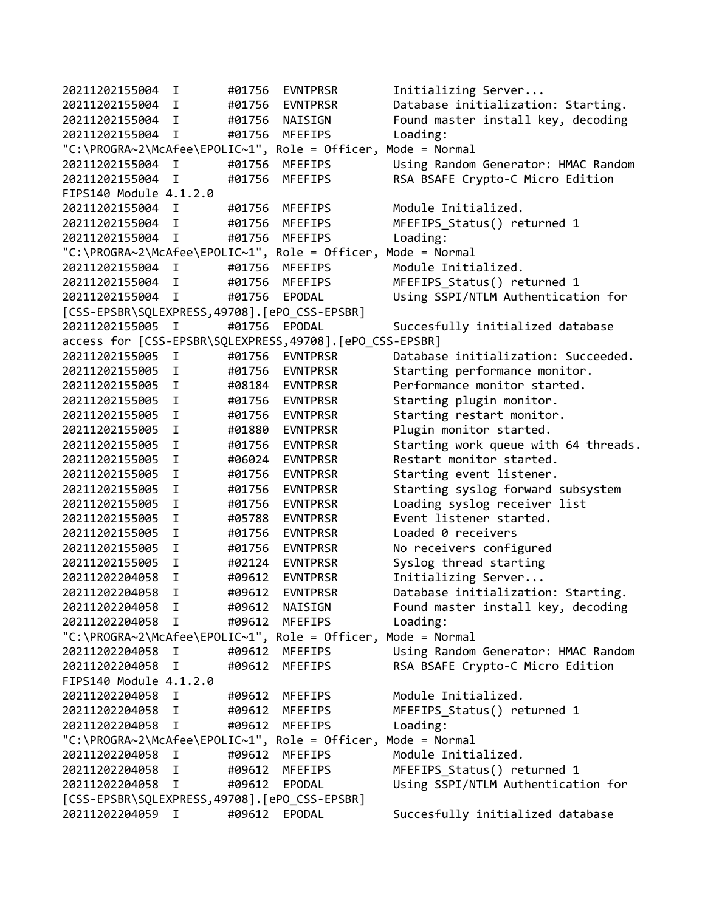```
20211202155004  I       #01756  EVNTPRSR        Initializing Server...
20211202155004  I       #01756  EVNTPRSR        Database initialization: Starting.
20211202155004  I       #01756  NAISIGN         Found master install key, decoding
20211202155004  I       #01756  MFEFIPS         Loading:
"C:\PROGRA~2\McAfee\EPOLIC~1", Role = Officer, Mode = Normal
20211202155004  I       #01756  MFEFIPS         Using Random Generator: HMAC Random
20211202155004  I       #01756  MFEFIPS         RSA BSAFE Crypto-C Micro Edition
FIPS140 Module 4.1.2.0
20211202155004  I       #01756  MFEFIPS         Module Initialized.
20211202155004  I       #01756  MFEFIPS         MFEFIPS_Status() returned 1
20211202155004  I       #01756  MFEFIPS         Loading:
"C:\PROGRA~2\McAfee\EPOLIC~1", Role = Officer, Mode = Normal
20211202155004  I       #01756  MFEFIPS         Module Initialized.
20211202155004  I       #01756  MFEFIPS         MFEFIPS_Status() returned 1
20211202155004  I       #01756  EPODAL          Using SSPI/NTLM Authentication for
[CSS-EPSBR\SQLEXPRESS,49708].[ePO_CSS-EPSBR]
20211202155005  I       #01756  EPODAL          Succesfully initialized database
access for [CSS-EPSBR\SQLEXPRESS,49708].[ePO_CSS-EPSBR]
20211202155005  I       #01756  EVNTPRSR        Database initialization: Succeeded.
20211202155005  I       #01756  EVNTPRSR        Starting performance monitor.
20211202155005  I       #08184  EVNTPRSR        Performance monitor started.
20211202155005  I       #01756  EVNTPRSR        Starting plugin monitor.
20211202155005  I       #01756  EVNTPRSR        Starting restart monitor.
20211202155005  I       #01880  EVNTPRSR        Plugin monitor started.
20211202155005  I       #01756  EVNTPRSR        Starting work queue with 64 threads.
20211202155005  I       #06024  EVNTPRSR        Restart monitor started.
20211202155005  I       #01756  EVNTPRSR        Starting event listener.
20211202155005  I       #01756  EVNTPRSR        Starting syslog forward subsystem
20211202155005  I       #01756  EVNTPRSR        Loading syslog receiver list
20211202155005  I       #05788  EVNTPRSR        Event listener started.
20211202155005  I       #01756  EVNTPRSR        Loaded 0 receivers
20211202155005  I       #01756  EVNTPRSR        No receivers configured
20211202155005  I       #02124  EVNTPRSR        Syslog thread starting
20211202204058  I       #09612  EVNTPRSR        Initializing Server...
20211202204058  I       #09612  EVNTPRSR        Database initialization: Starting.
20211202204058  I       #09612  NAISIGN         Found master install key, decoding
20211202204058  I       #09612  MFEFIPS         Loading:
"C:\PROGRA~2\McAfee\EPOLIC~1", Role = Officer, Mode = Normal
20211202204058  I       #09612  MFEFIPS         Using Random Generator: HMAC Random
20211202204058  I       #09612  MFEFIPS         RSA BSAFE Crypto-C Micro Edition
FIPS140 Module 4.1.2.0
20211202204058  I       #09612  MFEFIPS         Module Initialized.
20211202204058  I       #09612  MFEFIPS         MFEFIPS_Status() returned 1
20211202204058  I       #09612  MFEFIPS         Loading:
"C:\PROGRA~2\McAfee\EPOLIC~1", Role = Officer, Mode = Normal
20211202204058  I       #09612  MFEFIPS         Module Initialized.
20211202204058  I       #09612  MFEFIPS         MFEFIPS_Status() returned 1
20211202204058  I       #09612  EPODAL          Using SSPI/NTLM Authentication for
[CSS-EPSBR\SQLEXPRESS,49708].[ePO_CSS-EPSBR]
20211202204059  I       #09612  EPODAL          Succesfully initialized database
```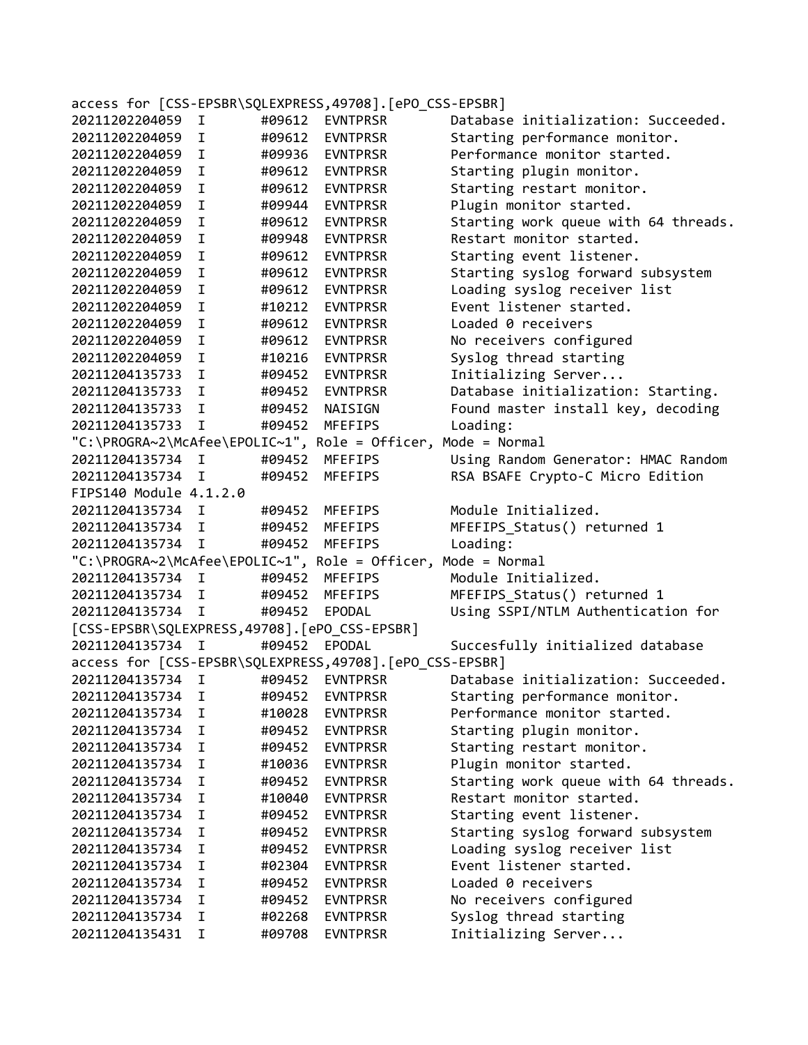```
access for [CSS-EPSBR\SQLEXPRESS,49708].[ePO_CSS-EPSBR]
20211202204059  I       #09612  EVNTPRSR        Database initialization: Succeeded.
20211202204059  I       #09612  EVNTPRSR        Starting performance monitor.
20211202204059  I       #09936  EVNTPRSR        Performance monitor started.
20211202204059  I       #09612  EVNTPRSR        Starting plugin monitor.
20211202204059  I       #09612  EVNTPRSR        Starting restart monitor.
20211202204059  I       #09944  EVNTPRSR        Plugin monitor started.
20211202204059  I       #09612  EVNTPRSR        Starting work queue with 64 threads.
20211202204059  I       #09948  EVNTPRSR        Restart monitor started.
20211202204059  I       #09612  EVNTPRSR        Starting event listener.
20211202204059  I       #09612  EVNTPRSR        Starting syslog forward subsystem
20211202204059  I       #09612  EVNTPRSR        Loading syslog receiver list
20211202204059  I       #10212  EVNTPRSR        Event listener started.
20211202204059  I       #09612  EVNTPRSR        Loaded 0 receivers
20211202204059  I       #09612  EVNTPRSR        No receivers configured
20211202204059  I       #10216  EVNTPRSR        Syslog thread starting
20211204135733  I       #09452  EVNTPRSR        Initializing Server...
20211204135733  I       #09452  EVNTPRSR        Database initialization: Starting.
20211204135733  I       #09452  NAISIGN         Found master install key, decoding
20211204135733  I       #09452  MFEFIPS         Loading:
"C:\PROGRA~2\McAfee\EPOLIC~1", Role = Officer, Mode = Normal
20211204135734  I       #09452  MFEFIPS         Using Random Generator: HMAC Random
20211204135734  I       #09452  MFEFIPS         RSA BSAFE Crypto-C Micro Edition
FIPS140 Module 4.1.2.0
20211204135734  I       #09452  MFEFIPS         Module Initialized.
20211204135734  I       #09452  MFEFIPS         MFEFIPS_Status() returned 1
20211204135734  I       #09452  MFEFIPS         Loading:
"C:\PROGRA~2\McAfee\EPOLIC~1", Role = Officer, Mode = Normal
20211204135734  I       #09452  MFEFIPS         Module Initialized.
20211204135734  I       #09452  MFEFIPS         MFEFIPS_Status() returned 1
20211204135734  I       #09452  EPODAL          Using SSPI/NTLM Authentication for
[CSS-EPSBR\SQLEXPRESS,49708].[ePO_CSS-EPSBR]
20211204135734  I       #09452  EPODAL          Succesfully initialized database
access for [CSS-EPSBR\SQLEXPRESS,49708].[ePO_CSS-EPSBR]
20211204135734  I       #09452  EVNTPRSR        Database initialization: Succeeded.
20211204135734  I       #09452  EVNTPRSR        Starting performance monitor.
20211204135734  I       #10028  EVNTPRSR        Performance monitor started.
20211204135734  I       #09452  EVNTPRSR        Starting plugin monitor.
20211204135734  I       #09452  EVNTPRSR        Starting restart monitor.
20211204135734  I       #10036  EVNTPRSR        Plugin monitor started.
20211204135734  I       #09452  EVNTPRSR        Starting work queue with 64 threads.
20211204135734  I       #10040  EVNTPRSR        Restart monitor started.
20211204135734  I       #09452  EVNTPRSR        Starting event listener.
20211204135734  I       #09452  EVNTPRSR        Starting syslog forward subsystem
20211204135734  I       #09452  EVNTPRSR        Loading syslog receiver list
20211204135734  I       #02304  EVNTPRSR        Event listener started.
20211204135734  I       #09452  EVNTPRSR        Loaded 0 receivers
20211204135734  I       #09452  EVNTPRSR        No receivers configured
20211204135734  I       #02268  EVNTPRSR        Syslog thread starting
20211204135431  I       #09708  EVNTPRSR        Initializing Server...
```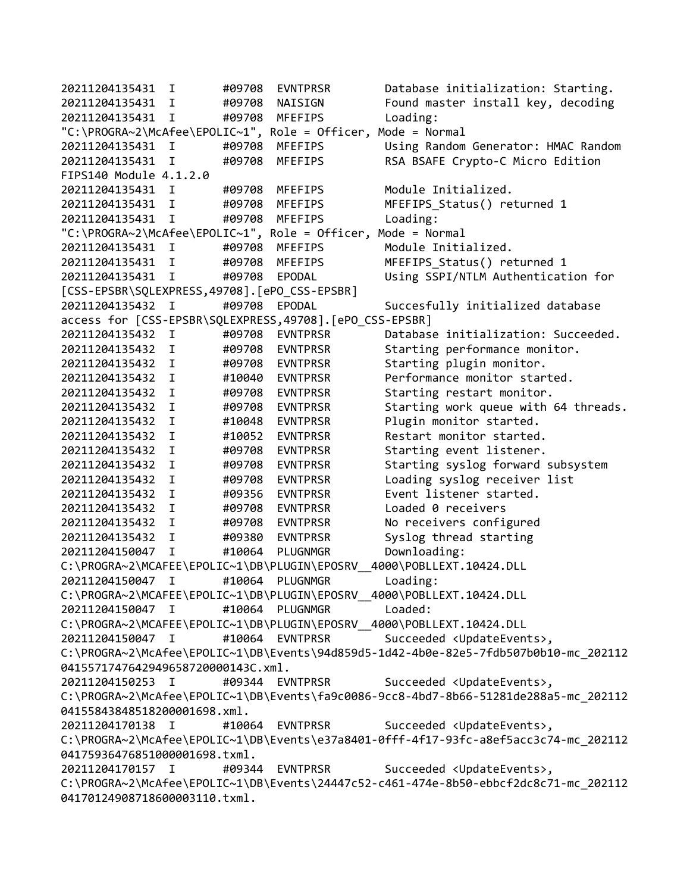```
20211204135431  I       #09708  EVNTPRSR        Database initialization: Starting.
20211204135431  I       #09708  NAISIGN         Found master install key, decoding
20211204135431  I       #09708  MFEFIPS         Loading:
"C:\PROGRA~2\McAfee\EPOLIC~1", Role = Officer, Mode = Normal
20211204135431  I       #09708  MFEFIPS         Using Random Generator: HMAC Random
20211204135431  I       #09708  MFEFIPS         RSA BSAFE Crypto-C Micro Edition
FIPS140 Module 4.1.2.0
20211204135431  I       #09708  MFEFIPS         Module Initialized.
20211204135431  I       #09708  MFEFIPS         MFEFIPS_Status() returned 1
20211204135431  I       #09708  MFEFIPS         Loading:
"C:\PROGRA~2\McAfee\EPOLIC~1", Role = Officer, Mode = Normal
20211204135431  I       #09708  MFEFIPS         Module Initialized.
20211204135431  I       #09708  MFEFIPS         MFEFIPS_Status() returned 1
20211204135431  I       #09708  EPODAL          Using SSPI/NTLM Authentication for
[CSS-EPSBR\SQLEXPRESS,49708].[ePO_CSS-EPSBR]
20211204135432  I       #09708  EPODAL          Succesfully initialized database
access for [CSS-EPSBR\SQLEXPRESS,49708].[ePO_CSS-EPSBR]
20211204135432  I       #09708  EVNTPRSR        Database initialization: Succeeded.
20211204135432  I       #09708  EVNTPRSR        Starting performance monitor.
20211204135432  I       #09708  EVNTPRSR        Starting plugin monitor.
20211204135432  I       #10040  EVNTPRSR        Performance monitor started.
20211204135432  I       #09708  EVNTPRSR        Starting restart monitor.
20211204135432  I       #09708  EVNTPRSR        Starting work queue with 64 threads.
20211204135432  I       #10048  EVNTPRSR        Plugin monitor started.
20211204135432  I       #10052  EVNTPRSR        Restart monitor started.
20211204135432  I       #09708  EVNTPRSR        Starting event listener.
20211204135432  I       #09708  EVNTPRSR        Starting syslog forward subsystem
20211204135432  I       #09708  EVNTPRSR        Loading syslog receiver list
20211204135432  I       #09356  EVNTPRSR        Event listener started.
20211204135432  I       #09708  EVNTPRSR        Loaded 0 receivers
20211204135432  I       #09708  EVNTPRSR        No receivers configured
20211204135432  I       #09380  EVNTPRSR        Syslog thread starting
20211204150047  I       #10064  PLUGNMGR        Downloading:
C:\PROGRA~2\MCAFEE\EPOLIC~1\DB\PLUGIN\EPOSRV__4000\POBLLEXT.10424.DLL
20211204150047  I       #10064  PLUGNMGR        Loading:
C:\PROGRA~2\MCAFEE\EPOLIC~1\DB\PLUGIN\EPOSRV__4000\POBLLEXT.10424.DLL
20211204150047  I       #10064  PLUGNMGR        Loaded:
C:\PROGRA~2\MCAFEE\EPOLIC~1\DB\PLUGIN\EPOSRV__4000\POBLLEXT.10424.DLL
20211204150047  I       #10064  EVNTPRSR        Succeeded <UpdateEvents>,
C:\PROGRA~2\McAfee\EPOLIC~1\DB\Events\94d859d5-1d42-4b0e-82e5-7fdb507b0b10-mc_202112
04155717476429496587200001 43C.xml.
20211204150253  I       #09344  EVNTPRSR        Succeeded <UpdateEvents>,
C:\PROGRA~2\McAfee\EPOLIC~1\DB\Events\fa9c0086-9cc8-4bd7-8b66-51281de288a5-mc_202112
04155843848518200001698.xml.
20211204170138  I       #10064  EVNTPRSR        Succeeded <UpdateEvents>,
C:\PROGRA~2\McAfee\EPOLIC~1\DB\Events\e37a8401-0fff-4f17-93fc-a8ef5acc3c74-mc_202112
04175936476851000001698.txml.
20211204170157  I       #09344  EVNTPRSR        Succeeded <UpdateEvents>,
C:\PROGRA~2\McAfee\EPOLIC~1\DB\Events\24447c52-c461-474e-8b50-ebbcf2dc8c71-mc_202112
04170124908718600003110.txml.
```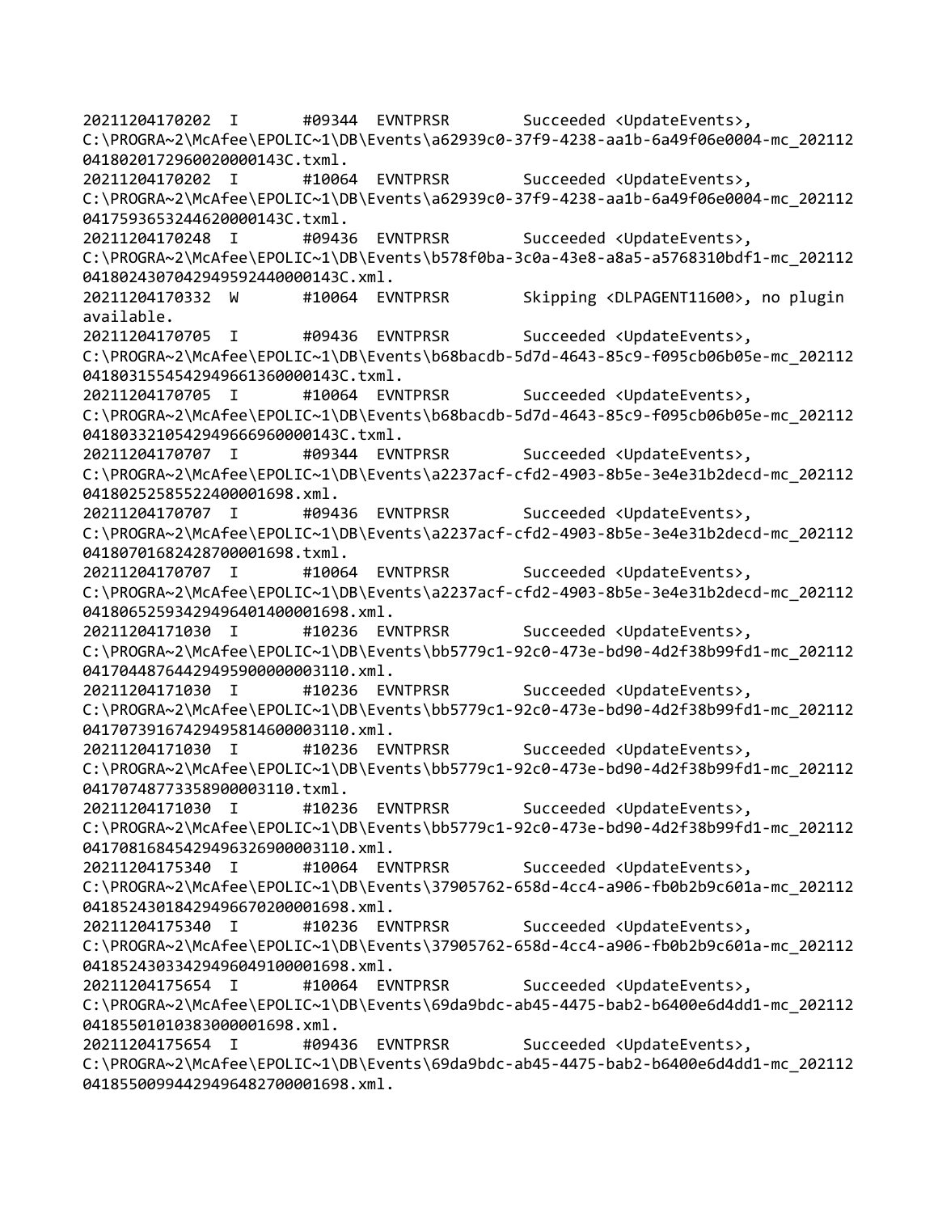```
20211204170202  I       #09344  EVNTPRSR        Succeeded <UpdateEvents>,
C:\PROGRA~2\McAfee\EPOLIC~1\DB\Events\a62939c0-37f9-4238-aa1b-6a49f06e0004-mc_202112
0418020172960020000143C.txml.
20211204170202  I       #10064  EVNTPRSR        Succeeded <UpdateEvents>,
C:\PROGRA~2\McAfee\EPOLIC~1\DB\Events\a62939c0-37f9-4238-aa1b-6a49f06e0004-mc_202112
0417593653244620000143C.txml.
20211204170248  I       #09436  EVNTPRSR        Succeeded <UpdateEvents>,
C:\PROGRA~2\McAfee\EPOLIC~1\DB\Events\b578f0ba-3c0a-43e8-a8a5-a5768310bdf1-mc_202112
041802430704294959244000O143C.xml.
20211204170332  W       #10064  EVNTPRSR        Skipping <DLPAGENT11600>, no plugin
available.
20211204170705  I       #09436  EVNTPRSR        Succeeded <UpdateEvents>,
C:\PROGRA~2\McAfee\EPOLIC~1\DB\Events\b68bacdb-5d7d-4643-85c9-f095cb06b05e-mc_202112
041803155454294966136000O143C.txml.
20211204170705  I       #10064  EVNTPRSR        Succeeded <UpdateEvents>,
C:\PROGRA~2\McAfee\EPOLIC~1\DB\Events\b68bacdb-5d7d-4643-85c9-f095cb06b05e-mc_202112
041803321054294966696000O143C.txml.
20211204170707  I       #09344  EVNTPRSR        Succeeded <UpdateEvents>,
C:\PROGRA~2\McAfee\EPOLIC~1\DB\Events\a2237acf-cfd2-4903-8b5e-3e4e31b2decd-mc_202112
0418025258552240000169B.xml.
20211204170707  I       #09436  EVNTPRSR        Succeeded <UpdateEvents>,
C:\PROGRA~2\McAfee\EPOLIC~1\DB\Events\a2237acf-cfd2-4903-8b5e-3e4e31b2decd-mc_202112
0418070168242870000169B.txml.
20211204170707  I       #10064  EVNTPRSR        Succeeded <UpdateEvents>,
C:\PROGRA~2\McAfee\EPOLIC~1\DB\Events\a2237acf-cfd2-4903-8b5e-3e4e31b2decd-mc_202112
041806525934294964014000O1698.xml.
20211204171030  I       #10236  EVNTPRSR        Succeeded <UpdateEvents>,
C:\PROGRA~2\McAfee\EPOLIC~1\DB\Events\bb5779c1-92c0-473e-bd90-4d2f38b99fd1-mc_202112
0417044876442949590000000003110.xml.
20211204171030  I       #10236  EVNTPRSR        Succeeded <UpdateEvents>,
C:\PROGRA~2\McAfee\EPOLIC~1\DB\Events\bb5779c1-92c0-473e-bd90-4d2f38b99fd1-mc_202112
041707391674294958146000O3110.xml.
20211204171030  I       #10236  EVNTPRSR        Succeeded <UpdateEvents>,
C:\PROGRA~2\McAfee\EPOLIC~1\DB\Events\bb5779c1-92c0-473e-bd90-4d2f38b99fd1-mc_202112
04170748773358900003110.txml.
20211204171030  I       #10236  EVNTPRSR        Succeeded <UpdateEvents>,
C:\PROGRA~2\McAfee\EPOLIC~1\DB\Events\bb5779c1-92c0-473e-bd90-4d2f38b99fd1-mc_202112
041708168454294963269000O3110.xml.
20211204175340  I       #10064  EVNTPRSR        Succeeded <UpdateEvents>,
C:\PROGRA~2\McAfee\EPOLIC~1\DB\Events\37905762-658d-4cc4-a906-fb0b2b9c601a-mc_202112
041852430184294966702000O1698.xml.
20211204175340  I       #10236  EVNTPRSR        Succeeded <UpdateEvents>,
C:\PROGRA~2\McAfee\EPOLIC~1\DB\Events\37905762-658d-4cc4-a906-fb0b2b9c601a-mc_202112
041852430334294960491000O1698.xml.
20211204175654  I       #10064  EVNTPRSR        Succeeded <UpdateEvents>,
C:\PROGRA~2\McAfee\EPOLIC~1\DB\Events\69da9bdc-ab45-4475-bab2-b6400e6d4dd1-mc_202112
041855010103830000O1698.xml.
20211204175654  I       #09436  EVNTPRSR        Succeeded <UpdateEvents>,
C:\PROGRA~2\McAfee\EPOLIC~1\DB\Events\69da9bdc-ab45-4475-bab2-b6400e6d4dd1-mc_202112
041855009944294964827000O1698.xml.
```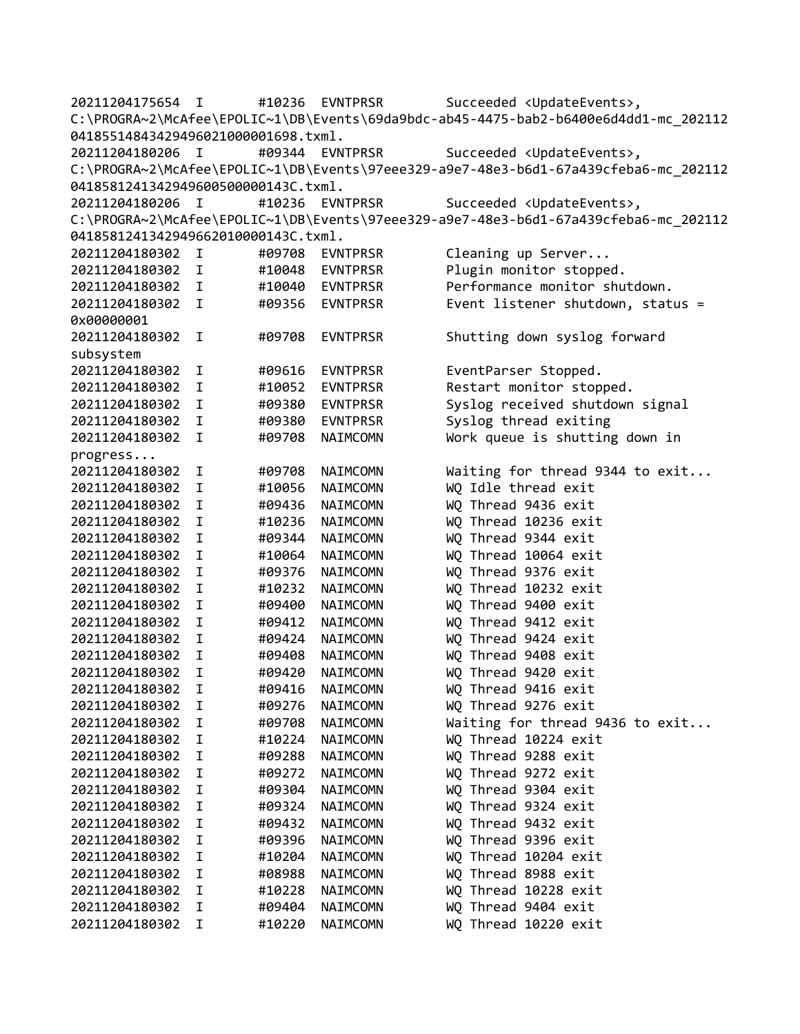```
20211204175654  I       #10236  EVNTPRSR        Succeeded <UpdateEvents>,
C:\PROGRA~2\McAfee\EPOLIC~1\DB\Events\69da9bdc-ab45-4475-bab2-b6400e6d4dd1-mc_202112
04185514843429496021000001698.txml.
20211204180206  I       #09344  EVNTPRSR        Succeeded <UpdateEvents>,
C:\PROGRA~2\McAfee\EPOLIC~1\DB\Events\97eee329-a9e7-48e3-b6d1-67a439cfeba6-mc_202112
041858124134294960050000143C.txml.
20211204180206  I       #10236  EVNTPRSR        Succeeded <UpdateEvents>,
C:\PROGRA~2\McAfee\EPOLIC~1\DB\Events\97eee329-a9e7-48e3-b6d1-67a439cfeba6-mc_202112
041858124134294966201000143C.txml.
20211204180302  I       #09708  EVNTPRSR        Cleaning up Server...
20211204180302  I       #10048  EVNTPRSR        Plugin monitor stopped.
20211204180302  I       #10040  EVNTPRSR        Performance monitor shutdown.
20211204180302  I       #09356  EVNTPRSR        Event listener shutdown, status =
0x00000001
20211204180302  I       #09708  EVNTPRSR        Shutting down syslog forward
subsystem
20211204180302  I       #09616  EVNTPRSR        EventParser Stopped.
20211204180302  I       #10052  EVNTPRSR        Restart monitor stopped.
20211204180302  I       #09380  EVNTPRSR        Syslog received shutdown signal
20211204180302  I       #09380  EVNTPRSR        Syslog thread exiting
20211204180302  I       #09708  NAIMCOMN        Work queue is shutting down in
progress...
20211204180302  I       #09708  NAIMCOMN        Waiting for thread 9344 to exit...
20211204180302  I       #10056  NAIMCOMN        WQ Idle thread exit
20211204180302  I       #09436  NAIMCOMN        WQ Thread 9436 exit
20211204180302  I       #10236  NAIMCOMN        WQ Thread 10236 exit
20211204180302  I       #09344  NAIMCOMN        WQ Thread 9344 exit
20211204180302  I       #10064  NAIMCOMN        WQ Thread 10064 exit
20211204180302  I       #09376  NAIMCOMN        WQ Thread 9376 exit
20211204180302  I       #10232  NAIMCOMN        WQ Thread 10232 exit
20211204180302  I       #09400  NAIMCOMN        WQ Thread 9400 exit
20211204180302  I       #09412  NAIMCOMN        WQ Thread 9412 exit
20211204180302  I       #09424  NAIMCOMN        WQ Thread 9424 exit
20211204180302  I       #09408  NAIMCOMN        WQ Thread 9408 exit
20211204180302  I       #09420  NAIMCOMN        WQ Thread 9420 exit
20211204180302  I       #09416  NAIMCOMN        WQ Thread 9416 exit
20211204180302  I       #09276  NAIMCOMN        WQ Thread 9276 exit
20211204180302  I       #09708  NAIMCOMN        Waiting for thread 9436 to exit...
20211204180302  I       #10224  NAIMCOMN        WQ Thread 10224 exit
20211204180302  I       #09288  NAIMCOMN        WQ Thread 9288 exit
20211204180302  I       #09272  NAIMCOMN        WQ Thread 9272 exit
20211204180302  I       #09304  NAIMCOMN        WQ Thread 9304 exit
20211204180302  I       #09324  NAIMCOMN        WQ Thread 9324 exit
20211204180302  I       #09432  NAIMCOMN        WQ Thread 9432 exit
20211204180302  I       #09396  NAIMCOMN        WQ Thread 9396 exit
20211204180302  I       #10204  NAIMCOMN        WQ Thread 10204 exit
20211204180302  I       #08988  NAIMCOMN        WQ Thread 8988 exit
20211204180302  I       #10228  NAIMCOMN        WQ Thread 10228 exit
20211204180302  I       #09404  NAIMCOMN        WQ Thread 9404 exit
20211204180302  I       #10220  NAIMCOMN        WQ Thread 10220 exit
```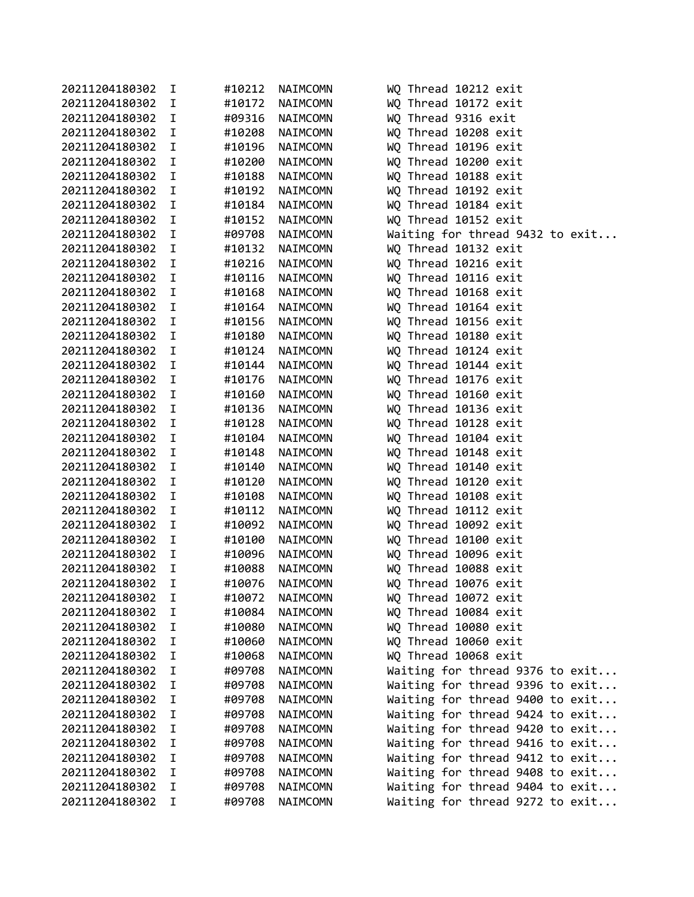```
20211204180302  I       #10212  NAIMCOMN        WQ Thread 10212 exit
20211204180302  I       #10172  NAIMCOMN        WQ Thread 10172 exit
20211204180302  I       #09316  NAIMCOMN        WQ Thread 9316 exit
20211204180302  I       #10208  NAIMCOMN        WQ Thread 10208 exit
20211204180302  I       #10196  NAIMCOMN        WQ Thread 10196 exit
20211204180302  I       #10200  NAIMCOMN        WQ Thread 10200 exit
20211204180302  I       #10188  NAIMCOMN        WQ Thread 10188 exit
20211204180302  I       #10192  NAIMCOMN        WQ Thread 10192 exit
20211204180302  I       #10184  NAIMCOMN        WQ Thread 10184 exit
20211204180302  I       #10152  NAIMCOMN        WQ Thread 10152 exit
20211204180302  I       #09708  NAIMCOMN        Waiting for thread 9432 to exit...
20211204180302  I       #10132  NAIMCOMN        WQ Thread 10132 exit
20211204180302  I       #10216  NAIMCOMN        WQ Thread 10216 exit
20211204180302  I       #10116  NAIMCOMN        WQ Thread 10116 exit
20211204180302  I       #10168  NAIMCOMN        WQ Thread 10168 exit
20211204180302  I       #10164  NAIMCOMN        WQ Thread 10164 exit
20211204180302  I       #10156  NAIMCOMN        WQ Thread 10156 exit
20211204180302  I       #10180  NAIMCOMN        WQ Thread 10180 exit
20211204180302  I       #10124  NAIMCOMN        WQ Thread 10124 exit
20211204180302  I       #10144  NAIMCOMN        WQ Thread 10144 exit
20211204180302  I       #10176  NAIMCOMN        WQ Thread 10176 exit
20211204180302  I       #10160  NAIMCOMN        WQ Thread 10160 exit
20211204180302  I       #10136  NAIMCOMN        WQ Thread 10136 exit
20211204180302  I       #10128  NAIMCOMN        WQ Thread 10128 exit
20211204180302  I       #10104  NAIMCOMN        WQ Thread 10104 exit
20211204180302  I       #10148  NAIMCOMN        WQ Thread 10148 exit
20211204180302  I       #10140  NAIMCOMN        WQ Thread 10140 exit
20211204180302  I       #10120  NAIMCOMN        WQ Thread 10120 exit
20211204180302  I       #10108  NAIMCOMN        WQ Thread 10108 exit
20211204180302  I       #10112  NAIMCOMN        WQ Thread 10112 exit
20211204180302  I       #10092  NAIMCOMN        WQ Thread 10092 exit
20211204180302  I       #10100  NAIMCOMN        WQ Thread 10100 exit
20211204180302  I       #10096  NAIMCOMN        WQ Thread 10096 exit
20211204180302  I       #10088  NAIMCOMN        WQ Thread 10088 exit
20211204180302  I       #10076  NAIMCOMN        WQ Thread 10076 exit
20211204180302  I       #10072  NAIMCOMN        WQ Thread 10072 exit
20211204180302  I       #10084  NAIMCOMN        WQ Thread 10084 exit
20211204180302  I       #10080  NAIMCOMN        WQ Thread 10080 exit
20211204180302  I       #10060  NAIMCOMN        WQ Thread 10060 exit
20211204180302  I       #10068  NAIMCOMN        WQ Thread 10068 exit
20211204180302  I       #09708  NAIMCOMN        Waiting for thread 9376 to exit...
20211204180302  I       #09708  NAIMCOMN        Waiting for thread 9396 to exit...
20211204180302  I       #09708  NAIMCOMN        Waiting for thread 9400 to exit...
20211204180302  I       #09708  NAIMCOMN        Waiting for thread 9424 to exit...
20211204180302  I       #09708  NAIMCOMN        Waiting for thread 9420 to exit...
20211204180302  I       #09708  NAIMCOMN        Waiting for thread 9416 to exit...
20211204180302  I       #09708  NAIMCOMN        Waiting for thread 9412 to exit...
20211204180302  I       #09708  NAIMCOMN        Waiting for thread 9408 to exit...
20211204180302  I       #09708  NAIMCOMN        Waiting for thread 9404 to exit...
20211204180302  I       #09708  NAIMCOMN        Waiting for thread 9272 to exit...
```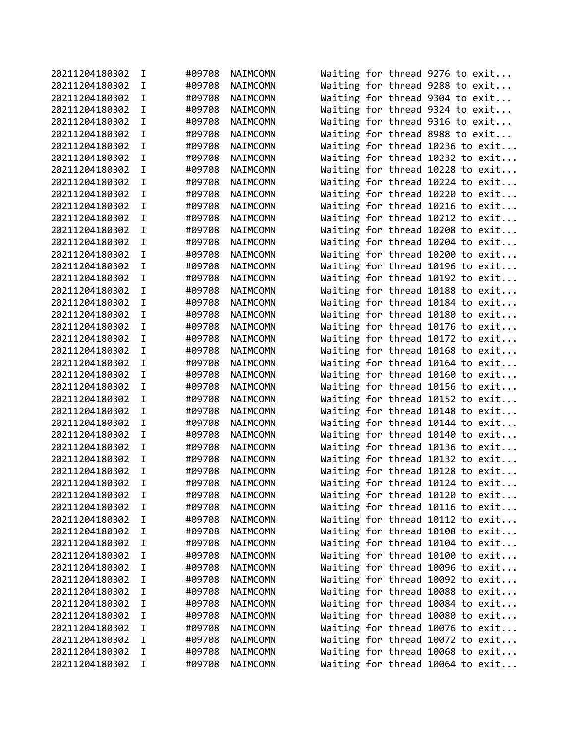```
20211204180302  I       #09708  NAIMCOMN        Waiting for thread 9276 to exit...
20211204180302  I       #09708  NAIMCOMN        Waiting for thread 9288 to exit...
20211204180302  I       #09708  NAIMCOMN        Waiting for thread 9304 to exit...
20211204180302  I       #09708  NAIMCOMN        Waiting for thread 9324 to exit...
20211204180302  I       #09708  NAIMCOMN        Waiting for thread 9316 to exit...
20211204180302  I       #09708  NAIMCOMN        Waiting for thread 8988 to exit...
20211204180302  I       #09708  NAIMCOMN        Waiting for thread 10236 to exit...
20211204180302  I       #09708  NAIMCOMN        Waiting for thread 10232 to exit...
20211204180302  I       #09708  NAIMCOMN        Waiting for thread 10228 to exit...
20211204180302  I       #09708  NAIMCOMN        Waiting for thread 10224 to exit...
20211204180302  I       #09708  NAIMCOMN        Waiting for thread 10220 to exit...
20211204180302  I       #09708  NAIMCOMN        Waiting for thread 10216 to exit...
20211204180302  I       #09708  NAIMCOMN        Waiting for thread 10212 to exit...
20211204180302  I       #09708  NAIMCOMN        Waiting for thread 10208 to exit...
20211204180302  I       #09708  NAIMCOMN        Waiting for thread 10204 to exit...
20211204180302  I       #09708  NAIMCOMN        Waiting for thread 10200 to exit...
20211204180302  I       #09708  NAIMCOMN        Waiting for thread 10196 to exit...
20211204180302  I       #09708  NAIMCOMN        Waiting for thread 10192 to exit...
20211204180302  I       #09708  NAIMCOMN        Waiting for thread 10188 to exit...
20211204180302  I       #09708  NAIMCOMN        Waiting for thread 10184 to exit...
20211204180302  I       #09708  NAIMCOMN        Waiting for thread 10180 to exit...
20211204180302  I       #09708  NAIMCOMN        Waiting for thread 10176 to exit...
20211204180302  I       #09708  NAIMCOMN        Waiting for thread 10172 to exit...
20211204180302  I       #09708  NAIMCOMN        Waiting for thread 10168 to exit...
20211204180302  I       #09708  NAIMCOMN        Waiting for thread 10164 to exit...
20211204180302  I       #09708  NAIMCOMN        Waiting for thread 10160 to exit...
20211204180302  I       #09708  NAIMCOMN        Waiting for thread 10156 to exit...
20211204180302  I       #09708  NAIMCOMN        Waiting for thread 10152 to exit...
20211204180302  I       #09708  NAIMCOMN        Waiting for thread 10148 to exit...
20211204180302  I       #09708  NAIMCOMN        Waiting for thread 10144 to exit...
20211204180302  I       #09708  NAIMCOMN        Waiting for thread 10140 to exit...
20211204180302  I       #09708  NAIMCOMN        Waiting for thread 10136 to exit...
20211204180302  I       #09708  NAIMCOMN        Waiting for thread 10132 to exit...
20211204180302  I       #09708  NAIMCOMN        Waiting for thread 10128 to exit...
20211204180302  I       #09708  NAIMCOMN        Waiting for thread 10124 to exit...
20211204180302  I       #09708  NAIMCOMN        Waiting for thread 10120 to exit...
20211204180302  I       #09708  NAIMCOMN        Waiting for thread 10116 to exit...
20211204180302  I       #09708  NAIMCOMN        Waiting for thread 10112 to exit...
20211204180302  I       #09708  NAIMCOMN        Waiting for thread 10108 to exit...
20211204180302  I       #09708  NAIMCOMN        Waiting for thread 10104 to exit...
20211204180302  I       #09708  NAIMCOMN        Waiting for thread 10100 to exit...
20211204180302  I       #09708  NAIMCOMN        Waiting for thread 10096 to exit...
20211204180302  I       #09708  NAIMCOMN        Waiting for thread 10092 to exit...
20211204180302  I       #09708  NAIMCOMN        Waiting for thread 10088 to exit...
20211204180302  I       #09708  NAIMCOMN        Waiting for thread 10084 to exit...
20211204180302  I       #09708  NAIMCOMN        Waiting for thread 10080 to exit...
20211204180302  I       #09708  NAIMCOMN        Waiting for thread 10076 to exit...
20211204180302  I       #09708  NAIMCOMN        Waiting for thread 10072 to exit...
20211204180302  I       #09708  NAIMCOMN        Waiting for thread 10068 to exit...
20211204180302  I       #09708  NAIMCOMN        Waiting for thread 10064 to exit...
```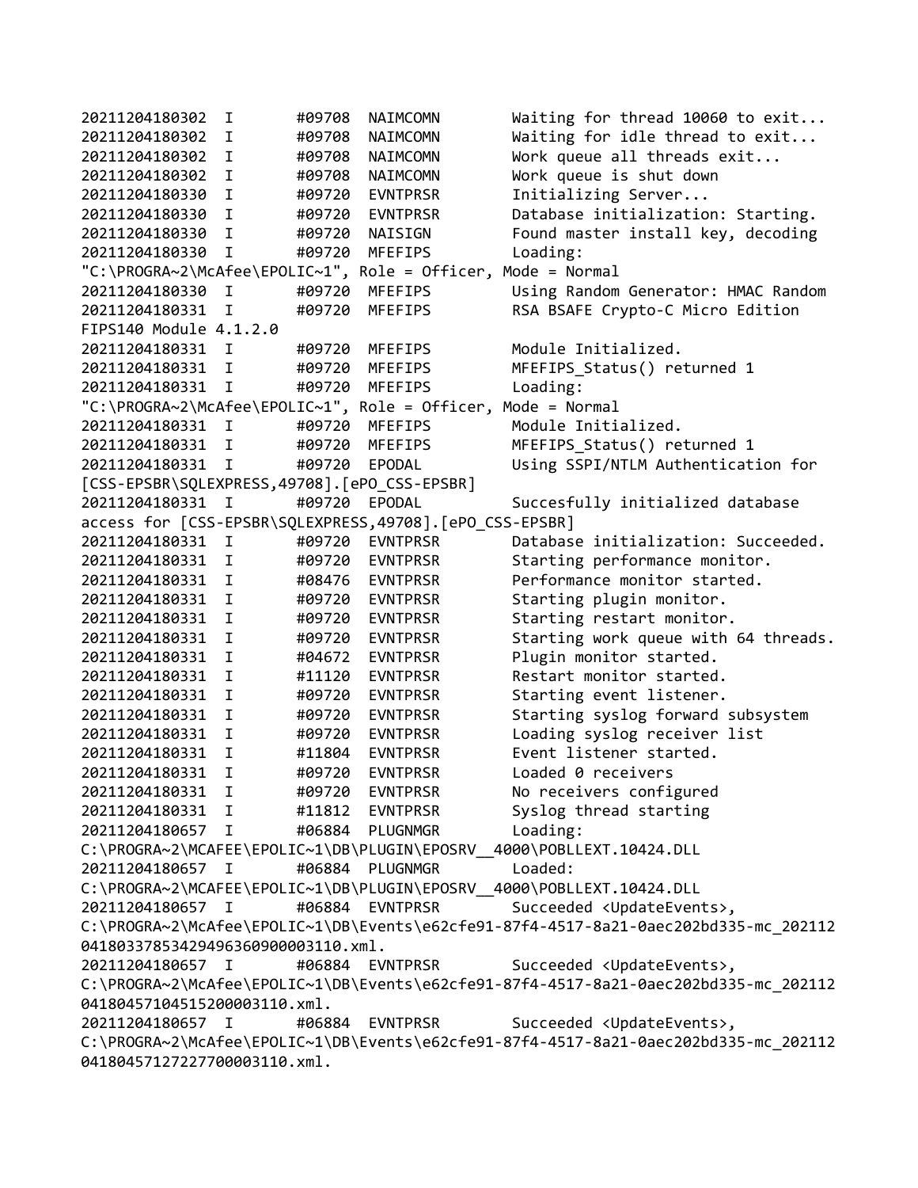```
20211204180302  I       #09708  NAIMCOMN        Waiting for thread 10060 to exit...
20211204180302  I       #09708  NAIMCOMN        Waiting for idle thread to exit...
20211204180302  I       #09708  NAIMCOMN        Work queue all threads exit...
20211204180302  I       #09708  NAIMCOMN        Work queue is shut down
20211204180330  I       #09720  EVNTPRSR        Initializing Server...
20211204180330  I       #09720  EVNTPRSR        Database initialization: Starting.
20211204180330  I       #09720  NAISIGN         Found master install key, decoding
20211204180330  I       #09720  MFEFIPS         Loading:
"C:\PROGRA~2\McAfee\EPOLIC~1", Role = Officer, Mode = Normal
20211204180330  I       #09720  MFEFIPS         Using Random Generator: HMAC Random
20211204180331  I       #09720  MFEFIPS         RSA BSAFE Crypto-C Micro Edition
FIPS140 Module 4.1.2.0
20211204180331  I       #09720  MFEFIPS         Module Initialized.
20211204180331  I       #09720  MFEFIPS         MFEFIPS_Status() returned 1
20211204180331  I       #09720  MFEFIPS         Loading:
"C:\PROGRA~2\McAfee\EPOLIC~1", Role = Officer, Mode = Normal
20211204180331  I       #09720  MFEFIPS         Module Initialized.
20211204180331  I       #09720  MFEFIPS         MFEFIPS_Status() returned 1
20211204180331  I       #09720  EPODAL          Using SSPI/NTLM Authentication for
[CSS-EPSBR\SQLEXPRESS,49708].[ePO_CSS-EPSBR]
20211204180331  I       #09720  EPODAL          Succesfully initialized database
access for [CSS-EPSBR\SQLEXPRESS,49708].[ePO_CSS-EPSBR]
20211204180331  I       #09720  EVNTPRSR        Database initialization: Succeeded.
20211204180331  I       #09720  EVNTPRSR        Starting performance monitor.
20211204180331  I       #08476  EVNTPRSR        Performance monitor started.
20211204180331  I       #09720  EVNTPRSR        Starting plugin monitor.
20211204180331  I       #09720  EVNTPRSR        Starting restart monitor.
20211204180331  I       #09720  EVNTPRSR        Starting work queue with 64 threads.
20211204180331  I       #04672  EVNTPRSR        Plugin monitor started.
20211204180331  I       #11120  EVNTPRSR        Restart monitor started.
20211204180331  I       #09720  EVNTPRSR        Starting event listener.
20211204180331  I       #09720  EVNTPRSR        Starting syslog forward subsystem
20211204180331  I       #09720  EVNTPRSR        Loading syslog receiver list
20211204180331  I       #11804  EVNTPRSR        Event listener started.
20211204180331  I       #09720  EVNTPRSR        Loaded 0 receivers
20211204180331  I       #09720  EVNTPRSR        No receivers configured
20211204180331  I       #11812  EVNTPRSR        Syslog thread starting
20211204180657  I       #06884  PLUGNMGR        Loading:
C:\PROGRA~2\MCAFEE\EPOLIC~1\DB\PLUGIN\EPOSRV__4000\POBLLEXT.10424.DLL
20211204180657  I       #06884  PLUGNMGR        Loaded:
C:\PROGRA~2\MCAFEE\EPOLIC~1\DB\PLUGIN\EPOSRV__4000\POBLLEXT.10424.DLL
20211204180657  I       #06884  EVNTPRSR        Succeeded <UpdateEvents>,
C:\PROGRA~2\McAfee\EPOLIC~1\DB\Events\e62cfe91-87f4-4517-8a21-0aec202bd335-mc_202112
04180337853429496360900003110.xml.
20211204180657  I       #06884  EVNTPRSR        Succeeded <UpdateEvents>,
C:\PROGRA~2\McAfee\EPOLIC~1\DB\Events\e62cfe91-87f4-4517-8a21-0aec202bd335-mc_202112
0418045710451520003110.xml.
20211204180657  I       #06884  EVNTPRSR        Succeeded <UpdateEvents>,
C:\PROGRA~2\McAfee\EPOLIC~1\DB\Events\e62cfe91-87f4-4517-8a21-0aec202bd335-mc_202112
0418045712722770003110.xml.
```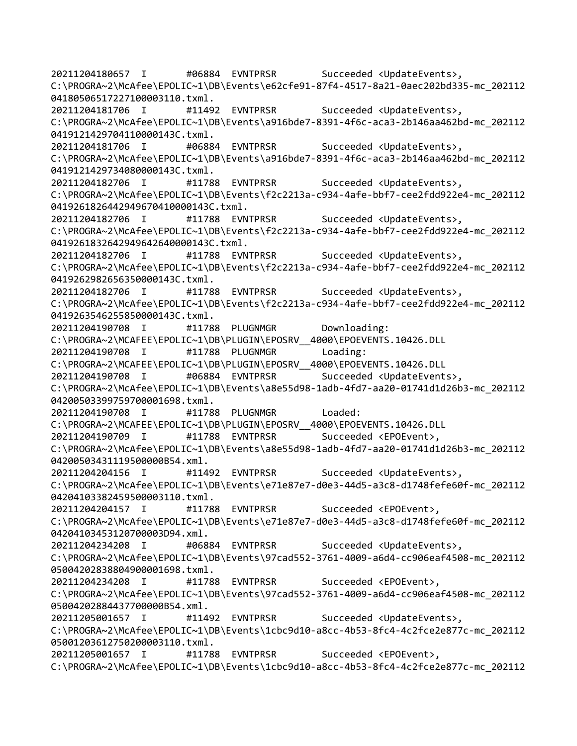```
20211204180657  I       #06884  EVNTPRSR        Succeeded <UpdateEvents>,
C:\PROGRA~2\McAfee\EPOLIC~1\DB\Events\e62cfe91-87f4-4517-8a21-0aec202bd335-mc_202112
0418050651722710000311O.txml.
20211204181706  I       #11492  EVNTPRSR        Succeeded <UpdateEvents>,
C:\PROGRA~2\McAfee\EPOLIC~1\DB\Events\a916bde7-8391-4f6c-aca3-2b146aa462bd-mc_202112
041912142970411000O143C.txml.
20211204181706  I       #06884  EVNTPRSR        Succeeded <UpdateEvents>,
C:\PROGRA~2\McAfee\EPOLIC~1\DB\Events\a916bde7-8391-4f6c-aca3-2b146aa462bd-mc_202112
041912142973408000O143C.txml.
20211204182706  I       #11788  EVNTPRSR        Succeeded <UpdateEvents>,
C:\PROGRA~2\McAfee\EPOLIC~1\DB\Events\f2c2213a-c934-4afe-bbf7-cee2fdd922e4-mc_202112
041926182644294967041000O143C.txml.
20211204182706  I       #11788  EVNTPRSR        Succeeded <UpdateEvents>,
C:\PROGRA~2\McAfee\EPOLIC~1\DB\Events\f2c2213a-c934-4afe-bbf7-cee2fdd922e4-mc_202112
041926183264294964264000O143C.txml.
20211204182706  I       #11788  EVNTPRSR        Succeeded <UpdateEvents>,
C:\PROGRA~2\McAfee\EPOLIC~1\DB\Events\f2c2213a-c934-4afe-bbf7-cee2fdd922e4-mc_202112
041926298265635000O143C.txml.
20211204182706  I       #11788  EVNTPRSR        Succeeded <UpdateEvents>,
C:\PROGRA~2\McAfee\EPOLIC~1\DB\Events\f2c2213a-c934-4afe-bbf7-cee2fdd922e4-mc_202112
041926354625585000O143C.txml.
20211204190708  I       #11788  PLUGNMGR        Downloading:
C:\PROGRA~2\MCAFEE\EPOLIC~1\DB\PLUGIN\EPOSRV__4000\EPOEVENTS.10426.DLL
20211204190708  I       #11788  PLUGNMGR        Loading:
C:\PROGRA~2\MCAFEE\EPOLIC~1\DB\PLUGIN\EPOSRV__4000\EPOEVENTS.10426.DLL
20211204190708  I       #06884  EVNTPRSR        Succeeded <UpdateEvents>,
C:\PROGRA~2\McAfee\EPOLIC~1\DB\Events\a8e55d98-1adb-4fd7-aa20-01741d1d26b3-mc_202112
0420050339975970000O1698.txml.
20211204190708  I       #11788  PLUGNMGR        Loaded:
C:\PROGRA~2\MCAFEE\EPOLIC~1\DB\PLUGIN\EPOSRV__4000\EPOEVENTS.10426.DLL
20211204190709  I       #11788  EVNTPRSR        Succeeded <EPOEvent>,
C:\PROGRA~2\McAfee\EPOLIC~1\DB\Events\a8e55d98-1adb-4fd7-aa20-01741d1d26b3-mc_202112
042005034311195000000B54.xml.
20211204204156  I       #11492  EVNTPRSR        Succeeded <UpdateEvents>,
C:\PROGRA~2\McAfee\EPOLIC~1\DB\Events\e71e87e7-d0e3-44d5-a3c8-d1748fefe60f-mc_202112
0420410338245950000311O.txml.
20211204204157  I       #11788  EVNTPRSR        Succeeded <EPOEvent>,
C:\PROGRA~2\McAfee\EPOLIC~1\DB\Events\e71e87e7-d0e3-44d5-a3c8-d1748fefe60f-mc_202112
042041034531207000O3D94.xml.
20211204234208  I       #06884  EVNTPRSR        Succeeded <UpdateEvents>,
C:\PROGRA~2\McAfee\EPOLIC~1\DB\Events\97cad552-3761-4009-a6d4-cc906eaf4508-mc_202112
050042028388049000O1698.txml.
20211204234208  I       #11788  EVNTPRSR        Succeeded <EPOEvent>,
C:\PROGRA~2\McAfee\EPOLIC~1\DB\Events\97cad552-3761-4009-a6d4-cc906eaf4508-mc_202112
050042028844377000000B54.xml.
20211205001657  I       #11492  EVNTPRSR        Succeeded <UpdateEvents>,
C:\PROGRA~2\McAfee\EPOLIC~1\DB\Events\1cbc9d10-a8cc-4b53-8fc4-4c2fce2e877c-mc_202112
0500120361275020000311O.txml.
20211205001657  I       #11788  EVNTPRSR        Succeeded <EPOEvent>,
C:\PROGRA~2\McAfee\EPOLIC~1\DB\Events\1cbc9d10-a8cc-4b53-8fc4-4c2fce2e877c-mc_202112
```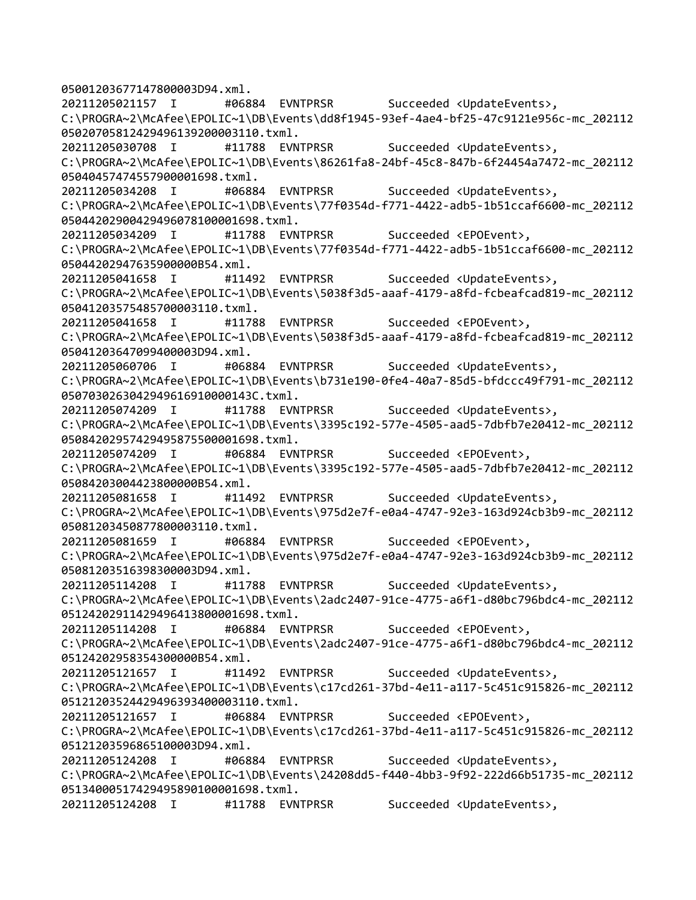```
05001203677147800003D94.xml.
20211205021157  I       #06884  EVNTPRSR        Succeeded <UpdateEvents>,
C:\PROGRA~2\McAfee\EPOLIC~1\DB\Events\dd8f1945-93ef-4ae4-bf25-47c9121e956c-mc_202112
05020705812429496139200003110.txml.
20211205030708  I       #11788  EVNTPRSR        Succeeded <UpdateEvents>,
C:\PROGRA~2\McAfee\EPOLIC~1\DB\Events\86261fa8-24bf-45c8-847b-6f24454a7472-mc_202112
05040457474557900001698.txml.
20211205034208  I       #06884  EVNTPRSR        Succeeded <UpdateEvents>,
C:\PROGRA~2\McAfee\EPOLIC~1\DB\Events\77f0354d-f771-4422-adb5-1b51ccaf6600-mc_202112
05044202900429496078100001698.txml.
20211205034209  I       #11788  EVNTPRSR        Succeeded <EPOEvent>,
C:\PROGRA~2\McAfee\EPOLIC~1\DB\Events\77f0354d-f771-4422-adb5-1b51ccaf6600-mc_202112
05044202947635900000B54.xml.
20211205041658  I       #11492  EVNTPRSR        Succeeded <UpdateEvents>,
C:\PROGRA~2\McAfee\EPOLIC~1\DB\Events\5038f3d5-aaaf-4179-a8fd-fcbeafcad819-mc_202112
05041203575485700003110.txml.
20211205041658  I       #11788  EVNTPRSR        Succeeded <EPOEvent>,
C:\PROGRA~2\McAfee\EPOLIC~1\DB\Events\5038f3d5-aaaf-4179-a8fd-fcbeafcad819-mc_202112
05041203647099400003D94.xml.
20211205060706  I       #06884  EVNTPRSR        Succeeded <UpdateEvents>,
C:\PROGRA~2\McAfee\EPOLIC~1\DB\Events\b731e190-0fe4-40a7-85d5-bfdccc49f791-mc_202112
0507030263042949616910000143C.txml.
20211205074209  I       #11788  EVNTPRSR        Succeeded <UpdateEvents>,
C:\PROGRA~2\McAfee\EPOLIC~1\DB\Events\3395c192-577e-4505-aad5-7dbfb7e20412-mc_202112
05084202957429495875500001698.txml.
20211205074209  I       #06884  EVNTPRSR        Succeeded <EPOEvent>,
C:\PROGRA~2\McAfee\EPOLIC~1\DB\Events\3395c192-577e-4505-aad5-7dbfb7e20412-mc_202112
05084203004423800000B54.xml.
20211205081658  I       #11492  EVNTPRSR        Succeeded <UpdateEvents>,
C:\PROGRA~2\McAfee\EPOLIC~1\DB\Events\975d2e7f-e0a4-4747-92e3-163d924cb3b9-mc_202112
05081203450877800003110.txml.
20211205081659  I       #06884  EVNTPRSR        Succeeded <EPOEvent>,
C:\PROGRA~2\McAfee\EPOLIC~1\DB\Events\975d2e7f-e0a4-4747-92e3-163d924cb3b9-mc_202112
05081203516398300003D94.xml.
20211205114208  I       #11788  EVNTPRSR        Succeeded <UpdateEvents>,
C:\PROGRA~2\McAfee\EPOLIC~1\DB\Events\2adc2407-91ce-4775-a6f1-d80bc796bdc4-mc_202112
05124202911429496413800001698.txml.
20211205114208  I       #06884  EVNTPRSR        Succeeded <EPOEvent>,
C:\PROGRA~2\McAfee\EPOLIC~1\DB\Events\2adc2407-91ce-4775-a6f1-d80bc796bdc4-mc_202112
05124202958354300000B54.xml.
20211205121657  I       #11492  EVNTPRSR        Succeeded <UpdateEvents>,
C:\PROGRA~2\McAfee\EPOLIC~1\DB\Events\c17cd261-37bd-4e11-a117-5c451c915826-mc_202112
05121203524429496393400003110.txml.
20211205121657  I       #06884  EVNTPRSR        Succeeded <EPOEvent>,
C:\PROGRA~2\McAfee\EPOLIC~1\DB\Events\c17cd261-37bd-4e11-a117-5c451c915826-mc_202112
05121203596865100003D94.xml.
20211205124208  I       #06884  EVNTPRSR        Succeeded <UpdateEvents>,
C:\PROGRA~2\McAfee\EPOLIC~1\DB\Events\24208dd5-f440-4bb3-9f92-222d66b51735-mc_202112
05134000517429495890100001698.txml.
20211205124208  I       #11788  EVNTPRSR        Succeeded <UpdateEvents>,
```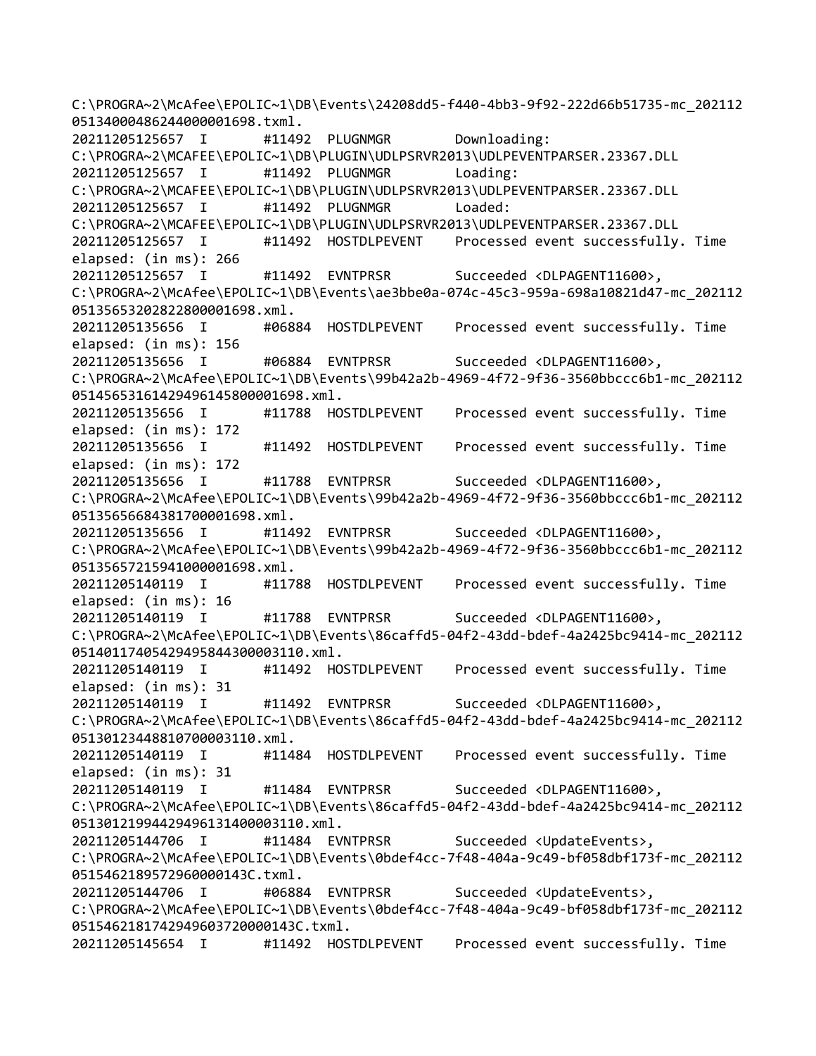```
C:\PROGRA~2\McAfee\EPOLIC~1\DB\Events\24208dd5-f440-4bb3-9f92-222d66b51735-mc_202112
05134000486244000001698.txml.
20211205125657  I       #11492  PLUGNMGR        Downloading:
C:\PROGRA~2\MCAFEE\EPOLIC~1\DB\PLUGIN\UDLPSRVR2013\UDLPEVENTPARSER.23367.DLL
20211205125657  I       #11492  PLUGNMGR        Loading:
C:\PROGRA~2\MCAFEE\EPOLIC~1\DB\PLUGIN\UDLPSRVR2013\UDLPEVENTPARSER.23367.DLL
20211205125657  I       #11492  PLUGNMGR        Loaded:
C:\PROGRA~2\MCAFEE\EPOLIC~1\DB\PLUGIN\UDLPSRVR2013\UDLPEVENTPARSER.23367.DLL
20211205125657  I       #11492  HOSTDLPEVENT    Processed event successfully. Time
elapsed: (in ms): 266
20211205125657  I       #11492  EVNTPRSR        Succeeded <DLPAGENT11600>,
C:\PROGRA~2\McAfee\EPOLIC~1\DB\Events\ae3bbe0a-074c-45c3-959a-698a10821d47-mc_202112
05135653202822800001698.xml.
20211205135656  I       #06884  HOSTDLPEVENT    Processed event successfully. Time
elapsed: (in ms): 156
20211205135656  I       #06884  EVNTPRSR        Succeeded <DLPAGENT11600>,
C:\PROGRA~2\McAfee\EPOLIC~1\DB\Events\99b42a2b-4969-4f72-9f36-3560bbccc6b1-mc_202112
05145653161429496145800001698.xml.
20211205135656  I       #11788  HOSTDLPEVENT    Processed event successfully. Time
elapsed: (in ms): 172
20211205135656  I       #11492  HOSTDLPEVENT    Processed event successfully. Time
elapsed: (in ms): 172
20211205135656  I       #11788  EVNTPRSR        Succeeded <DLPAGENT11600>,
C:\PROGRA~2\McAfee\EPOLIC~1\DB\Events\99b42a2b-4969-4f72-9f36-3560bbccc6b1-mc_202112
05135656684381700001698.xml.
20211205135656  I       #11492  EVNTPRSR        Succeeded <DLPAGENT11600>,
C:\PROGRA~2\McAfee\EPOLIC~1\DB\Events\99b42a2b-4969-4f72-9f36-3560bbccc6b1-mc_202112
05135657215941000001698.xml.
20211205140119  I       #11788  HOSTDLPEVENT    Processed event successfully. Time
elapsed: (in ms): 16
20211205140119  I       #11788  EVNTPRSR        Succeeded <DLPAGENT11600>,
C:\PROGRA~2\McAfee\EPOLIC~1\DB\Events\86caffd5-04f2-43dd-bdef-4a2425bc9414-mc_202112
051401174054294958443000003110.xml.
20211205140119  I       #11492  HOSTDLPEVENT    Processed event successfully. Time
elapsed: (in ms): 31
20211205140119  I       #11492  EVNTPRSR        Succeeded <DLPAGENT11600>,
C:\PROGRA~2\McAfee\EPOLIC~1\DB\Events\86caffd5-04f2-43dd-bdef-4a2425bc9414-mc_202112
05130123448810700003110.xml.
20211205140119  I       #11484  HOSTDLPEVENT    Processed event successfully. Time
elapsed: (in ms): 31
20211205140119  I       #11484  EVNTPRSR        Succeeded <DLPAGENT11600>,
C:\PROGRA~2\McAfee\EPOLIC~1\DB\Events\86caffd5-04f2-43dd-bdef-4a2425bc9414-mc_202112
051301219944294961314000003110.xml.
20211205144706  I       #11484  EVNTPRSR        Succeeded <UpdateEvents>,
C:\PROGRA~2\McAfee\EPOLIC~1\DB\Events\0bdef4cc-7f48-404a-9c49-bf058dbf173f-mc_202112
0515462189572960000143C.txml.
20211205144706  I       #06884  EVNTPRSR        Succeeded <UpdateEvents>,
C:\PROGRA~2\McAfee\EPOLIC~1\DB\Events\0bdef4cc-7f48-404a-9c49-bf058dbf173f-mc_202112
05154621817429496037200000143C.txml.
20211205145654  I       #11492  HOSTDLPEVENT    Processed event successfully. Time
```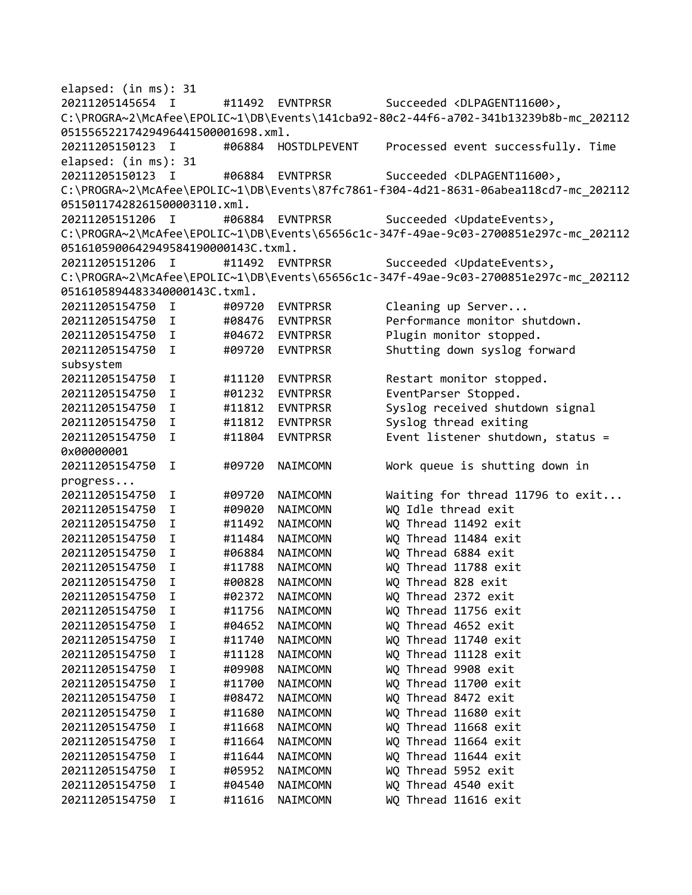```
elapsed: (in ms): 31
20211205145654  I       #11492  EVNTPRSR        Succeeded <DLPAGENT11600>,
C:\PROGRA~2\McAfee\EPOLIC~1\DB\Events\141cba92-80c2-44f6-a702-341b13239b8b-mc_202112
05155652217429496441500001698.xml.
20211205150123  I       #06884  HOSTDLPEVENT    Processed event successfully. Time
elapsed: (in ms): 31
20211205150123  I       #06884  EVNTPRSR        Succeeded <DLPAGENT11600>,
C:\PROGRA~2\McAfee\EPOLIC~1\DB\Events\87fc7861-f304-4d21-8631-06abea118cd7-mc_202112
0515011742826150000311 0.xml.
20211205151206  I       #06884  EVNTPRSR        Succeeded <UpdateEvents>,
C:\PROGRA~2\McAfee\EPOLIC~1\DB\Events\65656c1c-347f-49ae-9c03-2700851e297c-mc_202112
05161059006429495841900000143C.txml.
20211205151206  I       #11492  EVNTPRSR        Succeeded <UpdateEvents>,
C:\PROGRA~2\McAfee\EPOLIC~1\DB\Events\65656c1c-347f-49ae-9c03-2700851e297c-mc_202112
0516105894483340000143C.txml.
20211205154750  I       #09720  EVNTPRSR        Cleaning up Server...
20211205154750  I       #08476  EVNTPRSR        Performance monitor shutdown.
20211205154750  I       #04672  EVNTPRSR        Plugin monitor stopped.
20211205154750  I       #09720  EVNTPRSR        Shutting down syslog forward
subsystem
20211205154750  I       #11120  EVNTPRSR        Restart monitor stopped.
20211205154750  I       #01232  EVNTPRSR        EventParser Stopped.
20211205154750  I       #11812  EVNTPRSR        Syslog received shutdown signal
20211205154750  I       #11812  EVNTPRSR        Syslog thread exiting
20211205154750  I       #11804  EVNTPRSR        Event listener shutdown, status =
0x00000001
20211205154750  I       #09720  NAIMCOMN        Work queue is shutting down in
progress...
20211205154750  I       #09720  NAIMCOMN        Waiting for thread 11796 to exit...
20211205154750  I       #09020  NAIMCOMN        WQ Idle thread exit
20211205154750  I       #11492  NAIMCOMN        WQ Thread 11492 exit
20211205154750  I       #11484  NAIMCOMN        WQ Thread 11484 exit
20211205154750  I       #06884  NAIMCOMN        WQ Thread 6884 exit
20211205154750  I       #11788  NAIMCOMN        WQ Thread 11788 exit
20211205154750  I       #00828  NAIMCOMN        WQ Thread 828 exit
20211205154750  I       #02372  NAIMCOMN        WQ Thread 2372 exit
20211205154750  I       #11756  NAIMCOMN        WQ Thread 11756 exit
20211205154750  I       #04652  NAIMCOMN        WQ Thread 4652 exit
20211205154750  I       #11740  NAIMCOMN        WQ Thread 11740 exit
20211205154750  I       #11128  NAIMCOMN        WQ Thread 11128 exit
20211205154750  I       #09908  NAIMCOMN        WQ Thread 9908 exit
20211205154750  I       #11700  NAIMCOMN        WQ Thread 11700 exit
20211205154750  I       #08472  NAIMCOMN        WQ Thread 8472 exit
20211205154750  I       #11680  NAIMCOMN        WQ Thread 11680 exit
20211205154750  I       #11668  NAIMCOMN        WQ Thread 11668 exit
20211205154750  I       #11664  NAIMCOMN        WQ Thread 11664 exit
20211205154750  I       #11644  NAIMCOMN        WQ Thread 11644 exit
20211205154750  I       #05952  NAIMCOMN        WQ Thread 5952 exit
20211205154750  I       #04540  NAIMCOMN        WQ Thread 4540 exit
20211205154750  I       #11616  NAIMCOMN        WQ Thread 11616 exit
```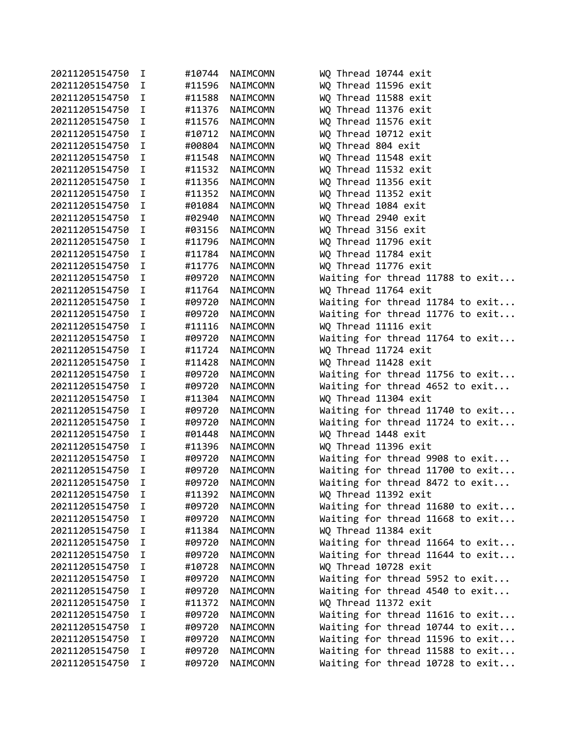```
20211205154750  I       #10744  NAIMCOMN        WQ Thread 10744 exit
20211205154750  I       #11596  NAIMCOMN        WQ Thread 11596 exit
20211205154750  I       #11588  NAIMCOMN        WQ Thread 11588 exit
20211205154750  I       #11376  NAIMCOMN        WQ Thread 11376 exit
20211205154750  I       #11576  NAIMCOMN        WQ Thread 11576 exit
20211205154750  I       #10712  NAIMCOMN        WQ Thread 10712 exit
20211205154750  I       #00804  NAIMCOMN        WQ Thread 804 exit
20211205154750  I       #11548  NAIMCOMN        WQ Thread 11548 exit
20211205154750  I       #11532  NAIMCOMN        WQ Thread 11532 exit
20211205154750  I       #11356  NAIMCOMN        WQ Thread 11356 exit
20211205154750  I       #11352  NAIMCOMN        WQ Thread 11352 exit
20211205154750  I       #01084  NAIMCOMN        WQ Thread 1084 exit
20211205154750  I       #02940  NAIMCOMN        WQ Thread 2940 exit
20211205154750  I       #03156  NAIMCOMN        WQ Thread 3156 exit
20211205154750  I       #11796  NAIMCOMN        WQ Thread 11796 exit
20211205154750  I       #11784  NAIMCOMN        WQ Thread 11784 exit
20211205154750  I       #11776  NAIMCOMN        WQ Thread 11776 exit
20211205154750  I       #09720  NAIMCOMN        Waiting for thread 11788 to exit...
20211205154750  I       #11764  NAIMCOMN        WQ Thread 11764 exit
20211205154750  I       #09720  NAIMCOMN        Waiting for thread 11784 to exit...
20211205154750  I       #09720  NAIMCOMN        Waiting for thread 11776 to exit...
20211205154750  I       #11116  NAIMCOMN        WQ Thread 11116 exit
20211205154750  I       #09720  NAIMCOMN        Waiting for thread 11764 to exit...
20211205154750  I       #11724  NAIMCOMN        WQ Thread 11724 exit
20211205154750  I       #11428  NAIMCOMN        WQ Thread 11428 exit
20211205154750  I       #09720  NAIMCOMN        Waiting for thread 11756 to exit...
20211205154750  I       #09720  NAIMCOMN        Waiting for thread 4652 to exit...
20211205154750  I       #11304  NAIMCOMN        WQ Thread 11304 exit
20211205154750  I       #09720  NAIMCOMN        Waiting for thread 11740 to exit...
20211205154750  I       #09720  NAIMCOMN        Waiting for thread 11724 to exit...
20211205154750  I       #01448  NAIMCOMN        WQ Thread 1448 exit
20211205154750  I       #11396  NAIMCOMN        WQ Thread 11396 exit
20211205154750  I       #09720  NAIMCOMN        Waiting for thread 9908 to exit...
20211205154750  I       #09720  NAIMCOMN        Waiting for thread 11700 to exit...
20211205154750  I       #09720  NAIMCOMN        Waiting for thread 8472 to exit...
20211205154750  I       #11392  NAIMCOMN        WQ Thread 11392 exit
20211205154750  I       #09720  NAIMCOMN        Waiting for thread 11680 to exit...
20211205154750  I       #09720  NAIMCOMN        Waiting for thread 11668 to exit...
20211205154750  I       #11384  NAIMCOMN        WQ Thread 11384 exit
20211205154750  I       #09720  NAIMCOMN        Waiting for thread 11664 to exit...
20211205154750  I       #09720  NAIMCOMN        Waiting for thread 11644 to exit...
20211205154750  I       #10728  NAIMCOMN        WQ Thread 10728 exit
20211205154750  I       #09720  NAIMCOMN        Waiting for thread 5952 to exit...
20211205154750  I       #09720  NAIMCOMN        Waiting for thread 4540 to exit...
20211205154750  I       #11372  NAIMCOMN        WQ Thread 11372 exit
20211205154750  I       #09720  NAIMCOMN        Waiting for thread 11616 to exit...
20211205154750  I       #09720  NAIMCOMN        Waiting for thread 10744 to exit...
20211205154750  I       #09720  NAIMCOMN        Waiting for thread 11596 to exit...
20211205154750  I       #09720  NAIMCOMN        Waiting for thread 11588 to exit...
20211205154750  I       #09720  NAIMCOMN        Waiting for thread 10728 to exit...
```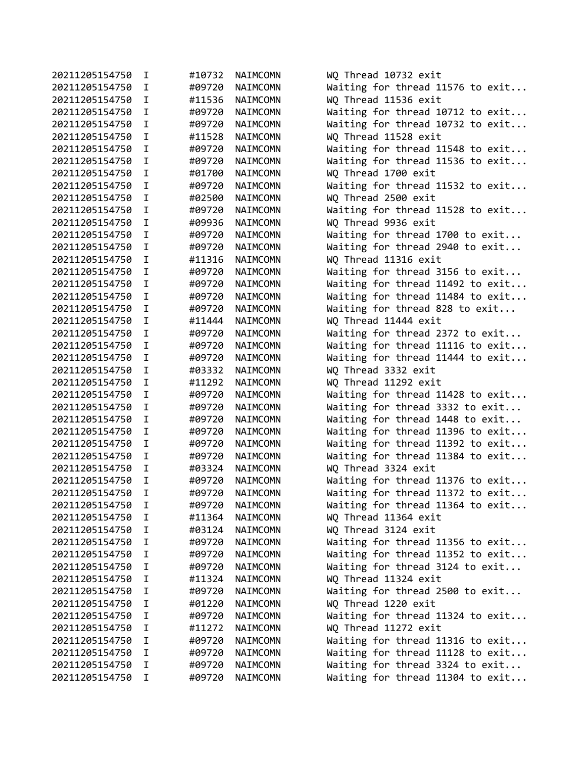```
20211205154750  I     #10732  NAIMCOMN      WQ Thread 10732 exit
20211205154750  I     #09720  NAIMCOMN      Waiting for thread 11576 to exit...
20211205154750  I     #11536  NAIMCOMN      WQ Thread 11536 exit
20211205154750  I     #09720  NAIMCOMN      Waiting for thread 10712 to exit...
20211205154750  I     #09720  NAIMCOMN      Waiting for thread 10732 to exit...
20211205154750  I     #11528  NAIMCOMN      WQ Thread 11528 exit
20211205154750  I     #09720  NAIMCOMN      Waiting for thread 11548 to exit...
20211205154750  I     #09720  NAIMCOMN      Waiting for thread 11536 to exit...
20211205154750  I     #01700  NAIMCOMN      WQ Thread 1700 exit
20211205154750  I     #09720  NAIMCOMN      Waiting for thread 11532 to exit...
20211205154750  I     #02500  NAIMCOMN      WQ Thread 2500 exit
20211205154750  I     #09720  NAIMCOMN      Waiting for thread 11528 to exit...
20211205154750  I     #09936  NAIMCOMN      WQ Thread 9936 exit
20211205154750  I     #09720  NAIMCOMN      Waiting for thread 1700 to exit...
20211205154750  I     #09720  NAIMCOMN      Waiting for thread 2940 to exit...
20211205154750  I     #11316  NAIMCOMN      WQ Thread 11316 exit
20211205154750  I     #09720  NAIMCOMN      Waiting for thread 3156 to exit...
20211205154750  I     #09720  NAIMCOMN      Waiting for thread 11492 to exit...
20211205154750  I     #09720  NAIMCOMN      Waiting for thread 11484 to exit...
20211205154750  I     #09720  NAIMCOMN      Waiting for thread 828 to exit...
20211205154750  I     #11444  NAIMCOMN      WQ Thread 11444 exit
20211205154750  I     #09720  NAIMCOMN      Waiting for thread 2372 to exit...
20211205154750  I     #09720  NAIMCOMN      Waiting for thread 11116 to exit...
20211205154750  I     #09720  NAIMCOMN      Waiting for thread 11444 to exit...
20211205154750  I     #03332  NAIMCOMN      WQ Thread 3332 exit
20211205154750  I     #11292  NAIMCOMN      WQ Thread 11292 exit
20211205154750  I     #09720  NAIMCOMN      Waiting for thread 11428 to exit...
20211205154750  I     #09720  NAIMCOMN      Waiting for thread 3332 to exit...
20211205154750  I     #09720  NAIMCOMN      Waiting for thread 1448 to exit...
20211205154750  I     #09720  NAIMCOMN      Waiting for thread 11396 to exit...
20211205154750  I     #09720  NAIMCOMN      Waiting for thread 11392 to exit...
20211205154750  I     #09720  NAIMCOMN      Waiting for thread 11384 to exit...
20211205154750  I     #03324  NAIMCOMN      WQ Thread 3324 exit
20211205154750  I     #09720  NAIMCOMN      Waiting for thread 11376 to exit...
20211205154750  I     #09720  NAIMCOMN      Waiting for thread 11372 to exit...
20211205154750  I     #09720  NAIMCOMN      Waiting for thread 11364 to exit...
20211205154750  I     #11364  NAIMCOMN      WQ Thread 11364 exit
20211205154750  I     #03124  NAIMCOMN      WQ Thread 3124 exit
20211205154750  I     #09720  NAIMCOMN      Waiting for thread 11356 to exit...
20211205154750  I     #09720  NAIMCOMN      Waiting for thread 11352 to exit...
20211205154750  I     #09720  NAIMCOMN      Waiting for thread 3124 to exit...
20211205154750  I     #11324  NAIMCOMN      WQ Thread 11324 exit
20211205154750  I     #09720  NAIMCOMN      Waiting for thread 2500 to exit...
20211205154750  I     #01220  NAIMCOMN      WQ Thread 1220 exit
20211205154750  I     #09720  NAIMCOMN      Waiting for thread 11324 to exit...
20211205154750  I     #11272  NAIMCOMN      WQ Thread 11272 exit
20211205154750  I     #09720  NAIMCOMN      Waiting for thread 11316 to exit...
20211205154750  I     #09720  NAIMCOMN      Waiting for thread 11128 to exit...
20211205154750  I     #09720  NAIMCOMN      Waiting for thread 3324 to exit...
20211205154750  I     #09720  NAIMCOMN      Waiting for thread 11304 to exit...
```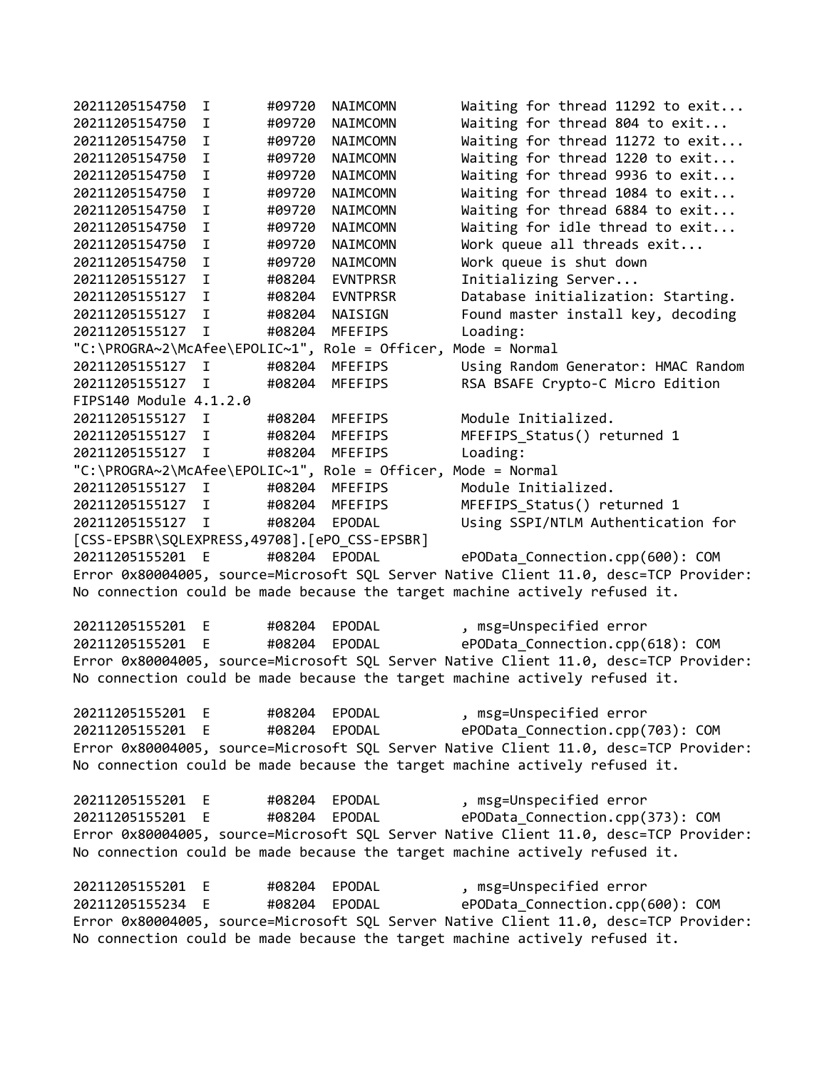```
20211205154750  I       #09720  NAIMCOMN        Waiting for thread 11292 to exit...
20211205154750  I       #09720  NAIMCOMN        Waiting for thread 804 to exit...
20211205154750  I       #09720  NAIMCOMN        Waiting for thread 11272 to exit...
20211205154750  I       #09720  NAIMCOMN        Waiting for thread 1220 to exit...
20211205154750  I       #09720  NAIMCOMN        Waiting for thread 9936 to exit...
20211205154750  I       #09720  NAIMCOMN        Waiting for thread 1084 to exit...
20211205154750  I       #09720  NAIMCOMN        Waiting for thread 6884 to exit...
20211205154750  I       #09720  NAIMCOMN        Waiting for idle thread to exit...
20211205154750  I       #09720  NAIMCOMN        Work queue all threads exit...
20211205154750  I       #09720  NAIMCOMN        Work queue is shut down
20211205155127  I       #08204  EVNTPRSR        Initializing Server...
20211205155127  I       #08204  EVNTPRSR        Database initialization: Starting.
20211205155127  I       #08204  NAISIGN         Found master install key, decoding
20211205155127  I       #08204  MFEFIPS         Loading:
"C:\PROGRA~2\McAfee\EPOLIC~1", Role = Officer, Mode = Normal
20211205155127  I       #08204  MFEFIPS         Using Random Generator: HMAC Random
20211205155127  I       #08204  MFEFIPS         RSA BSAFE Crypto-C Micro Edition
FIPS140 Module 4.1.2.0
20211205155127  I       #08204  MFEFIPS         Module Initialized.
20211205155127  I       #08204  MFEFIPS         MFEFIPS_Status() returned 1
20211205155127  I       #08204  MFEFIPS         Loading:
"C:\PROGRA~2\McAfee\EPOLIC~1", Role = Officer, Mode = Normal
20211205155127  I       #08204  MFEFIPS         Module Initialized.
20211205155127  I       #08204  MFEFIPS         MFEFIPS_Status() returned 1
20211205155127  I       #08204  EPODAL          Using SSPI/NTLM Authentication for
[CSS-EPSBR\SQLEXPRESS,49708].[ePO_CSS-EPSBR]
20211205155201  E       #08204  EPODAL          ePOData_Connection.cpp(600): COM
Error 0x80004005, source=Microsoft SQL Server Native Client 11.0, desc=TCP Provider:
No connection could be made because the target machine actively refused it.

20211205155201  E       #08204  EPODAL          , msg=Unspecified error
20211205155201  E       #08204  EPODAL          ePOData_Connection.cpp(618): COM
Error 0x80004005, source=Microsoft SQL Server Native Client 11.0, desc=TCP Provider:
No connection could be made because the target machine actively refused it.

20211205155201  E       #08204  EPODAL          , msg=Unspecified error
20211205155201  E       #08204  EPODAL          ePOData_Connection.cpp(703): COM
Error 0x80004005, source=Microsoft SQL Server Native Client 11.0, desc=TCP Provider:
No connection could be made because the target machine actively refused it.

20211205155201  E       #08204  EPODAL          , msg=Unspecified error
20211205155201  E       #08204  EPODAL          ePOData_Connection.cpp(373): COM
Error 0x80004005, source=Microsoft SQL Server Native Client 11.0, desc=TCP Provider:
No connection could be made because the target machine actively refused it.

20211205155201  E       #08204  EPODAL          , msg=Unspecified error
20211205155234  E       #08204  EPODAL          ePOData_Connection.cpp(600): COM
Error 0x80004005, source=Microsoft SQL Server Native Client 11.0, desc=TCP Provider:
No connection could be made because the target machine actively refused it.
```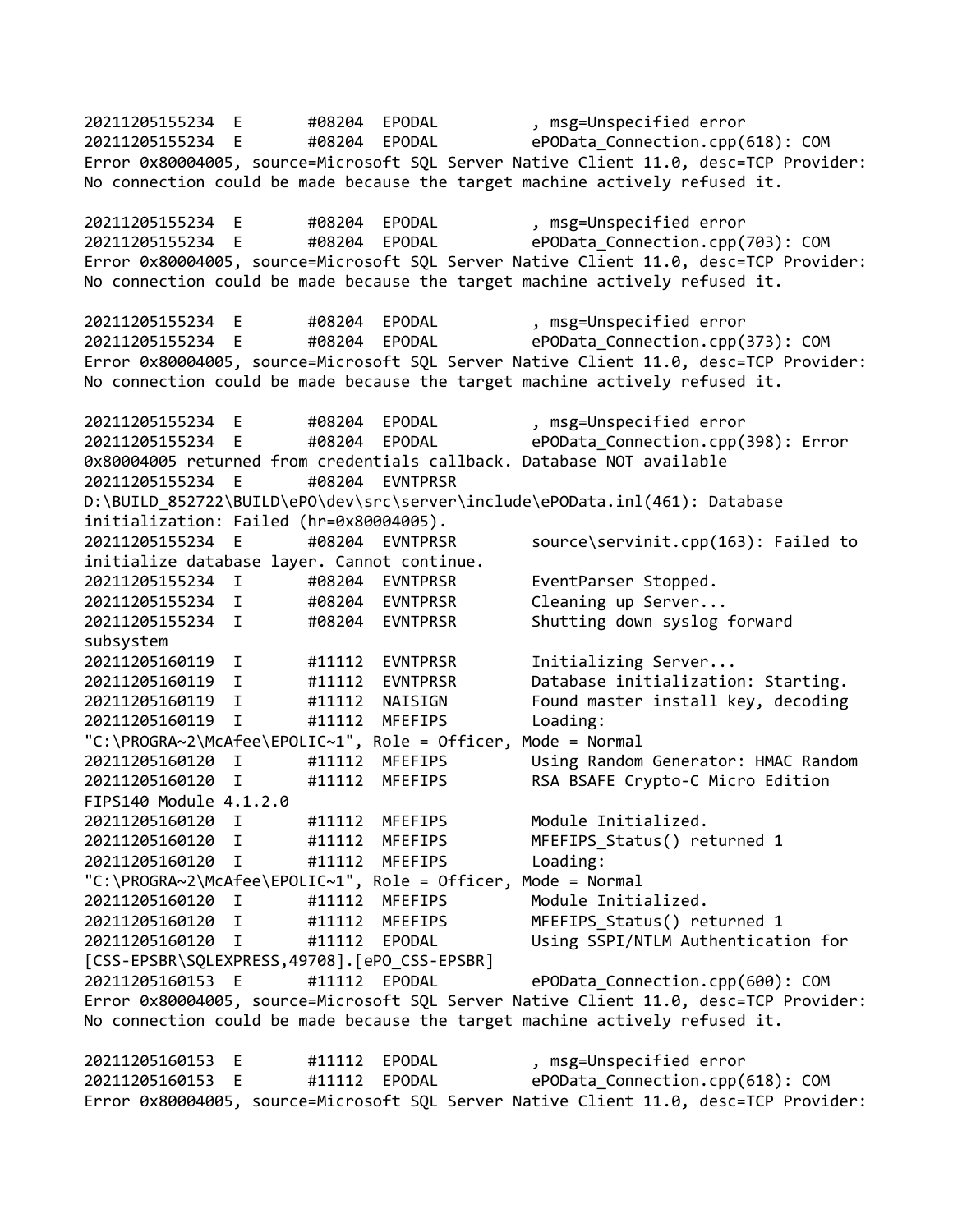```
20211205155234  E       #08204  EPODAL          , msg=Unspecified error
20211205155234  E       #08204  EPODAL          ePOData_Connection.cpp(618): COM
Error 0x80004005, source=Microsoft SQL Server Native Client 11.0, desc=TCP Provider:
No connection could be made because the target machine actively refused it.

20211205155234  E       #08204  EPODAL          , msg=Unspecified error
20211205155234  E       #08204  EPODAL          ePOData_Connection.cpp(703): COM
Error 0x80004005, source=Microsoft SQL Server Native Client 11.0, desc=TCP Provider:
No connection could be made because the target machine actively refused it.

20211205155234  E       #08204  EPODAL          , msg=Unspecified error
20211205155234  E       #08204  EPODAL          ePOData_Connection.cpp(373): COM
Error 0x80004005, source=Microsoft SQL Server Native Client 11.0, desc=TCP Provider:
No connection could be made because the target machine actively refused it.

20211205155234  E       #08204  EPODAL          , msg=Unspecified error
20211205155234  E       #08204  EPODAL          ePOData_Connection.cpp(398): Error
0x80004005 returned from credentials callback. Database NOT available
20211205155234  E       #08204  EVNTPRSR
D:\BUILD_852722\BUILD\ePO\dev\src\server\include\ePOData.inl(461): Database
initialization: Failed (hr=0x80004005).
20211205155234  E       #08204  EVNTPRSR        source\servinit.cpp(163): Failed to
initialize database layer. Cannot continue.
20211205155234  I       #08204  EVNTPRSR        EventParser Stopped.
20211205155234  I       #08204  EVNTPRSR        Cleaning up Server...
20211205155234  I       #08204  EVNTPRSR        Shutting down syslog forward
subsystem
20211205160119  I       #11112  EVNTPRSR        Initializing Server...
20211205160119  I       #11112  EVNTPRSR        Database initialization: Starting.
20211205160119  I       #11112  NAISIGN         Found master install key, decoding
20211205160119  I       #11112  MFEFIPS         Loading:
"C:\PROGRA~2\McAfee\EPOLIC~1", Role = Officer, Mode = Normal
20211205160120  I       #11112  MFEFIPS         Using Random Generator: HMAC Random
20211205160120  I       #11112  MFEFIPS         RSA BSAFE Crypto-C Micro Edition
FIPS140 Module 4.1.2.0
20211205160120  I       #11112  MFEFIPS         Module Initialized.
20211205160120  I       #11112  MFEFIPS         MFEFIPS_Status() returned 1
20211205160120  I       #11112  MFEFIPS         Loading:
"C:\PROGRA~2\McAfee\EPOLIC~1", Role = Officer, Mode = Normal
20211205160120  I       #11112  MFEFIPS         Module Initialized.
20211205160120  I       #11112  MFEFIPS         MFEFIPS_Status() returned 1
20211205160120  I       #11112  EPODAL          Using SSPI/NTLM Authentication for
[CSS-EPSBR\SQLEXPRESS,49708].[ePO_CSS-EPSBR]
20211205160153  E       #11112  EPODAL          ePOData_Connection.cpp(600): COM
Error 0x80004005, source=Microsoft SQL Server Native Client 11.0, desc=TCP Provider:
No connection could be made because the target machine actively refused it.

20211205160153  E       #11112  EPODAL          , msg=Unspecified error
20211205160153  E       #11112  EPODAL          ePOData_Connection.cpp(618): COM
Error 0x80004005, source=Microsoft SQL Server Native Client 11.0, desc=TCP Provider:
```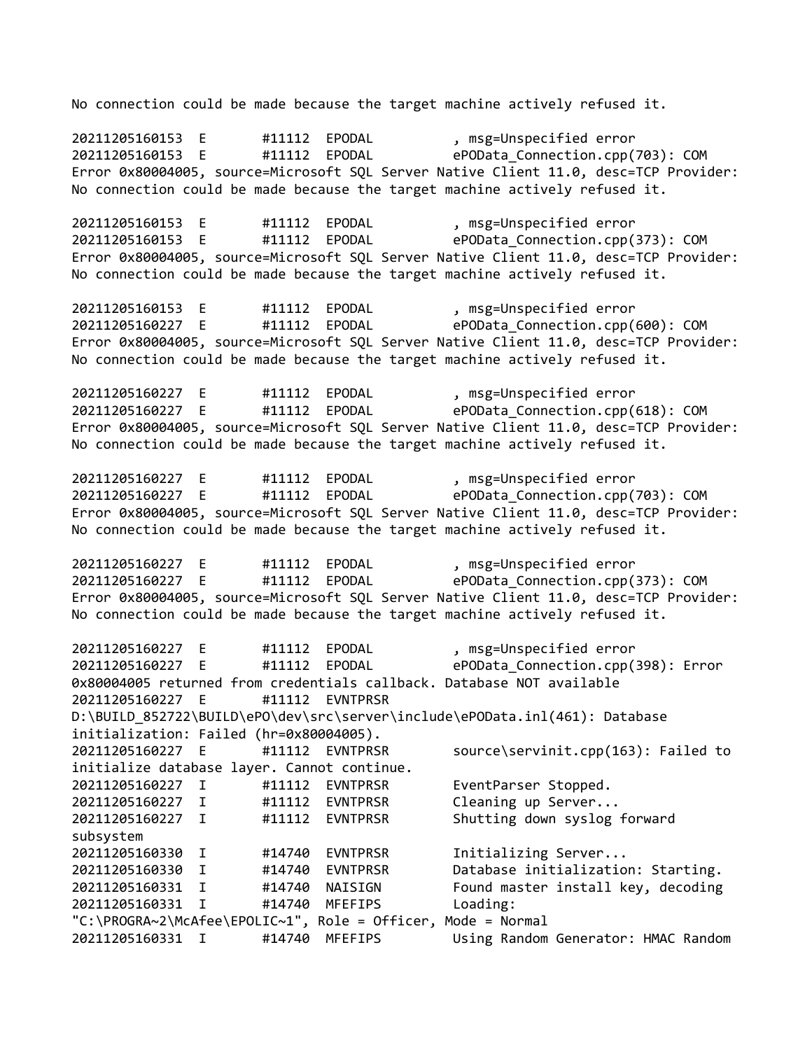```
No connection could be made because the target machine actively refused it.

20211205160153  E       #11112  EPODAL          , msg=Unspecified error
20211205160153  E       #11112  EPODAL          ePOData_Connection.cpp(703): COM
Error 0x80004005, source=Microsoft SQL Server Native Client 11.0, desc=TCP Provider:
No connection could be made because the target machine actively refused it.

20211205160153  E       #11112  EPODAL          , msg=Unspecified error
20211205160153  E       #11112  EPODAL          ePOData_Connection.cpp(373): COM
Error 0x80004005, source=Microsoft SQL Server Native Client 11.0, desc=TCP Provider:
No connection could be made because the target machine actively refused it.

20211205160153  E       #11112  EPODAL          , msg=Unspecified error
20211205160227  E       #11112  EPODAL          ePOData_Connection.cpp(600): COM
Error 0x80004005, source=Microsoft SQL Server Native Client 11.0, desc=TCP Provider:
No connection could be made because the target machine actively refused it.

20211205160227  E       #11112  EPODAL          , msg=Unspecified error
20211205160227  E       #11112  EPODAL          ePOData_Connection.cpp(618): COM
Error 0x80004005, source=Microsoft SQL Server Native Client 11.0, desc=TCP Provider:
No connection could be made because the target machine actively refused it.

20211205160227  E       #11112  EPODAL          , msg=Unspecified error
20211205160227  E       #11112  EPODAL          ePOData_Connection.cpp(703): COM
Error 0x80004005, source=Microsoft SQL Server Native Client 11.0, desc=TCP Provider:
No connection could be made because the target machine actively refused it.

20211205160227  E       #11112  EPODAL          , msg=Unspecified error
20211205160227  E       #11112  EPODAL          ePOData_Connection.cpp(373): COM
Error 0x80004005, source=Microsoft SQL Server Native Client 11.0, desc=TCP Provider:
No connection could be made because the target machine actively refused it.

20211205160227  E       #11112  EPODAL          , msg=Unspecified error
20211205160227  E       #11112  EPODAL          ePOData_Connection.cpp(398): Error
0x80004005 returned from credentials callback. Database NOT available
20211205160227  E       #11112  EVNTPRSR
D:\BUILD_852722\BUILD\ePO\dev\src\server\include\ePOData.inl(461): Database
initialization: Failed (hr=0x80004005).
20211205160227  E       #11112  EVNTPRSR        source\servinit.cpp(163): Failed to
initialize database layer. Cannot continue.
20211205160227  I       #11112  EVNTPRSR        EventParser Stopped.
20211205160227  I       #11112  EVNTPRSR        Cleaning up Server...
20211205160227  I       #11112  EVNTPRSR        Shutting down syslog forward
subsystem
20211205160330  I       #14740  EVNTPRSR        Initializing Server...
20211205160330  I       #14740  EVNTPRSR        Database initialization: Starting.
20211205160331  I       #14740  NAISIGN         Found master install key, decoding
20211205160331  I       #14740  MFEFIPS         Loading:
"C:\PROGRA~2\McAfee\EPOLIC~1", Role = Officer, Mode = Normal
20211205160331  I       #14740  MFEFIPS         Using Random Generator: HMAC Random
```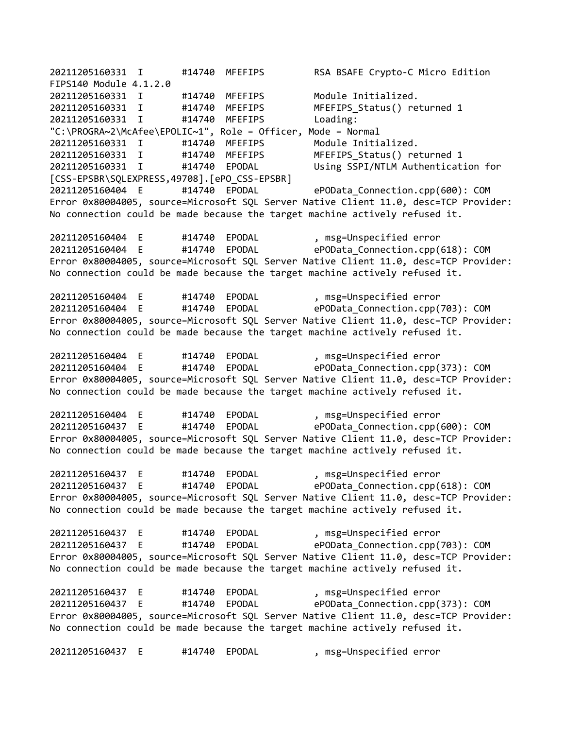```
20211205160331  I       #14740  MFEFIPS         RSA BSAFE Crypto-C Micro Edition
FIPS140 Module 4.1.2.0
20211205160331  I       #14740  MFEFIPS         Module Initialized.
20211205160331  I       #14740  MFEFIPS         MFEFIPS_Status() returned 1
20211205160331  I       #14740  MFEFIPS         Loading:
"C:\PROGRA~2\McAfee\EPOLIC~1", Role = Officer, Mode = Normal
20211205160331  I       #14740  MFEFIPS         Module Initialized.
20211205160331  I       #14740  MFEFIPS         MFEFIPS_Status() returned 1
20211205160331  I       #14740  EPODAL          Using SSPI/NTLM Authentication for
[CSS-EPSBR\SQLEXPRESS,49708].[ePO_CSS-EPSBR]
20211205160404  E       #14740  EPODAL          ePOData_Connection.cpp(600): COM
Error 0x80004005, source=Microsoft SQL Server Native Client 11.0, desc=TCP Provider:
No connection could be made because the target machine actively refused it.

20211205160404  E       #14740  EPODAL          , msg=Unspecified error
20211205160404  E       #14740  EPODAL          ePOData_Connection.cpp(618): COM
Error 0x80004005, source=Microsoft SQL Server Native Client 11.0, desc=TCP Provider:
No connection could be made because the target machine actively refused it.

20211205160404  E       #14740  EPODAL          , msg=Unspecified error
20211205160404  E       #14740  EPODAL          ePOData_Connection.cpp(703): COM
Error 0x80004005, source=Microsoft SQL Server Native Client 11.0, desc=TCP Provider:
No connection could be made because the target machine actively refused it.

20211205160404  E       #14740  EPODAL          , msg=Unspecified error
20211205160404  E       #14740  EPODAL          ePOData_Connection.cpp(373): COM
Error 0x80004005, source=Microsoft SQL Server Native Client 11.0, desc=TCP Provider:
No connection could be made because the target machine actively refused it.

20211205160404  E       #14740  EPODAL          , msg=Unspecified error
20211205160437  E       #14740  EPODAL          ePOData_Connection.cpp(600): COM
Error 0x80004005, source=Microsoft SQL Server Native Client 11.0, desc=TCP Provider:
No connection could be made because the target machine actively refused it.

20211205160437  E       #14740  EPODAL          , msg=Unspecified error
20211205160437  E       #14740  EPODAL          ePOData_Connection.cpp(618): COM
Error 0x80004005, source=Microsoft SQL Server Native Client 11.0, desc=TCP Provider:
No connection could be made because the target machine actively refused it.

20211205160437  E       #14740  EPODAL          , msg=Unspecified error
20211205160437  E       #14740  EPODAL          ePOData_Connection.cpp(703): COM
Error 0x80004005, source=Microsoft SQL Server Native Client 11.0, desc=TCP Provider:
No connection could be made because the target machine actively refused it.

20211205160437  E       #14740  EPODAL          , msg=Unspecified error
20211205160437  E       #14740  EPODAL          ePOData_Connection.cpp(373): COM
Error 0x80004005, source=Microsoft SQL Server Native Client 11.0, desc=TCP Provider:
No connection could be made because the target machine actively refused it.

20211205160437  E       #14740  EPODAL          , msg=Unspecified error
```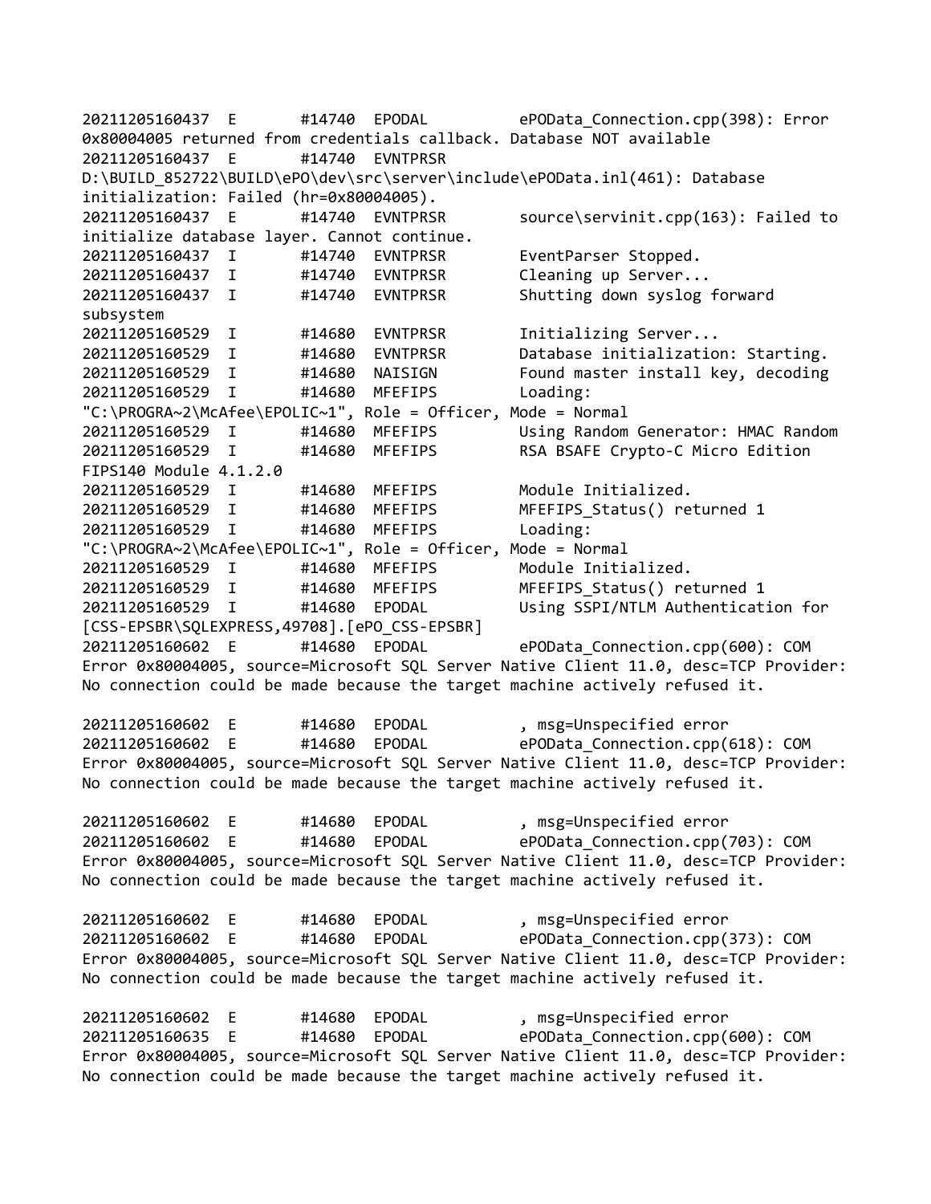```
20211205160437  E       #14740  EPODAL          ePOData_Connection.cpp(398): Error
0x80004005 returned from credentials callback. Database NOT available
20211205160437  E       #14740  EVNTPRSR
D:\BUILD_852722\BUILD\ePO\dev\src\server\include\ePOData.inl(461): Database
initialization: Failed (hr=0x80004005).
20211205160437  E       #14740  EVNTPRSR        source\servinit.cpp(163): Failed to
initialize database layer. Cannot continue.
20211205160437  I       #14740  EVNTPRSR        EventParser Stopped.
20211205160437  I       #14740  EVNTPRSR        Cleaning up Server...
20211205160437  I       #14740  EVNTPRSR        Shutting down syslog forward
subsystem
20211205160529  I       #14680  EVNTPRSR        Initializing Server...
20211205160529  I       #14680  EVNTPRSR        Database initialization: Starting.
20211205160529  I       #14680  NAISIGN         Found master install key, decoding
20211205160529  I       #14680  MFEFIPS         Loading:
"C:\PROGRA~2\McAfee\EPOLIC~1", Role = Officer, Mode = Normal
20211205160529  I       #14680  MFEFIPS         Using Random Generator: HMAC Random
20211205160529  I       #14680  MFEFIPS         RSA BSAFE Crypto-C Micro Edition
FIPS140 Module 4.1.2.0
20211205160529  I       #14680  MFEFIPS         Module Initialized.
20211205160529  I       #14680  MFEFIPS         MFEFIPS_Status() returned 1
20211205160529  I       #14680  MFEFIPS         Loading:
"C:\PROGRA~2\McAfee\EPOLIC~1", Role = Officer, Mode = Normal
20211205160529  I       #14680  MFEFIPS         Module Initialized.
20211205160529  I       #14680  MFEFIPS         MFEFIPS_Status() returned 1
20211205160529  I       #14680  EPODAL          Using SSPI/NTLM Authentication for
[CSS-EPSBR\SQLEXPRESS,49708].[ePO_CSS-EPSBR]
20211205160602  E       #14680  EPODAL          ePOData_Connection.cpp(600): COM
Error 0x80004005, source=Microsoft SQL Server Native Client 11.0, desc=TCP Provider:
No connection could be made because the target machine actively refused it.

20211205160602  E       #14680  EPODAL          , msg=Unspecified error
20211205160602  E       #14680  EPODAL          ePOData_Connection.cpp(618): COM
Error 0x80004005, source=Microsoft SQL Server Native Client 11.0, desc=TCP Provider:
No connection could be made because the target machine actively refused it.

20211205160602  E       #14680  EPODAL          , msg=Unspecified error
20211205160602  E       #14680  EPODAL          ePOData_Connection.cpp(703): COM
Error 0x80004005, source=Microsoft SQL Server Native Client 11.0, desc=TCP Provider:
No connection could be made because the target machine actively refused it.

20211205160602  E       #14680  EPODAL          , msg=Unspecified error
20211205160602  E       #14680  EPODAL          ePOData_Connection.cpp(373): COM
Error 0x80004005, source=Microsoft SQL Server Native Client 11.0, desc=TCP Provider:
No connection could be made because the target machine actively refused it.

20211205160602  E       #14680  EPODAL          , msg=Unspecified error
20211205160635  E       #14680  EPODAL          ePOData_Connection.cpp(600): COM
Error 0x80004005, source=Microsoft SQL Server Native Client 11.0, desc=TCP Provider:
No connection could be made because the target machine actively refused it.
```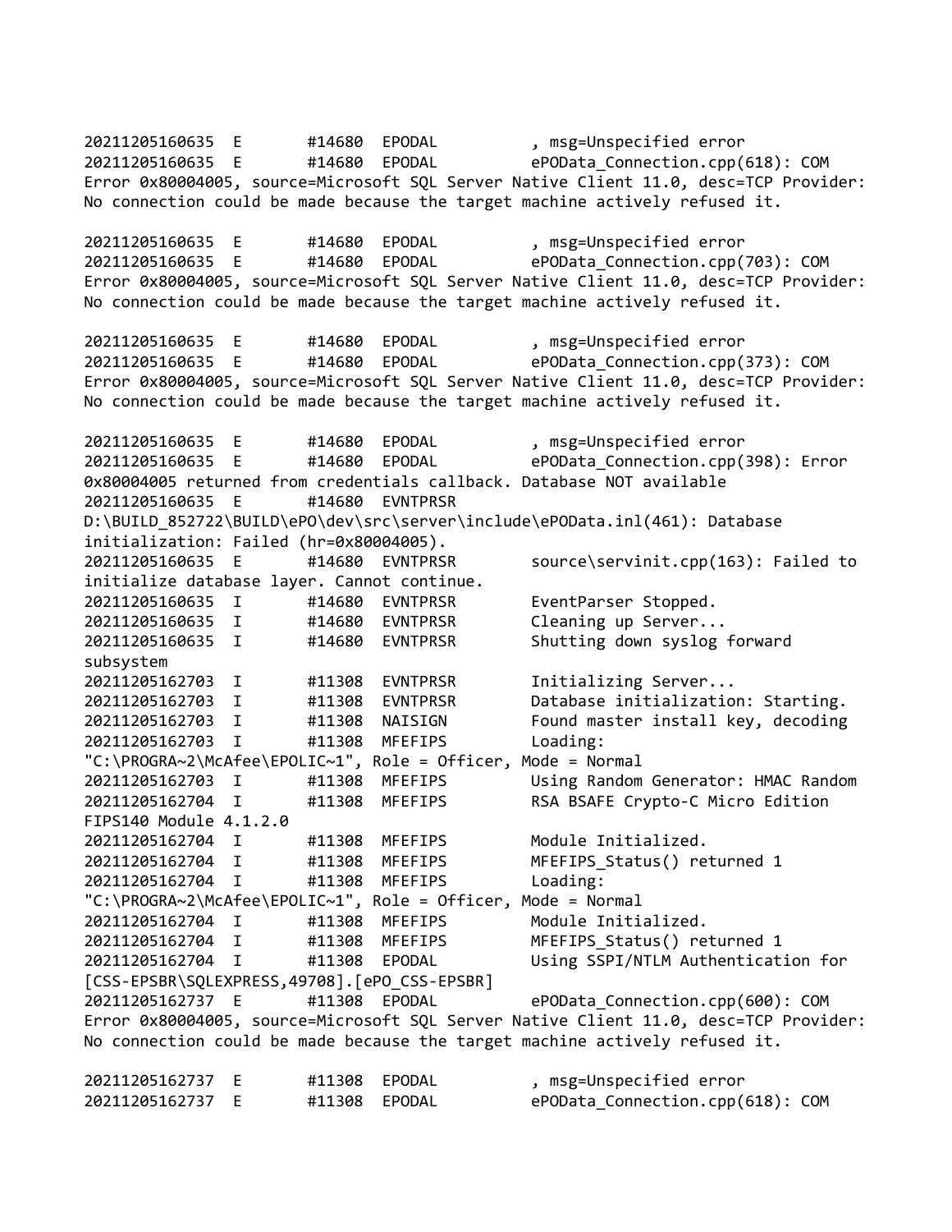```
20211205160635  E       #14680  EPODAL          , msg=Unspecified error
20211205160635  E       #14680  EPODAL          ePOData_Connection.cpp(618): COM
Error 0x80004005, source=Microsoft SQL Server Native Client 11.0, desc=TCP Provider:
No connection could be made because the target machine actively refused it.

20211205160635  E       #14680  EPODAL          , msg=Unspecified error
20211205160635  E       #14680  EPODAL          ePOData_Connection.cpp(703): COM
Error 0x80004005, source=Microsoft SQL Server Native Client 11.0, desc=TCP Provider:
No connection could be made because the target machine actively refused it.

20211205160635  E       #14680  EPODAL          , msg=Unspecified error
20211205160635  E       #14680  EPODAL          ePOData_Connection.cpp(373): COM
Error 0x80004005, source=Microsoft SQL Server Native Client 11.0, desc=TCP Provider:
No connection could be made because the target machine actively refused it.

20211205160635  E       #14680  EPODAL          , msg=Unspecified error
20211205160635  E       #14680  EPODAL          ePOData_Connection.cpp(398): Error
0x80004005 returned from credentials callback. Database NOT available
20211205160635  E       #14680  EVNTPRSR
D:\BUILD_852722\BUILD\ePO\dev\src\server\include\ePOData.inl(461): Database
initialization: Failed (hr=0x80004005).
20211205160635  E       #14680  EVNTPRSR        source\servinit.cpp(163): Failed to
initialize database layer. Cannot continue.
20211205160635  I       #14680  EVNTPRSR        EventParser Stopped.
20211205160635  I       #14680  EVNTPRSR        Cleaning up Server...
20211205160635  I       #14680  EVNTPRSR        Shutting down syslog forward
subsystem
20211205162703  I       #11308  EVNTPRSR        Initializing Server...
20211205162703  I       #11308  EVNTPRSR        Database initialization: Starting.
20211205162703  I       #11308  NAISIGN         Found master install key, decoding
20211205162703  I       #11308  MFEFIPS         Loading:
"C:\PROGRA~2\McAfee\EPOLIC~1", Role = Officer, Mode = Normal
20211205162703  I       #11308  MFEFIPS         Using Random Generator: HMAC Random
20211205162704  I       #11308  MFEFIPS         RSA BSAFE Crypto-C Micro Edition
FIPS140 Module 4.1.2.0
20211205162704  I       #11308  MFEFIPS         Module Initialized.
20211205162704  I       #11308  MFEFIPS         MFEFIPS_Status() returned 1
20211205162704  I       #11308  MFEFIPS         Loading:
"C:\PROGRA~2\McAfee\EPOLIC~1", Role = Officer, Mode = Normal
20211205162704  I       #11308  MFEFIPS         Module Initialized.
20211205162704  I       #11308  MFEFIPS         MFEFIPS_Status() returned 1
20211205162704  I       #11308  EPODAL          Using SSPI/NTLM Authentication for
[CSS-EPSBR\SQLEXPRESS,49708].[ePO_CSS-EPSBR]
20211205162737  E       #11308  EPODAL          ePOData_Connection.cpp(600): COM
Error 0x80004005, source=Microsoft SQL Server Native Client 11.0, desc=TCP Provider:
No connection could be made because the target machine actively refused it.

20211205162737  E       #11308  EPODAL          , msg=Unspecified error
20211205162737  E       #11308  EPODAL          ePOData_Connection.cpp(618): COM
```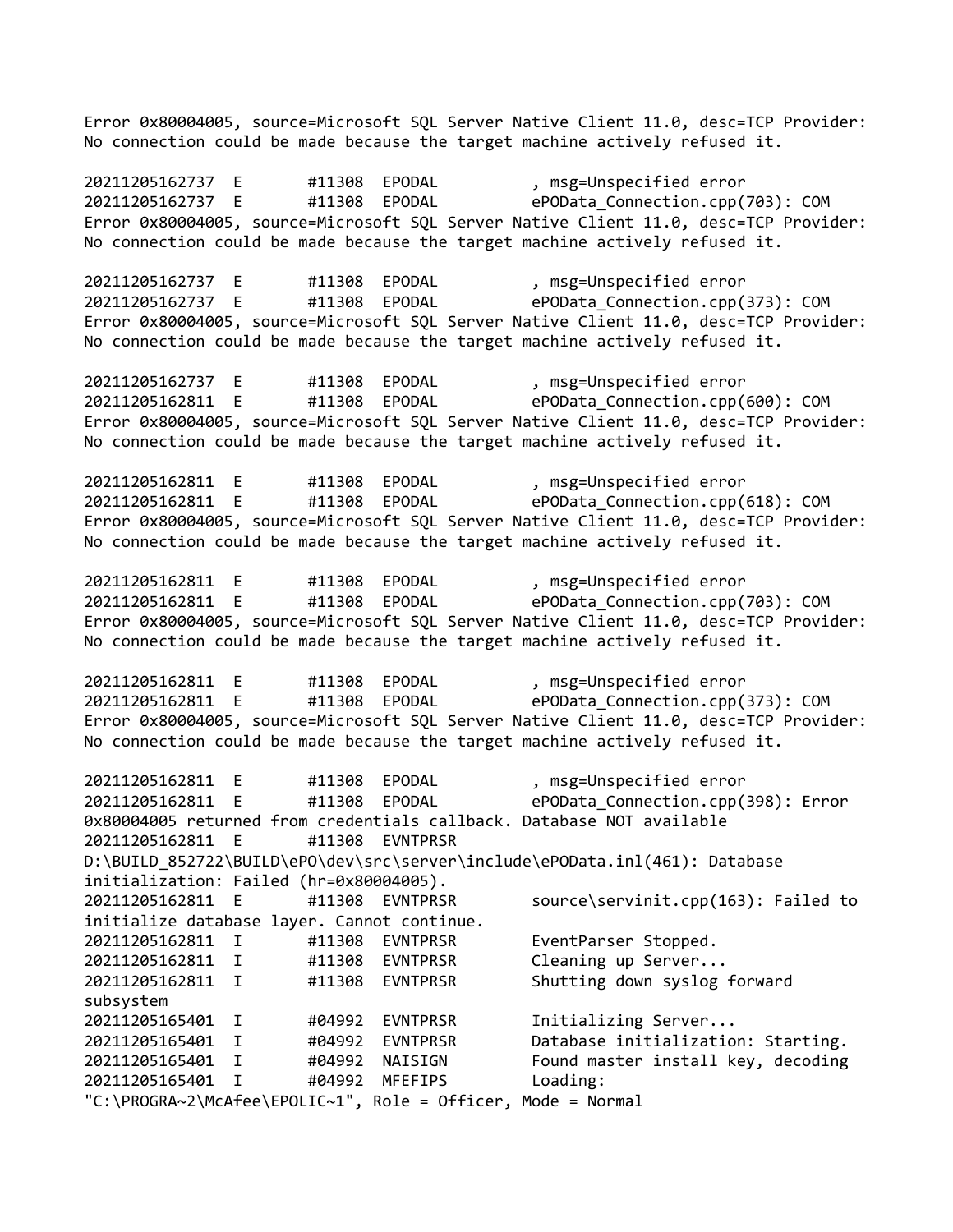```
Error 0x80004005, source=Microsoft SQL Server Native Client 11.0, desc=TCP Provider:
No connection could be made because the target machine actively refused it.

20211205162737  E       #11308  EPODAL          , msg=Unspecified error
20211205162737  E       #11308  EPODAL          ePOData_Connection.cpp(703): COM
Error 0x80004005, source=Microsoft SQL Server Native Client 11.0, desc=TCP Provider:
No connection could be made because the target machine actively refused it.

20211205162737  E       #11308  EPODAL          , msg=Unspecified error
20211205162737  E       #11308  EPODAL          ePOData_Connection.cpp(373): COM
Error 0x80004005, source=Microsoft SQL Server Native Client 11.0, desc=TCP Provider:
No connection could be made because the target machine actively refused it.

20211205162737  E       #11308  EPODAL          , msg=Unspecified error
20211205162811  E       #11308  EPODAL          ePOData_Connection.cpp(600): COM
Error 0x80004005, source=Microsoft SQL Server Native Client 11.0, desc=TCP Provider:
No connection could be made because the target machine actively refused it.

20211205162811  E       #11308  EPODAL          , msg=Unspecified error
20211205162811  E       #11308  EPODAL          ePOData_Connection.cpp(618): COM
Error 0x80004005, source=Microsoft SQL Server Native Client 11.0, desc=TCP Provider:
No connection could be made because the target machine actively refused it.

20211205162811  E       #11308  EPODAL          , msg=Unspecified error
20211205162811  E       #11308  EPODAL          ePOData_Connection.cpp(703): COM
Error 0x80004005, source=Microsoft SQL Server Native Client 11.0, desc=TCP Provider:
No connection could be made because the target machine actively refused it.

20211205162811  E       #11308  EPODAL          , msg=Unspecified error
20211205162811  E       #11308  EPODAL          ePOData_Connection.cpp(373): COM
Error 0x80004005, source=Microsoft SQL Server Native Client 11.0, desc=TCP Provider:
No connection could be made because the target machine actively refused it.

20211205162811  E       #11308  EPODAL          , msg=Unspecified error
20211205162811  E       #11308  EPODAL          ePOData_Connection.cpp(398): Error
0x80004005 returned from credentials callback. Database NOT available
20211205162811  E       #11308  EVNTPRSR
D:\BUILD_852722\BUILD\ePO\dev\src\server\include\ePOData.inl(461): Database
initialization: Failed (hr=0x80004005).
20211205162811  E       #11308  EVNTPRSR        source\servinit.cpp(163): Failed to
initialize database layer. Cannot continue.
20211205162811  I       #11308  EVNTPRSR        EventParser Stopped.
20211205162811  I       #11308  EVNTPRSR        Cleaning up Server...
20211205162811  I       #11308  EVNTPRSR        Shutting down syslog forward
subsystem
20211205165401  I       #04992  EVNTPRSR        Initializing Server...
20211205165401  I       #04992  EVNTPRSR        Database initialization: Starting.
20211205165401  I       #04992  NAISIGN         Found master install key, decoding
20211205165401  I       #04992  MFEFIPS         Loading:
"C:\PROGRA~2\McAfee\EPOLIC~1", Role = Officer, Mode = Normal
```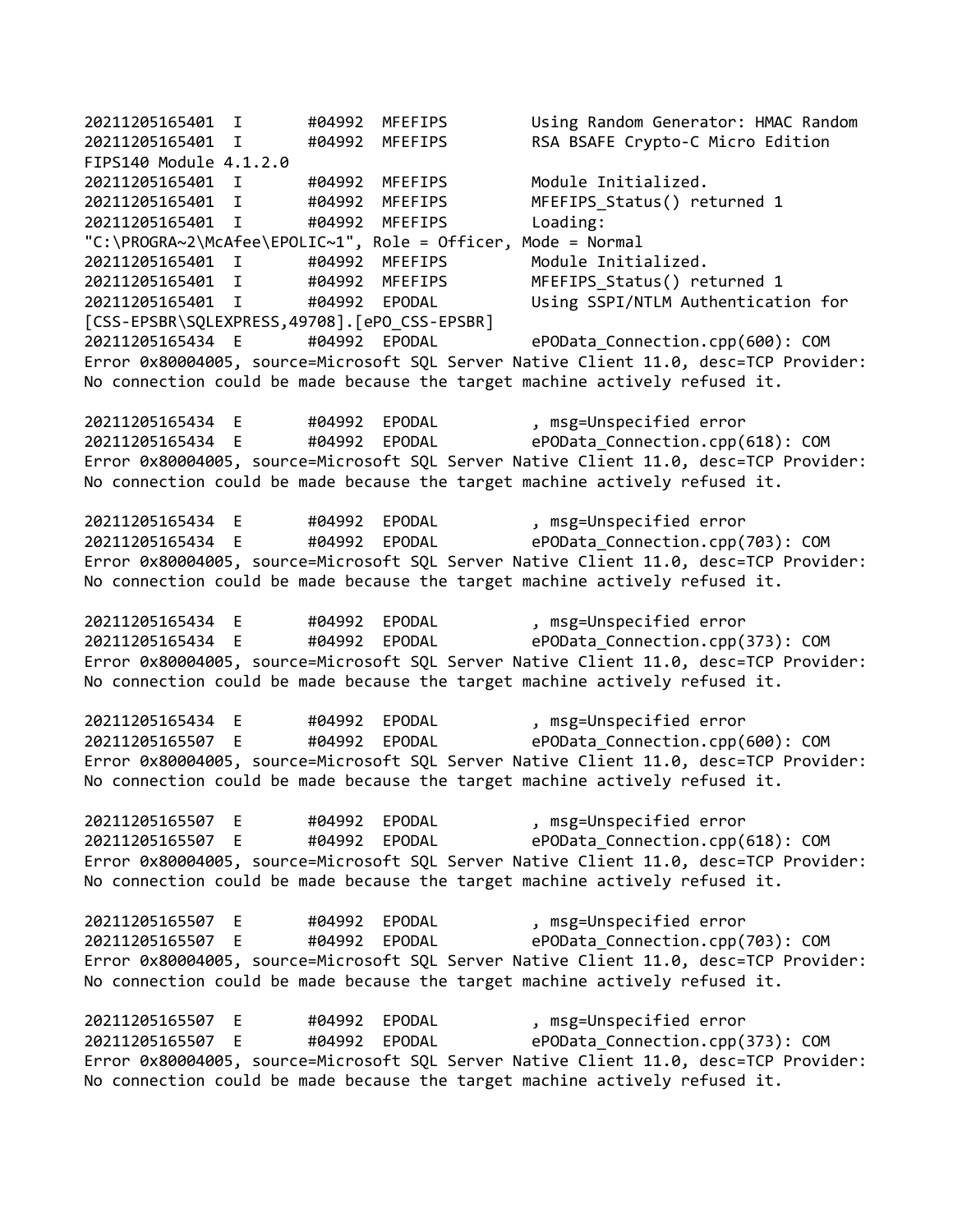```
20211205165401  I       #04992  MFEFIPS         Using Random Generator: HMAC Random
20211205165401  I       #04992  MFEFIPS         RSA BSAFE Crypto-C Micro Edition
FIPS140 Module 4.1.2.0
20211205165401  I       #04992  MFEFIPS         Module Initialized.
20211205165401  I       #04992  MFEFIPS         MFEFIPS_Status() returned 1
20211205165401  I       #04992  MFEFIPS         Loading:
"C:\PROGRA~2\McAfee\EPOLIC~1", Role = Officer, Mode = Normal
20211205165401  I       #04992  MFEFIPS         Module Initialized.
20211205165401  I       #04992  MFEFIPS         MFEFIPS_Status() returned 1
20211205165401  I       #04992  EPODAL          Using SSPI/NTLM Authentication for
[CSS-EPSBR\SQLEXPRESS,49708].[ePO_CSS-EPSBR]
20211205165434  E       #04992  EPODAL          ePOData_Connection.cpp(600): COM
Error 0x80004005, source=Microsoft SQL Server Native Client 11.0, desc=TCP Provider:
No connection could be made because the target machine actively refused it.

20211205165434  E       #04992  EPODAL          , msg=Unspecified error
20211205165434  E       #04992  EPODAL          ePOData_Connection.cpp(618): COM
Error 0x80004005, source=Microsoft SQL Server Native Client 11.0, desc=TCP Provider:
No connection could be made because the target machine actively refused it.

20211205165434  E       #04992  EPODAL          , msg=Unspecified error
20211205165434  E       #04992  EPODAL          ePOData_Connection.cpp(703): COM
Error 0x80004005, source=Microsoft SQL Server Native Client 11.0, desc=TCP Provider:
No connection could be made because the target machine actively refused it.

20211205165434  E       #04992  EPODAL          , msg=Unspecified error
20211205165434  E       #04992  EPODAL          ePOData_Connection.cpp(373): COM
Error 0x80004005, source=Microsoft SQL Server Native Client 11.0, desc=TCP Provider:
No connection could be made because the target machine actively refused it.

20211205165434  E       #04992  EPODAL          , msg=Unspecified error
20211205165507  E       #04992  EPODAL          ePOData_Connection.cpp(600): COM
Error 0x80004005, source=Microsoft SQL Server Native Client 11.0, desc=TCP Provider:
No connection could be made because the target machine actively refused it.

20211205165507  E       #04992  EPODAL          , msg=Unspecified error
20211205165507  E       #04992  EPODAL          ePOData_Connection.cpp(618): COM
Error 0x80004005, source=Microsoft SQL Server Native Client 11.0, desc=TCP Provider:
No connection could be made because the target machine actively refused it.

20211205165507  E       #04992  EPODAL          , msg=Unspecified error
20211205165507  E       #04992  EPODAL          ePOData_Connection.cpp(703): COM
Error 0x80004005, source=Microsoft SQL Server Native Client 11.0, desc=TCP Provider:
No connection could be made because the target machine actively refused it.

20211205165507  E       #04992  EPODAL          , msg=Unspecified error
20211205165507  E       #04992  EPODAL          ePOData_Connection.cpp(373): COM
Error 0x80004005, source=Microsoft SQL Server Native Client 11.0, desc=TCP Provider:
No connection could be made because the target machine actively refused it.
```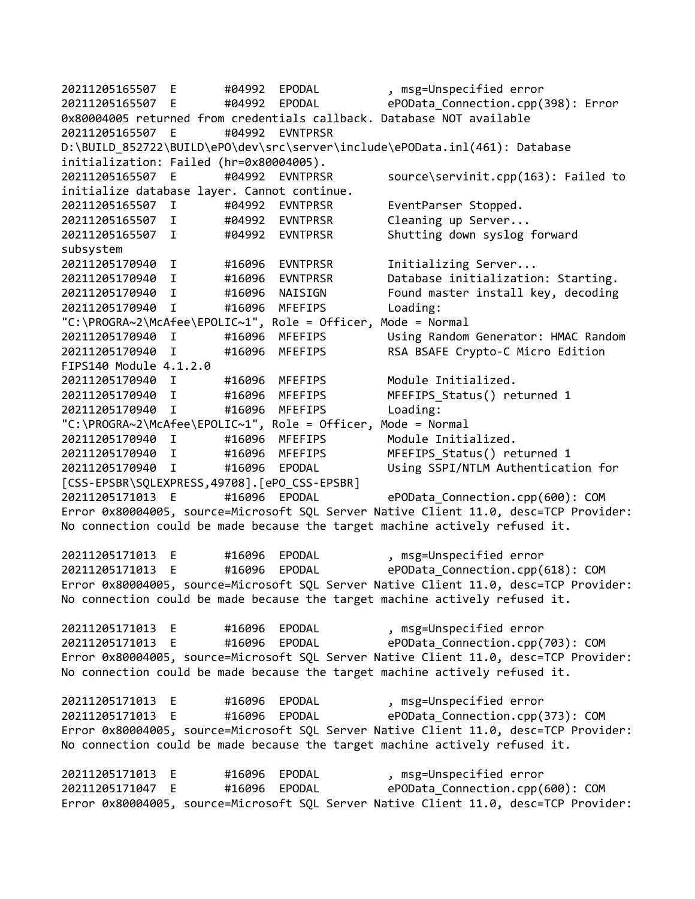```
20211205165507  E       #04992  EPODAL          , msg=Unspecified error
20211205165507  E       #04992  EPODAL          ePOData_Connection.cpp(398): Error 
0x80004005 returned from credentials callback. Database NOT available
20211205165507  E       #04992  EVNTPRSR        
D:\BUILD_852722\BUILD\ePO\dev\src\server\include\ePOData.inl(461): Database 
initialization: Failed (hr=0x80004005).
20211205165507  E       #04992  EVNTPRSR        source\servinit.cpp(163): Failed to 
initialize database layer. Cannot continue.
20211205165507  I       #04992  EVNTPRSR        EventParser Stopped.
20211205165507  I       #04992  EVNTPRSR        Cleaning up Server...
20211205165507  I       #04992  EVNTPRSR        Shutting down syslog forward 
subsystem
20211205170940  I       #16096  EVNTPRSR        Initializing Server...
20211205170940  I       #16096  EVNTPRSR        Database initialization: Starting.
20211205170940  I       #16096  NAISIGN         Found master install key, decoding
20211205170940  I       #16096  MFEFIPS         Loading: 
"C:\PROGRA~2\McAfee\EPOLIC~1", Role = Officer, Mode = Normal
20211205170940  I       #16096  MFEFIPS         Using Random Generator: HMAC Random
20211205170940  I       #16096  MFEFIPS         RSA BSAFE Crypto-C Micro Edition 
FIPS140 Module 4.1.2.0
20211205170940  I       #16096  MFEFIPS         Module Initialized.
20211205170940  I       #16096  MFEFIPS         MFEFIPS_Status() returned 1
20211205170940  I       #16096  MFEFIPS         Loading: 
"C:\PROGRA~2\McAfee\EPOLIC~1", Role = Officer, Mode = Normal
20211205170940  I       #16096  MFEFIPS         Module Initialized.
20211205170940  I       #16096  MFEFIPS         MFEFIPS_Status() returned 1
20211205170940  I       #16096  EPODAL          Using SSPI/NTLM Authentication for 
[CSS-EPSBR\SQLEXPRESS,49708].[ePO_CSS-EPSBR]
20211205171013  E       #16096  EPODAL          ePOData_Connection.cpp(600): COM 
Error 0x80004005, source=Microsoft SQL Server Native Client 11.0, desc=TCP Provider: 
No connection could be made because the target machine actively refused it.

20211205171013  E       #16096  EPODAL          , msg=Unspecified error
20211205171013  E       #16096  EPODAL          ePOData_Connection.cpp(618): COM 
Error 0x80004005, source=Microsoft SQL Server Native Client 11.0, desc=TCP Provider: 
No connection could be made because the target machine actively refused it.

20211205171013  E       #16096  EPODAL          , msg=Unspecified error
20211205171013  E       #16096  EPODAL          ePOData_Connection.cpp(703): COM 
Error 0x80004005, source=Microsoft SQL Server Native Client 11.0, desc=TCP Provider: 
No connection could be made because the target machine actively refused it.

20211205171013  E       #16096  EPODAL          , msg=Unspecified error
20211205171013  E       #16096  EPODAL          ePOData_Connection.cpp(373): COM 
Error 0x80004005, source=Microsoft SQL Server Native Client 11.0, desc=TCP Provider: 
No connection could be made because the target machine actively refused it.

20211205171013  E       #16096  EPODAL          , msg=Unspecified error
20211205171047  E       #16096  EPODAL          ePOData_Connection.cpp(600): COM 
Error 0x80004005, source=Microsoft SQL Server Native Client 11.0, desc=TCP Provider: 
```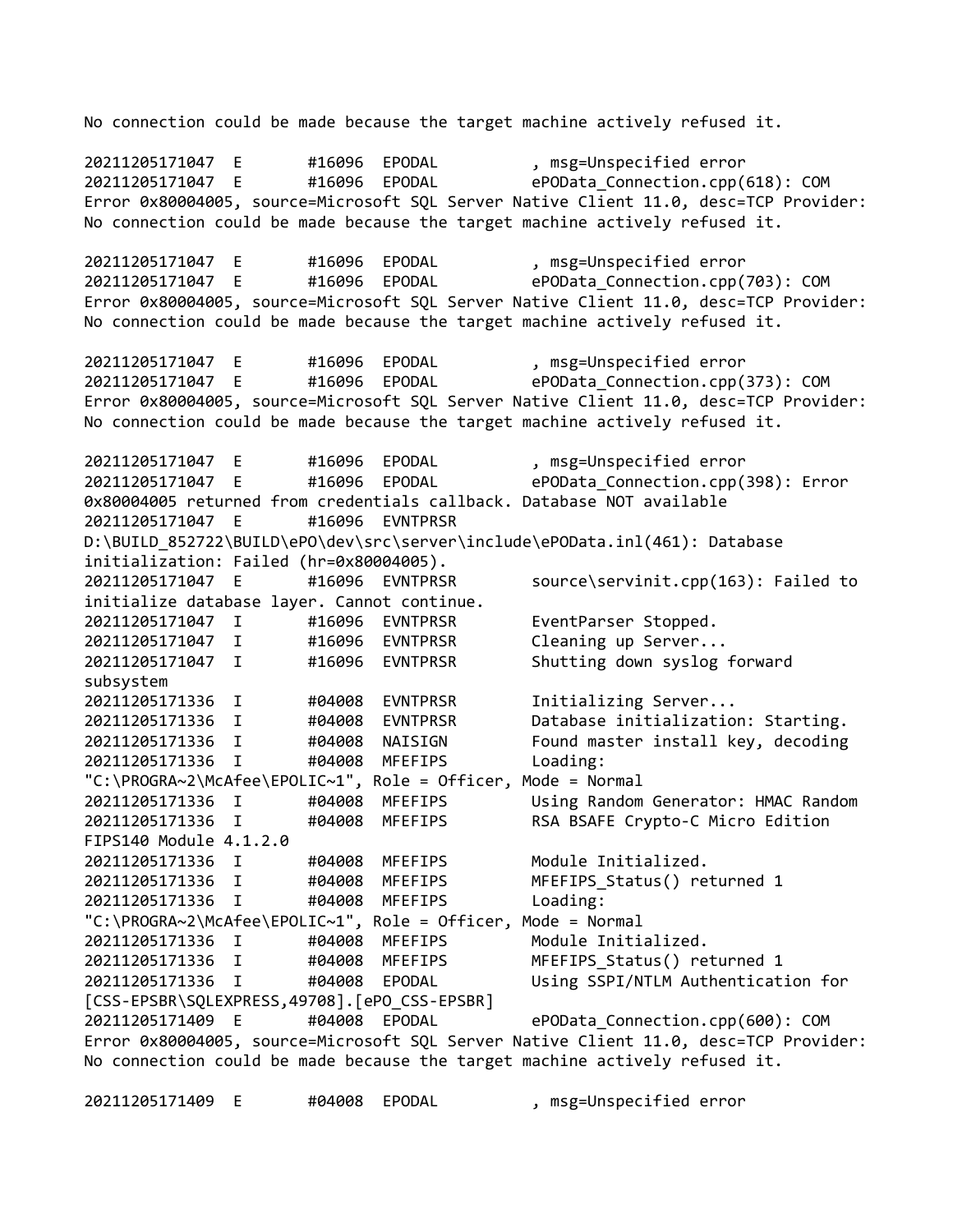```
No connection could be made because the target machine actively refused it.

20211205171047  E       #16096  EPODAL          , msg=Unspecified error
20211205171047  E       #16096  EPODAL          ePOData_Connection.cpp(618): COM
Error 0x80004005, source=Microsoft SQL Server Native Client 11.0, desc=TCP Provider:
No connection could be made because the target machine actively refused it.

20211205171047  E       #16096  EPODAL          , msg=Unspecified error
20211205171047  E       #16096  EPODAL          ePOData_Connection.cpp(703): COM
Error 0x80004005, source=Microsoft SQL Server Native Client 11.0, desc=TCP Provider:
No connection could be made because the target machine actively refused it.

20211205171047  E       #16096  EPODAL          , msg=Unspecified error
20211205171047  E       #16096  EPODAL          ePOData_Connection.cpp(373): COM
Error 0x80004005, source=Microsoft SQL Server Native Client 11.0, desc=TCP Provider:
No connection could be made because the target machine actively refused it.

20211205171047  E       #16096  EPODAL          , msg=Unspecified error
20211205171047  E       #16096  EPODAL          ePOData_Connection.cpp(398): Error
0x80004005 returned from credentials callback. Database NOT available
20211205171047  E       #16096  EVNTPRSR
D:\BUILD_852722\BUILD\ePO\dev\src\server\include\ePOData.inl(461): Database
initialization: Failed (hr=0x80004005).
20211205171047  E       #16096  EVNTPRSR        source\servinit.cpp(163): Failed to
initialize database layer. Cannot continue.
20211205171047  I       #16096  EVNTPRSR        EventParser Stopped.
20211205171047  I       #16096  EVNTPRSR        Cleaning up Server...
20211205171047  I       #16096  EVNTPRSR        Shutting down syslog forward
subsystem
20211205171336  I       #04008  EVNTPRSR        Initializing Server...
20211205171336  I       #04008  EVNTPRSR        Database initialization: Starting.
20211205171336  I       #04008  NAISIGN         Found master install key, decoding
20211205171336  I       #04008  MFEFIPS         Loading:
"C:\PROGRA~2\McAfee\EPOLIC~1", Role = Officer, Mode = Normal
20211205171336  I       #04008  MFEFIPS         Using Random Generator: HMAC Random
20211205171336  I       #04008  MFEFIPS         RSA BSAFE Crypto-C Micro Edition
FIPS140 Module 4.1.2.0
20211205171336  I       #04008  MFEFIPS         Module Initialized.
20211205171336  I       #04008  MFEFIPS         MFEFIPS_Status() returned 1
20211205171336  I       #04008  MFEFIPS         Loading:
"C:\PROGRA~2\McAfee\EPOLIC~1", Role = Officer, Mode = Normal
20211205171336  I       #04008  MFEFIPS         Module Initialized.
20211205171336  I       #04008  MFEFIPS         MFEFIPS_Status() returned 1
20211205171336  I       #04008  EPODAL          Using SSPI/NTLM Authentication for
[CSS-EPSBR\SQLEXPRESS,49708].[ePO_CSS-EPSBR]
20211205171409  E       #04008  EPODAL          ePOData_Connection.cpp(600): COM
Error 0x80004005, source=Microsoft SQL Server Native Client 11.0, desc=TCP Provider:
No connection could be made because the target machine actively refused it.

20211205171409  E       #04008  EPODAL          , msg=Unspecified error
```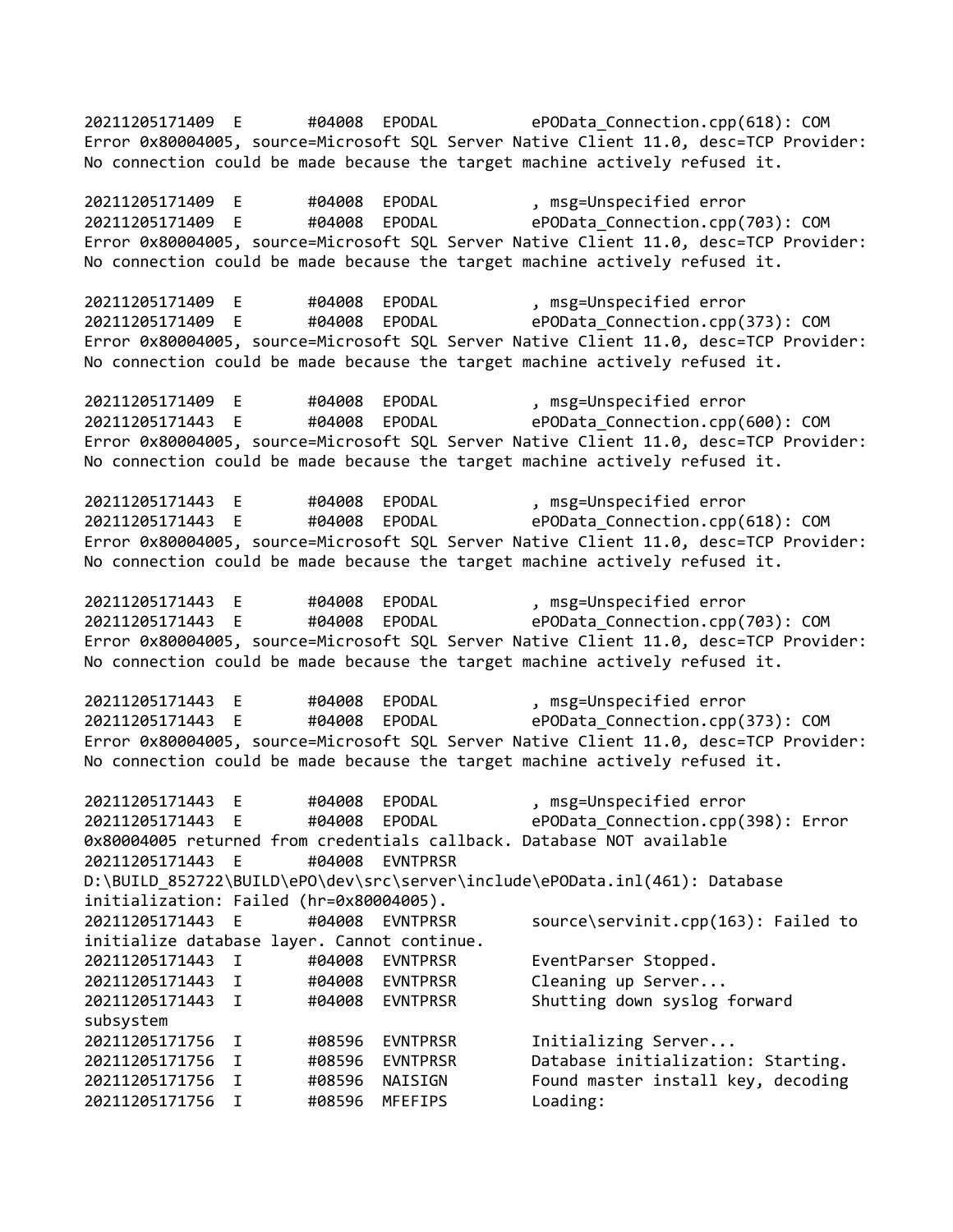```
20211205171409  E       #04008  EPODAL          ePOData_Connection.cpp(618): COM
Error 0x80004005, source=Microsoft SQL Server Native Client 11.0, desc=TCP Provider:
No connection could be made because the target machine actively refused it.

20211205171409  E       #04008  EPODAL          , msg=Unspecified error
20211205171409  E       #04008  EPODAL          ePOData_Connection.cpp(703): COM
Error 0x80004005, source=Microsoft SQL Server Native Client 11.0, desc=TCP Provider:
No connection could be made because the target machine actively refused it.

20211205171409  E       #04008  EPODAL          , msg=Unspecified error
20211205171409  E       #04008  EPODAL          ePOData_Connection.cpp(373): COM
Error 0x80004005, source=Microsoft SQL Server Native Client 11.0, desc=TCP Provider:
No connection could be made because the target machine actively refused it.

20211205171409  E       #04008  EPODAL          , msg=Unspecified error
20211205171443  E       #04008  EPODAL          ePOData_Connection.cpp(600): COM
Error 0x80004005, source=Microsoft SQL Server Native Client 11.0, desc=TCP Provider:
No connection could be made because the target machine actively refused it.

20211205171443  E       #04008  EPODAL          , msg=Unspecified error
20211205171443  E       #04008  EPODAL          ePOData_Connection.cpp(618): COM
Error 0x80004005, source=Microsoft SQL Server Native Client 11.0, desc=TCP Provider:
No connection could be made because the target machine actively refused it.

20211205171443  E       #04008  EPODAL          , msg=Unspecified error
20211205171443  E       #04008  EPODAL          ePOData_Connection.cpp(703): COM
Error 0x80004005, source=Microsoft SQL Server Native Client 11.0, desc=TCP Provider:
No connection could be made because the target machine actively refused it.

20211205171443  E       #04008  EPODAL          , msg=Unspecified error
20211205171443  E       #04008  EPODAL          ePOData_Connection.cpp(373): COM
Error 0x80004005, source=Microsoft SQL Server Native Client 11.0, desc=TCP Provider:
No connection could be made because the target machine actively refused it.

20211205171443  E       #04008  EPODAL          , msg=Unspecified error
20211205171443  E       #04008  EPODAL          ePOData_Connection.cpp(398): Error
0x80004005 returned from credentials callback. Database NOT available
20211205171443  E       #04008  EVNTPRSR
D:\BUILD_852722\BUILD\ePO\dev\src\server\include\ePOData.inl(461): Database
initialization: Failed (hr=0x80004005).
20211205171443  E       #04008  EVNTPRSR        source\servinit.cpp(163): Failed to
initialize database layer. Cannot continue.
20211205171443  I       #04008  EVNTPRSR        EventParser Stopped.
20211205171443  I       #04008  EVNTPRSR        Cleaning up Server...
20211205171443  I       #04008  EVNTPRSR        Shutting down syslog forward
subsystem
20211205171756  I       #08596  EVNTPRSR        Initializing Server...
20211205171756  I       #08596  EVNTPRSR        Database initialization: Starting.
20211205171756  I       #08596  NAISIGN         Found master install key, decoding
20211205171756  I       #08596  MFEFIPS         Loading:
```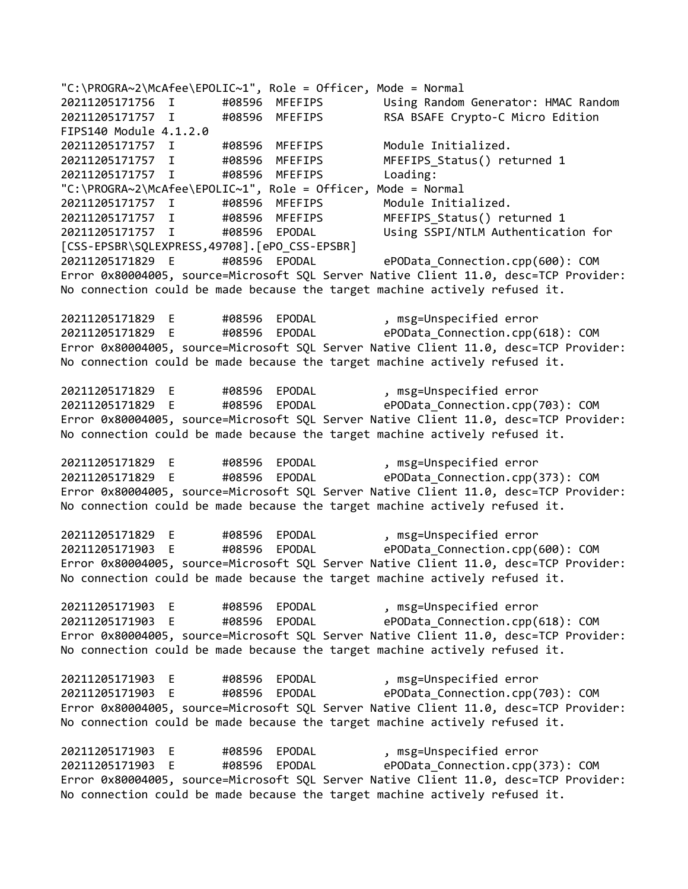```
"C:\PROGRA~2\McAfee\EPOLIC~1", Role = Officer, Mode = Normal
20211205171756  I       #08596  MFEFIPS         Using Random Generator: HMAC Random
20211205171757  I       #08596  MFEFIPS         RSA BSAFE Crypto-C Micro Edition
FIPS140 Module 4.1.2.0
20211205171757  I       #08596  MFEFIPS         Module Initialized.
20211205171757  I       #08596  MFEFIPS         MFEFIPS_Status() returned 1
20211205171757  I       #08596  MFEFIPS         Loading:
"C:\PROGRA~2\McAfee\EPOLIC~1", Role = Officer, Mode = Normal
20211205171757  I       #08596  MFEFIPS         Module Initialized.
20211205171757  I       #08596  MFEFIPS         MFEFIPS_Status() returned 1
20211205171757  I       #08596  EPODAL          Using SSPI/NTLM Authentication for
[CSS-EPSBR\SQLEXPRESS,49708].[ePO_CSS-EPSBR]
20211205171829  E       #08596  EPODAL          ePOData_Connection.cpp(600): COM
Error 0x80004005, source=Microsoft SQL Server Native Client 11.0, desc=TCP Provider:
No connection could be made because the target machine actively refused it.

20211205171829  E       #08596  EPODAL          , msg=Unspecified error
20211205171829  E       #08596  EPODAL          ePOData_Connection.cpp(618): COM
Error 0x80004005, source=Microsoft SQL Server Native Client 11.0, desc=TCP Provider:
No connection could be made because the target machine actively refused it.

20211205171829  E       #08596  EPODAL          , msg=Unspecified error
20211205171829  E       #08596  EPODAL          ePOData_Connection.cpp(703): COM
Error 0x80004005, source=Microsoft SQL Server Native Client 11.0, desc=TCP Provider:
No connection could be made because the target machine actively refused it.

20211205171829  E       #08596  EPODAL          , msg=Unspecified error
20211205171829  E       #08596  EPODAL          ePOData_Connection.cpp(373): COM
Error 0x80004005, source=Microsoft SQL Server Native Client 11.0, desc=TCP Provider:
No connection could be made because the target machine actively refused it.

20211205171829  E       #08596  EPODAL          , msg=Unspecified error
20211205171903  E       #08596  EPODAL          ePOData_Connection.cpp(600): COM
Error 0x80004005, source=Microsoft SQL Server Native Client 11.0, desc=TCP Provider:
No connection could be made because the target machine actively refused it.

20211205171903  E       #08596  EPODAL          , msg=Unspecified error
20211205171903  E       #08596  EPODAL          ePOData_Connection.cpp(618): COM
Error 0x80004005, source=Microsoft SQL Server Native Client 11.0, desc=TCP Provider:
No connection could be made because the target machine actively refused it.

20211205171903  E       #08596  EPODAL          , msg=Unspecified error
20211205171903  E       #08596  EPODAL          ePOData_Connection.cpp(703): COM
Error 0x80004005, source=Microsoft SQL Server Native Client 11.0, desc=TCP Provider:
No connection could be made because the target machine actively refused it.

20211205171903  E       #08596  EPODAL          , msg=Unspecified error
20211205171903  E       #08596  EPODAL          ePOData_Connection.cpp(373): COM
Error 0x80004005, source=Microsoft SQL Server Native Client 11.0, desc=TCP Provider:
No connection could be made because the target machine actively refused it.
```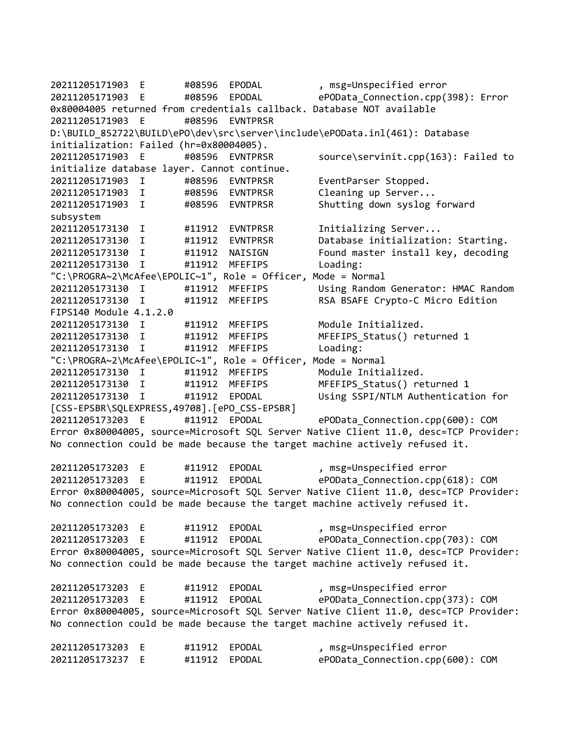```
20211205171903  E       #08596  EPODAL          , msg=Unspecified error
20211205171903  E       #08596  EPODAL          ePOData_Connection.cpp(398): Error
0x80004005 returned from credentials callback. Database NOT available
20211205171903  E       #08596  EVNTPRSR
D:\BUILD_852722\BUILD\ePO\dev\src\server\include\ePOData.inl(461): Database
initialization: Failed (hr=0x80004005).
20211205171903  E       #08596  EVNTPRSR        source\servinit.cpp(163): Failed to
initialize database layer. Cannot continue.
20211205171903  I       #08596  EVNTPRSR        EventParser Stopped.
20211205171903  I       #08596  EVNTPRSR        Cleaning up Server...
20211205171903  I       #08596  EVNTPRSR        Shutting down syslog forward
subsystem
20211205173130  I       #11912  EVNTPRSR        Initializing Server...
20211205173130  I       #11912  EVNTPRSR        Database initialization: Starting.
20211205173130  I       #11912  NAISIGN         Found master install key, decoding
20211205173130  I       #11912  MFEFIPS         Loading:
"C:\PROGRA~2\McAfee\EPOLIC~1", Role = Officer, Mode = Normal
20211205173130  I       #11912  MFEFIPS         Using Random Generator: HMAC Random
20211205173130  I       #11912  MFEFIPS         RSA BSAFE Crypto-C Micro Edition
FIPS140 Module 4.1.2.0
20211205173130  I       #11912  MFEFIPS         Module Initialized.
20211205173130  I       #11912  MFEFIPS         MFEFIPS_Status() returned 1
20211205173130  I       #11912  MFEFIPS         Loading:
"C:\PROGRA~2\McAfee\EPOLIC~1", Role = Officer, Mode = Normal
20211205173130  I       #11912  MFEFIPS         Module Initialized.
20211205173130  I       #11912  MFEFIPS         MFEFIPS_Status() returned 1
20211205173130  I       #11912  EPODAL          Using SSPI/NTLM Authentication for
[CSS-EPSBR\SQLEXPRESS,49708].[ePO_CSS-EPSBR]
20211205173203  E       #11912  EPODAL          ePOData_Connection.cpp(600): COM
Error 0x80004005, source=Microsoft SQL Server Native Client 11.0, desc=TCP Provider:
No connection could be made because the target machine actively refused it.

20211205173203  E       #11912  EPODAL          , msg=Unspecified error
20211205173203  E       #11912  EPODAL          ePOData_Connection.cpp(618): COM
Error 0x80004005, source=Microsoft SQL Server Native Client 11.0, desc=TCP Provider:
No connection could be made because the target machine actively refused it.

20211205173203  E       #11912  EPODAL          , msg=Unspecified error
20211205173203  E       #11912  EPODAL          ePOData_Connection.cpp(703): COM
Error 0x80004005, source=Microsoft SQL Server Native Client 11.0, desc=TCP Provider:
No connection could be made because the target machine actively refused it.

20211205173203  E       #11912  EPODAL          , msg=Unspecified error
20211205173203  E       #11912  EPODAL          ePOData_Connection.cpp(373): COM
Error 0x80004005, source=Microsoft SQL Server Native Client 11.0, desc=TCP Provider:
No connection could be made because the target machine actively refused it.

20211205173203  E       #11912  EPODAL          , msg=Unspecified error
20211205173237  E       #11912  EPODAL          ePOData_Connection.cpp(600): COM
```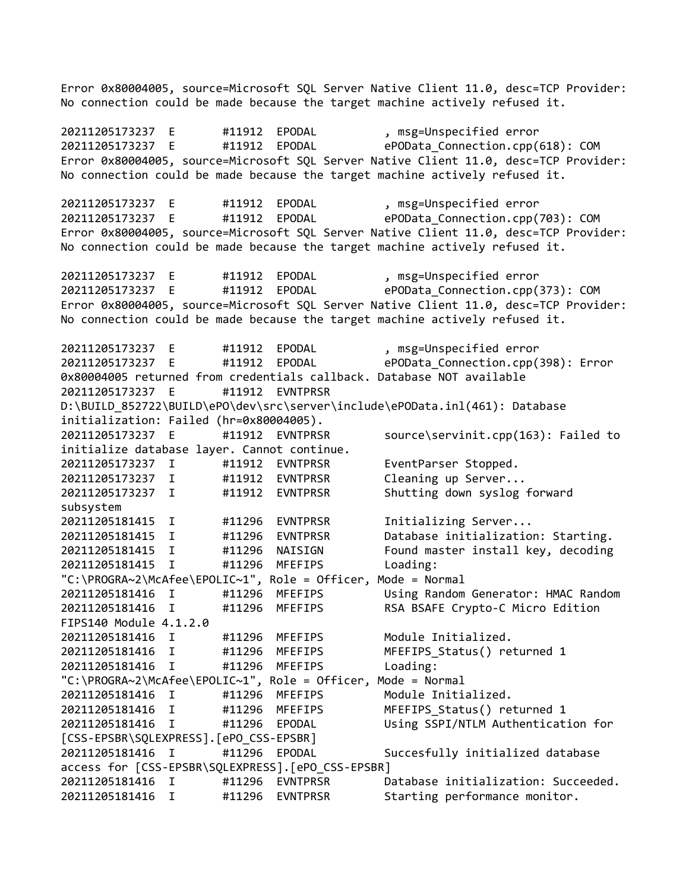```
Error 0x80004005, source=Microsoft SQL Server Native Client 11.0, desc=TCP Provider:
No connection could be made because the target machine actively refused it.

20211205173237  E       #11912  EPODAL          , msg=Unspecified error
20211205173237  E       #11912  EPODAL          ePOData_Connection.cpp(618): COM
Error 0x80004005, source=Microsoft SQL Server Native Client 11.0, desc=TCP Provider:
No connection could be made because the target machine actively refused it.

20211205173237  E       #11912  EPODAL          , msg=Unspecified error
20211205173237  E       #11912  EPODAL          ePOData_Connection.cpp(703): COM
Error 0x80004005, source=Microsoft SQL Server Native Client 11.0, desc=TCP Provider:
No connection could be made because the target machine actively refused it.

20211205173237  E       #11912  EPODAL          , msg=Unspecified error
20211205173237  E       #11912  EPODAL          ePOData_Connection.cpp(373): COM
Error 0x80004005, source=Microsoft SQL Server Native Client 11.0, desc=TCP Provider:
No connection could be made because the target machine actively refused it.

20211205173237  E       #11912  EPODAL          , msg=Unspecified error
20211205173237  E       #11912  EPODAL          ePOData_Connection.cpp(398): Error
0x80004005 returned from credentials callback. Database NOT available
20211205173237  E       #11912  EVNTPRSR
D:\BUILD_852722\BUILD\ePO\dev\src\server\include\ePOData.inl(461): Database
initialization: Failed (hr=0x80004005).
20211205173237  E       #11912  EVNTPRSR        source\servinit.cpp(163): Failed to
initialize database layer. Cannot continue.
20211205173237  I       #11912  EVNTPRSR        EventParser Stopped.
20211205173237  I       #11912  EVNTPRSR        Cleaning up Server...
20211205173237  I       #11912  EVNTPRSR        Shutting down syslog forward
subsystem
20211205181415  I       #11296  EVNTPRSR        Initializing Server...
20211205181415  I       #11296  EVNTPRSR        Database initialization: Starting.
20211205181415  I       #11296  NAISIGN         Found master install key, decoding
20211205181415  I       #11296  MFEFIPS         Loading:
"C:\PROGRA~2\McAfee\EPOLIC~1", Role = Officer, Mode = Normal
20211205181416  I       #11296  MFEFIPS         Using Random Generator: HMAC Random
20211205181416  I       #11296  MFEFIPS         RSA BSAFE Crypto-C Micro Edition
FIPS140 Module 4.1.2.0
20211205181416  I       #11296  MFEFIPS         Module Initialized.
20211205181416  I       #11296  MFEFIPS         MFEFIPS_Status() returned 1
20211205181416  I       #11296  MFEFIPS         Loading:
"C:\PROGRA~2\McAfee\EPOLIC~1", Role = Officer, Mode = Normal
20211205181416  I       #11296  MFEFIPS         Module Initialized.
20211205181416  I       #11296  MFEFIPS         MFEFIPS_Status() returned 1
20211205181416  I       #11296  EPODAL          Using SSPI/NTLM Authentication for
[CSS-EPSBR\SQLEXPRESS].[ePO_CSS-EPSBR]
20211205181416  I       #11296  EPODAL          Succesfully initialized database
access for [CSS-EPSBR\SQLEXPRESS].[ePO_CSS-EPSBR]
20211205181416  I       #11296  EVNTPRSR        Database initialization: Succeeded.
20211205181416  I       #11296  EVNTPRSR        Starting performance monitor.
```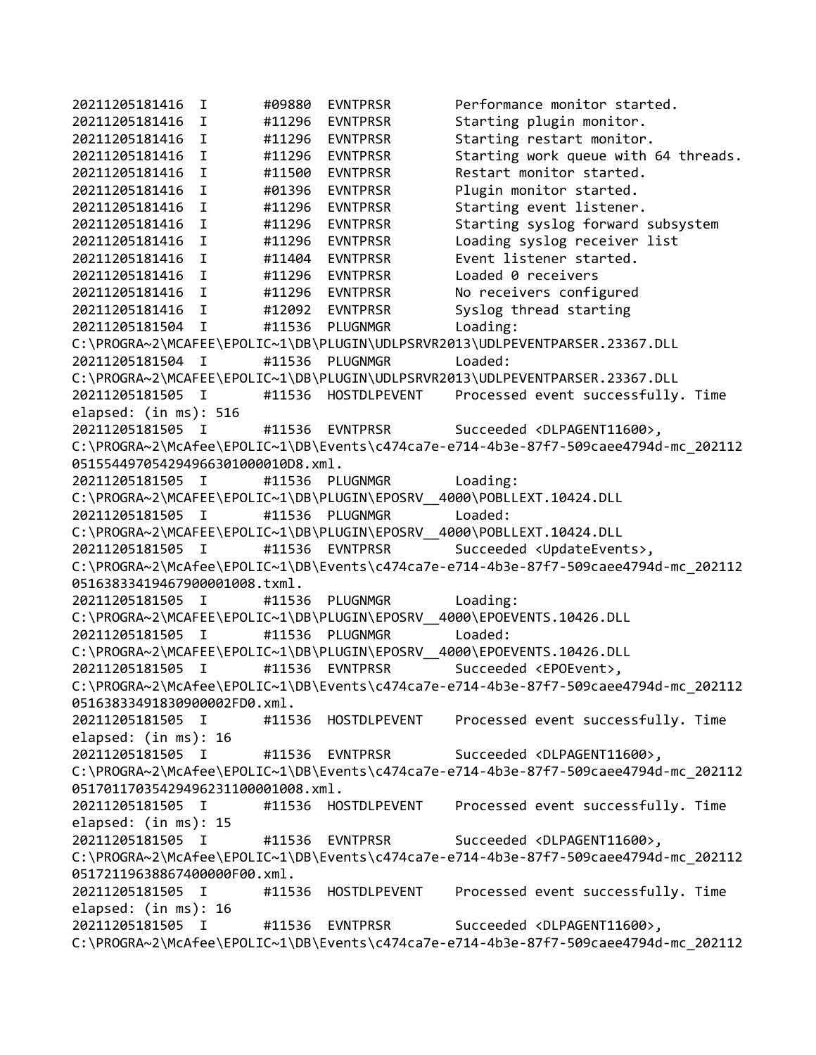```
20211205181416  I       #09880  EVNTPRSR        Performance monitor started.
20211205181416  I       #11296  EVNTPRSR        Starting plugin monitor.
20211205181416  I       #11296  EVNTPRSR        Starting restart monitor.
20211205181416  I       #11296  EVNTPRSR        Starting work queue with 64 threads.
20211205181416  I       #11500  EVNTPRSR        Restart monitor started.
20211205181416  I       #01396  EVNTPRSR        Plugin monitor started.
20211205181416  I       #11296  EVNTPRSR        Starting event listener.
20211205181416  I       #11296  EVNTPRSR        Starting syslog forward subsystem
20211205181416  I       #11296  EVNTPRSR        Loading syslog receiver list
20211205181416  I       #11404  EVNTPRSR        Event listener started.
20211205181416  I       #11296  EVNTPRSR        Loaded 0 receivers
20211205181416  I       #11296  EVNTPRSR        No receivers configured
20211205181416  I       #12092  EVNTPRSR        Syslog thread starting
20211205181504  I       #11536  PLUGNMGR        Loading:
C:\PROGRA~2\MCAFEE\EPOLIC~1\DB\PLUGIN\UDLPSRVR2013\UDLPEVENTPARSER.23367.DLL
20211205181504  I       #11536  PLUGNMGR        Loaded:
C:\PROGRA~2\MCAFEE\EPOLIC~1\DB\PLUGIN\UDLPSRVR2013\UDLPEVENTPARSER.23367.DLL
20211205181505  I       #11536  HOSTDLPEVENT    Processed event successfully. Time
elapsed: (in ms): 516
20211205181505  I       #11536  EVNTPRSR        Succeeded <DLPAGENT11600>,
C:\PROGRA~2\McAfee\EPOLIC~1\DB\Events\c474ca7e-e714-4b3e-87f7-509caee4794d-mc_202112
0515544970542949663010000010D8.xml.
20211205181505  I       #11536  PLUGNMGR        Loading:
C:\PROGRA~2\MCAFEE\EPOLIC~1\DB\PLUGIN\EPOSRV__4000\POBLLEXT.10424.DLL
20211205181505  I       #11536  PLUGNMGR        Loaded:
C:\PROGRA~2\MCAFEE\EPOLIC~1\DB\PLUGIN\EPOSRV__4000\POBLLEXT.10424.DLL
20211205181505  I       #11536  EVNTPRSR        Succeeded <UpdateEvents>,
C:\PROGRA~2\McAfee\EPOLIC~1\DB\Events\c474ca7e-e714-4b3e-87f7-509caee4794d-mc_202112
0516383341946790000l008.txml.
20211205181505  I       #11536  PLUGNMGR        Loading:
C:\PROGRA~2\MCAFEE\EPOLIC~1\DB\PLUGIN\EPOSRV__4000\EPOEVENTS.10426.DLL
20211205181505  I       #11536  PLUGNMGR        Loaded:
C:\PROGRA~2\MCAFEE\EPOLIC~1\DB\PLUGIN\EPOSRV__4000\EPOEVENTS.10426.DLL
20211205181505  I       #11536  EVNTPRSR        Succeeded <EPOEvent>,
C:\PROGRA~2\McAfee\EPOLIC~1\DB\Events\c474ca7e-e714-4b3e-87f7-509caee4794d-mc_202112
0516383349183090000 2FD0.xml.
20211205181505  I       #11536  HOSTDLPEVENT    Processed event successfully. Time
elapsed: (in ms): 16
20211205181505  I       #11536  EVNTPRSR        Succeeded <DLPAGENT11600>,
C:\PROGRA~2\McAfee\EPOLIC~1\DB\Events\c474ca7e-e714-4b3e-87f7-509caee4794d-mc_202112
051701170354294962311000001008.xml.
20211205181505  I       #11536  HOSTDLPEVENT    Processed event successfully. Time
elapsed: (in ms): 15
20211205181505  I       #11536  EVNTPRSR        Succeeded <DLPAGENT11600>,
C:\PROGRA~2\McAfee\EPOLIC~1\DB\Events\c474ca7e-e714-4b3e-87f7-509caee4794d-mc_202112
0517211963886740000 0F00.xml.
20211205181505  I       #11536  HOSTDLPEVENT    Processed event successfully. Time
elapsed: (in ms): 16
20211205181505  I       #11536  EVNTPRSR        Succeeded <DLPAGENT11600>,
C:\PROGRA~2\McAfee\EPOLIC~1\DB\Events\c474ca7e-e714-4b3e-87f7-509caee4794d-mc_202112
```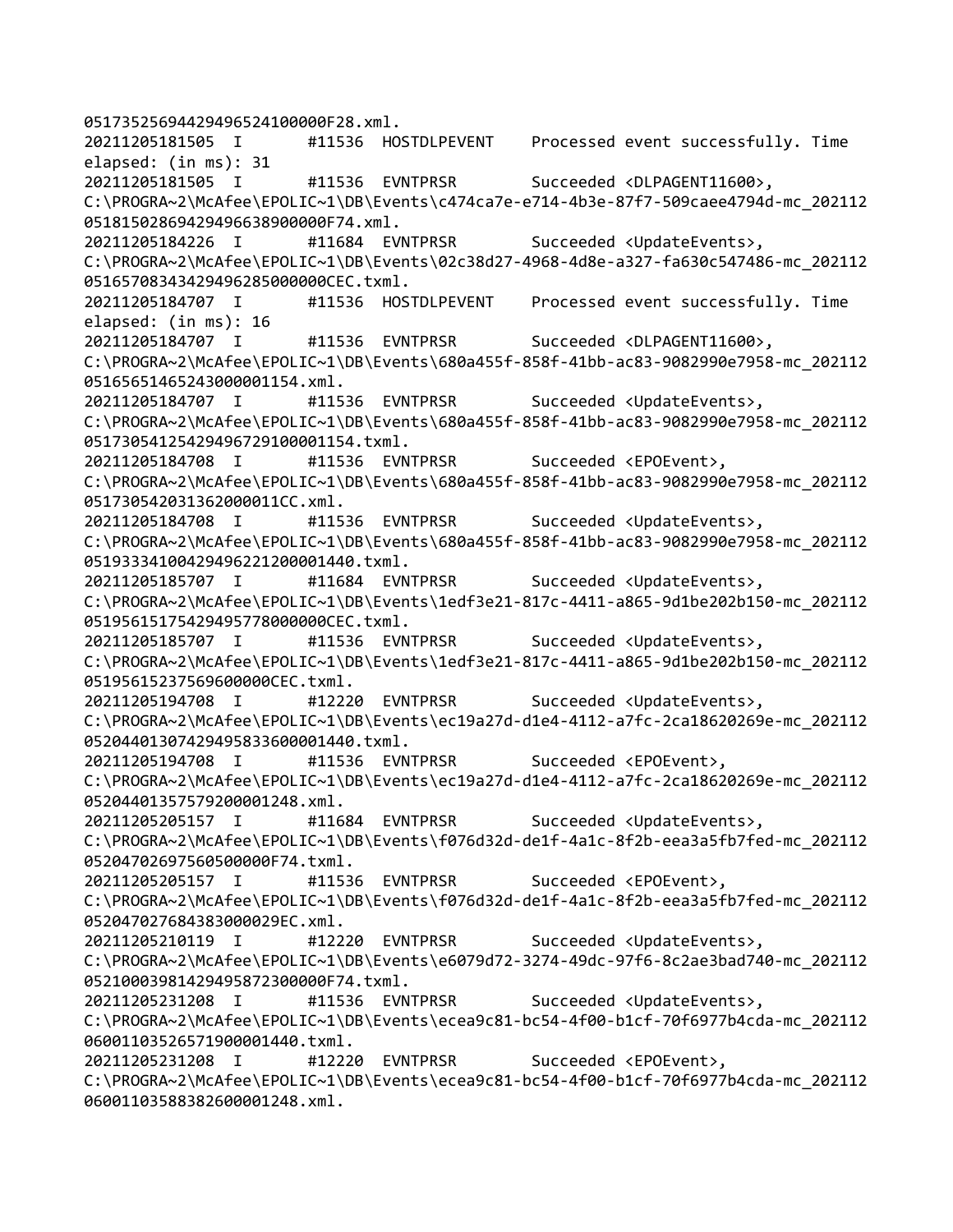051735256944294965241000000F28.xml.
20211205181505  I       #11536  HOSTDLPEVENT    Processed event successfully. Time
elapsed: (in ms): 31
20211205181505  I       #11536  EVNTPRSR        Succeeded <DLPAGENT11600>,
C:\PROGRA~2\McAfee\EPOLIC~1\DB\Events\c474ca7e-e714-4b3e-87f7-509caee4794d-mc_202112
0518150286942949663890000000F74.xml.
20211205184226  I       #11684  EVNTPRSR        Succeeded <UpdateEvents>,
C:\PROGRA~2\McAfee\EPOLIC~1\DB\Events\02c38d27-4968-4d8e-a327-fa630c547486-mc_202112
05165708343429496285000000CEC.txml.
20211205184707  I       #11536  HOSTDLPEVENT    Processed event successfully. Time
elapsed: (in ms): 16
20211205184707  I       #11536  EVNTPRSR        Succeeded <DLPAGENT11600>,
C:\PROGRA~2\McAfee\EPOLIC~1\DB\Events\680a455f-858f-41bb-ac83-9082990e7958-mc_202112
0516565146524300000 1154.xml.
20211205184707  I       #11536  EVNTPRSR        Succeeded <UpdateEvents>,
C:\PROGRA~2\McAfee\EPOLIC~1\DB\Events\680a455f-858f-41bb-ac83-9082990e7958-mc_202112
0517305412542949672910000 1154.txml.
20211205184708  I       #11536  EVNTPRSR        Succeeded <EPOEvent>,
C:\PROGRA~2\McAfee\EPOLIC~1\DB\Events\680a455f-858f-41bb-ac83-9082990e7958-mc_202112
051730542031362000011CC.xml.
20211205184708  I       #11536  EVNTPRSR        Succeeded <UpdateEvents>,
C:\PROGRA~2\McAfee\EPOLIC~1\DB\Events\680a455f-858f-41bb-ac83-9082990e7958-mc_202112
0519333410042949622120000 1440.txml.
20211205185707  I       #11684  EVNTPRSR        Succeeded <UpdateEvents>,
C:\PROGRA~2\McAfee\EPOLIC~1\DB\Events\1edf3e21-817c-4411-a865-9d1be202b150-mc_202112
051956151754294957780000000CEC.txml.
20211205185707  I       #11536  EVNTPRSR        Succeeded <UpdateEvents>,
C:\PROGRA~2\McAfee\EPOLIC~1\DB\Events\1edf3e21-817c-4411-a865-9d1be202b150-mc_202112
0519561523756960000 0CEC.txml.
20211205194708  I       #12220  EVNTPRSR        Succeeded <UpdateEvents>,
C:\PROGRA~2\McAfee\EPOLIC~1\DB\Events\ec19a27d-d1e4-4112-a7fc-2ca18620269e-mc_202112
0520440130742949583360000 1440.txml.
20211205194708  I       #11536  EVNTPRSR        Succeeded <EPOEvent>,
C:\PROGRA~2\McAfee\EPOLIC~1\DB\Events\ec19a27d-d1e4-4112-a7fc-2ca18620269e-mc_202112
05204401357579200001248.xml.
20211205205157  I       #11684  EVNTPRSR        Succeeded <UpdateEvents>,
C:\PROGRA~2\McAfee\EPOLIC~1\DB\Events\f076d32d-de1f-4a1c-8f2b-eea3a5fb7fed-mc_202112
0520470269756050000 0F74.txml.
20211205205157  I       #11536  EVNTPRSR        Succeeded <EPOEvent>,
C:\PROGRA~2\McAfee\EPOLIC~1\DB\Events\f076d32d-de1f-4a1c-8f2b-eea3a5fb7fed-mc_202112
052047027684383000029EC.xml.
20211205210119  I       #12220  EVNTPRSR        Succeeded <UpdateEvents>,
C:\PROGRA~2\McAfee\EPOLIC~1\DB\Events\e6079d72-3274-49dc-97f6-8c2ae3bad740-mc_202112
052100039814294958723000000F74.txml.
20211205231208  I       #11536  EVNTPRSR        Succeeded <UpdateEvents>,
C:\PROGRA~2\McAfee\EPOLIC~1\DB\Events\ecea9c81-bc54-4f00-b1cf-70f6977b4cda-mc_202112
0600110352657190000 1440.txml.
20211205231208  I       #12220  EVNTPRSR        Succeeded <EPOEvent>,
C:\PROGRA~2\McAfee\EPOLIC~1\DB\Events\ecea9c81-bc54-4f00-b1cf-70f6977b4cda-mc_202112
06001103588382600001248.xml.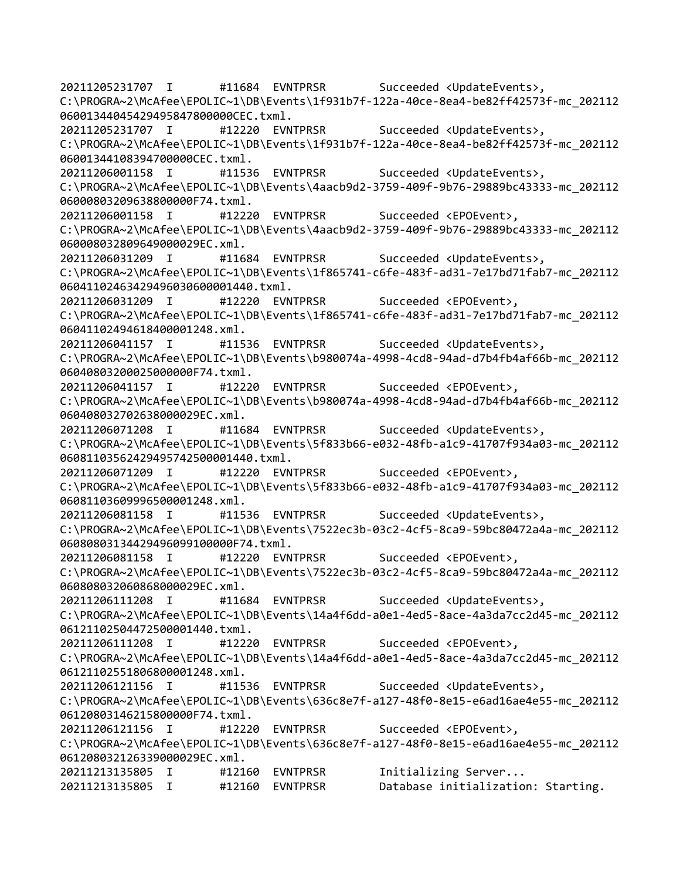```
20211205231707  I       #11684  EVNTPRSR        Succeeded <UpdateEvents>,
C:\PROGRA~2\McAfee\EPOLIC~1\DB\Events\1f931b7f-122a-40ce-8ea4-be82ff42573f-mc_202112
0600134404542949584780000CEC.txml.
20211205231707  I       #12220  EVNTPRSR        Succeeded <UpdateEvents>,
C:\PROGRA~2\McAfee\EPOLIC~1\DB\Events\1f931b7f-122a-40ce-8ea4-be82ff42573f-mc_202112
06001344108394700000CEC.txml.
20211206001158  I       #11536  EVNTPRSR        Succeeded <UpdateEvents>,
C:\PROGRA~2\McAfee\EPOLIC~1\DB\Events\4aacb9d2-3759-409f-9b76-29889bc43333-mc_202112
0600080320963880000F74.txml.
20211206001158  I       #12220  EVNTPRSR        Succeeded <EPOEvent>,
C:\PROGRA~2\McAfee\EPOLIC~1\DB\Events\4aacb9d2-3759-409f-9b76-29889bc43333-mc_202112
060008032809649000029EC.xml.
20211206031209  I       #11684  EVNTPRSR        Succeeded <UpdateEvents>,
C:\PROGRA~2\McAfee\EPOLIC~1\DB\Events\1f865741-c6fe-483f-ad31-7e17bd71fab7-mc_202112
060411024634294960306000001440.txml.
20211206031209  I       #12220  EVNTPRSR        Succeeded <EPOEvent>,
C:\PROGRA~2\McAfee\EPOLIC~1\DB\Events\1f865741-c6fe-483f-ad31-7e17bd71fab7-mc_202112
0604110249461840001248.xml.
20211206041157  I       #11536  EVNTPRSR        Succeeded <UpdateEvents>,
C:\PROGRA~2\McAfee\EPOLIC~1\DB\Events\b980074a-4998-4cd8-94ad-d7b4fb4af66b-mc_202112
0604080320002500000F74.txml.
20211206041157  I       #12220  EVNTPRSR        Succeeded <EPOEvent>,
C:\PROGRA~2\McAfee\EPOLIC~1\DB\Events\b980074a-4998-4cd8-94ad-d7b4fb4af66b-mc_202112
060408032702638000029EC.xml.
20211206071208  I       #11684  EVNTPRSR        Succeeded <UpdateEvents>,
C:\PROGRA~2\McAfee\EPOLIC~1\DB\Events\5f833b66-e032-48fb-a1c9-41707f934a03-mc_202112
0608110356242949574250001440.txml.
20211206071209  I       #12220  EVNTPRSR        Succeeded <EPOEvent>,
C:\PROGRA~2\McAfee\EPOLIC~1\DB\Events\5f833b66-e032-48fb-a1c9-41707f934a03-mc_202112
0608110360999650001248.xml.
20211206081158  I       #11536  EVNTPRSR        Succeeded <UpdateEvents>,
C:\PROGRA~2\McAfee\EPOLIC~1\DB\Events\7522ec3b-03c2-4cf5-8ca9-59bc80472a4a-mc_202112
06080803134429496099100000F74.txml.
20211206081158  I       #12220  EVNTPRSR        Succeeded <EPOEvent>,
C:\PROGRA~2\McAfee\EPOLIC~1\DB\Events\7522ec3b-03c2-4cf5-8ca9-59bc80472a4a-mc_202112
060808032060868000029EC.xml.
20211206111208  I       #11684  EVNTPRSR        Succeeded <UpdateEvents>,
C:\PROGRA~2\McAfee\EPOLIC~1\DB\Events\14a4f6dd-a0e1-4ed5-8ace-4a3da7cc2d45-mc_202112
0612110250447250001440.txml.
20211206111208  I       #12220  EVNTPRSR        Succeeded <EPOEvent>,
C:\PROGRA~2\McAfee\EPOLIC~1\DB\Events\14a4f6dd-a0e1-4ed5-8ace-4a3da7cc2d45-mc_202112
0612110255180680001248.xml.
20211206121156  I       #11536  EVNTPRSR        Succeeded <UpdateEvents>,
C:\PROGRA~2\McAfee\EPOLIC~1\DB\Events\636c8e7f-a127-48f0-8e15-e6ad16ae4e55-mc_202112
0612080314621580000F74.txml.
20211206121156  I       #12220  EVNTPRSR        Succeeded <EPOEvent>,
C:\PROGRA~2\McAfee\EPOLIC~1\DB\Events\636c8e7f-a127-48f0-8e15-e6ad16ae4e55-mc_202112
061208032126339000029EC.xml.
20211213135805  I       #12160  EVNTPRSR        Initializing Server...
20211213135805  I       #12160  EVNTPRSR        Database initialization: Starting.
```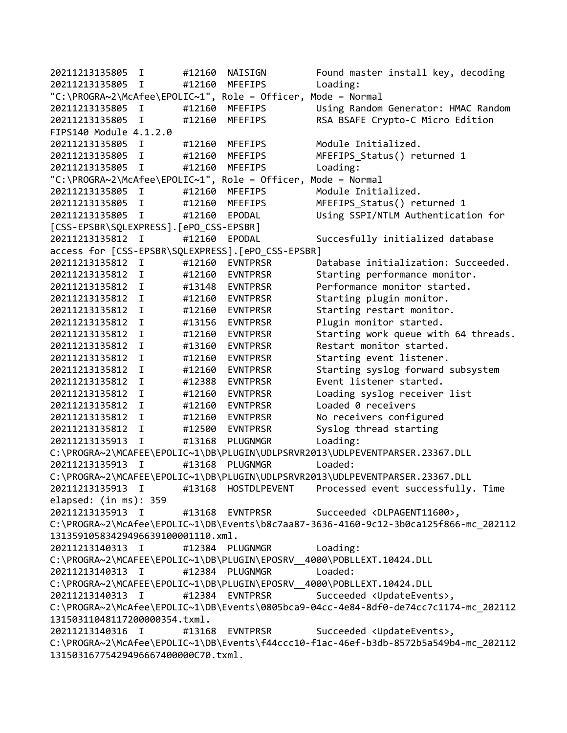```
20211213135805  I       #12160  NAISIGN         Found master install key, decoding
20211213135805  I       #12160  MFEFIPS         Loading:
"C:\PROGRA~2\McAfee\EPOLIC~1", Role = Officer, Mode = Normal
20211213135805  I       #12160  MFEFIPS         Using Random Generator: HMAC Random
20211213135805  I       #12160  MFEFIPS         RSA BSAFE Crypto-C Micro Edition
FIPS140 Module 4.1.2.0
20211213135805  I       #12160  MFEFIPS         Module Initialized.
20211213135805  I       #12160  MFEFIPS         MFEFIPS_Status() returned 1
20211213135805  I       #12160  MFEFIPS         Loading:
"C:\PROGRA~2\McAfee\EPOLIC~1", Role = Officer, Mode = Normal
20211213135805  I       #12160  MFEFIPS         Module Initialized.
20211213135805  I       #12160  MFEFIPS         MFEFIPS_Status() returned 1
20211213135805  I       #12160  EPODAL          Using SSPI/NTLM Authentication for
[CSS-EPSBR\SQLEXPRESS].[ePO_CSS-EPSBR]
20211213135812  I       #12160  EPODAL          Succesfully initialized database
access for [CSS-EPSBR\SQLEXPRESS].[ePO_CSS-EPSBR]
20211213135812  I       #12160  EVNTPRSR        Database initialization: Succeeded.
20211213135812  I       #12160  EVNTPRSR        Starting performance monitor.
20211213135812  I       #13148  EVNTPRSR        Performance monitor started.
20211213135812  I       #12160  EVNTPRSR        Starting plugin monitor.
20211213135812  I       #12160  EVNTPRSR        Starting restart monitor.
20211213135812  I       #13156  EVNTPRSR        Plugin monitor started.
20211213135812  I       #12160  EVNTPRSR        Starting work queue with 64 threads.
20211213135812  I       #13160  EVNTPRSR        Restart monitor started.
20211213135812  I       #12160  EVNTPRSR        Starting event listener.
20211213135812  I       #12160  EVNTPRSR        Starting syslog forward subsystem
20211213135812  I       #12388  EVNTPRSR        Event listener started.
20211213135812  I       #12160  EVNTPRSR        Loading syslog receiver list
20211213135812  I       #12160  EVNTPRSR        Loaded 0 receivers
20211213135812  I       #12160  EVNTPRSR        No receivers configured
20211213135812  I       #12500  EVNTPRSR        Syslog thread starting
20211213135913  I       #13168  PLUGNMGR        Loading:
C:\PROGRA~2\MCAFEE\EPOLIC~1\DB\PLUGIN\UDLPSRVR2013\UDLPEVENTPARSER.23367.DLL
20211213135913  I       #13168  PLUGNMGR        Loaded:
C:\PROGRA~2\MCAFEE\EPOLIC~1\DB\PLUGIN\UDLPSRVR2013\UDLPEVENTPARSER.23367.DLL
20211213135913  I       #13168  HOSTDLPEVENT    Processed event successfully. Time
elapsed: (in ms): 359
20211213135913  I       #13168  EVNTPRSR        Succeeded <DLPAGENT11600>,
C:\PROGRA~2\McAfee\EPOLIC~1\DB\Events\b8c7aa87-3636-4160-9c12-3b0ca125f866-mc_202112
13135910583429496639100001110.xml.
20211213140313  I       #12384  PLUGNMGR        Loading:
C:\PROGRA~2\MCAFEE\EPOLIC~1\DB\PLUGIN\EPOSRV__4000\POBLLEXT.10424.DLL
20211213140313  I       #12384  PLUGNMGR        Loaded:
C:\PROGRA~2\MCAFEE\EPOLIC~1\DB\PLUGIN\EPOSRV__4000\POBLLEXT.10424.DLL
20211213140313  I       #12384  EVNTPRSR        Succeeded <UpdateEvents>,
C:\PROGRA~2\McAfee\EPOLIC~1\DB\Events\0805bca9-04cc-4e84-8df0-de74cc7c1174-mc_202112
1315031104811720000354.txml.
20211213140316  I       #13168  EVNTPRSR        Succeeded <UpdateEvents>,
C:\PROGRA~2\McAfee\EPOLIC~1\DB\Events\f44ccc10-f1ac-46ef-b3db-8572b5a549b4-mc_202112
13150316775429496667400000C70.txml.
```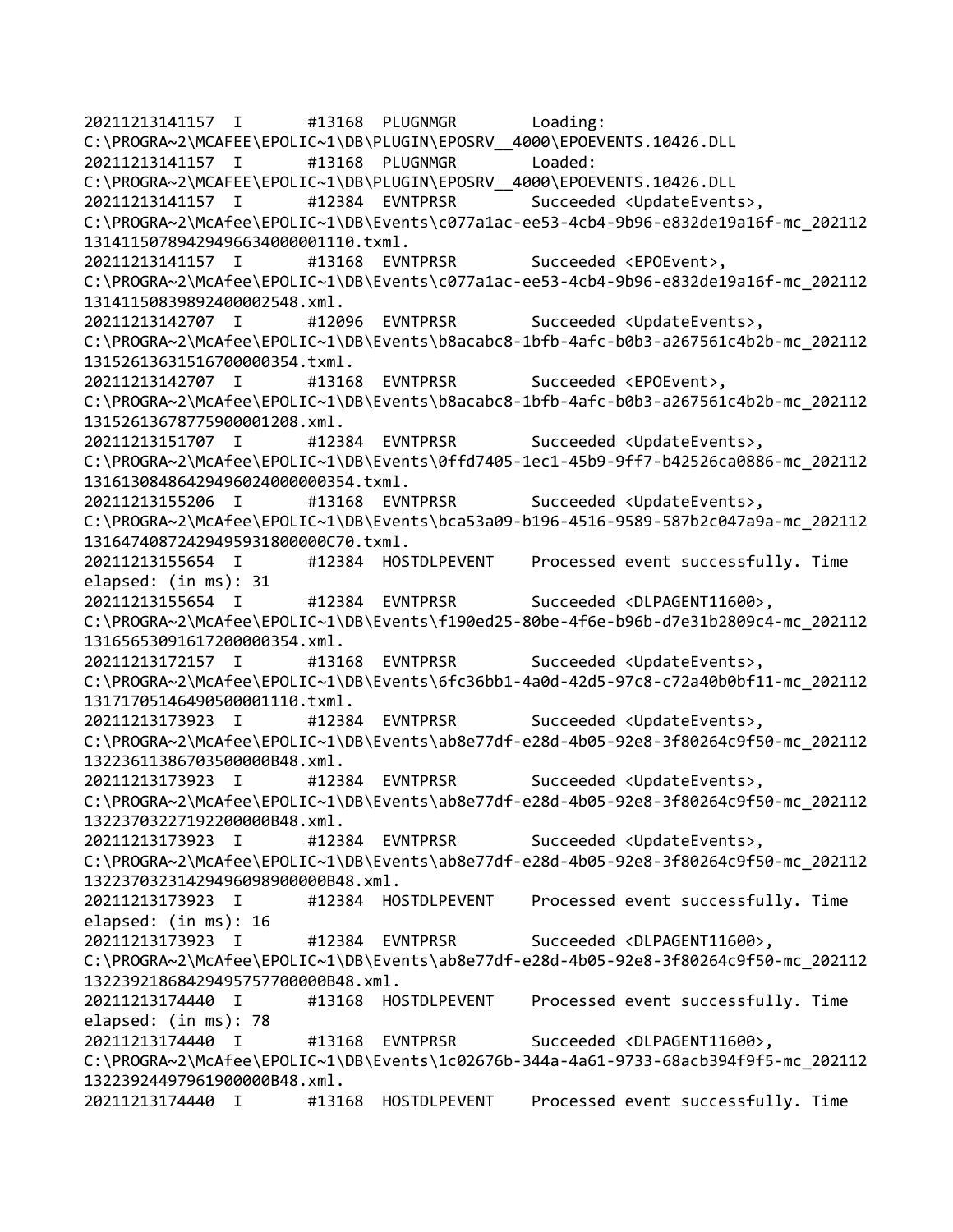```
20211213141157  I       #13168  PLUGNMGR        Loading:
C:\PROGRA~2\MCAFEE\EPOLIC~1\DB\PLUGIN\EPOSRV__4000\EPOEVENTS.10426.DLL
20211213141157  I       #13168  PLUGNMGR        Loaded:
C:\PROGRA~2\MCAFEE\EPOLIC~1\DB\PLUGIN\EPOSRV__4000\EPOEVENTS.10426.DLL
20211213141157  I       #12384  EVNTPRSR        Succeeded <UpdateEvents>,
C:\PROGRA~2\McAfee\EPOLIC~1\DB\Events\c077a1ac-ee53-4cb4-9b96-e832de19a16f-mc_202112
13141150789429496634000001110.txml.
20211213141157  I       #13168  EVNTPRSR        Succeeded <EPOEvent>,
C:\PROGRA~2\McAfee\EPOLIC~1\DB\Events\c077a1ac-ee53-4cb4-9b96-e832de19a16f-mc_202112
1314115083989240002548.xml.
20211213142707  I       #12096  EVNTPRSR        Succeeded <UpdateEvents>,
C:\PROGRA~2\McAfee\EPOLIC~1\DB\Events\b8acabc8-1bfb-4afc-b0b3-a267561c4b2b-mc_202112
1315261363151670000354.txml.
20211213142707  I       #13168  EVNTPRSR        Succeeded <EPOEvent>,
C:\PROGRA~2\McAfee\EPOLIC~1\DB\Events\b8acabc8-1bfb-4afc-b0b3-a267561c4b2b-mc_202112
1315261367877590001208.xml.
20211213151707  I       #12384  EVNTPRSR        Succeeded <UpdateEvents>,
C:\PROGRA~2\McAfee\EPOLIC~1\DB\Events\0ffd7405-1ec1-45b9-9ff7-b42526ca0886-mc_202112
13161308486429496024000000354.txml.
20211213155206  I       #13168  EVNTPRSR        Succeeded <UpdateEvents>,
C:\PROGRA~2\McAfee\EPOLIC~1\DB\Events\bca53a09-b196-4516-9589-587b2c047a9a-mc_202112
13164740872429495931800000C70.txml.
20211213155654  I       #12384  HOSTDLPEVENT    Processed event successfully. Time
elapsed: (in ms): 31
20211213155654  I       #12384  EVNTPRSR        Succeeded <DLPAGENT11600>,
C:\PROGRA~2\McAfee\EPOLIC~1\DB\Events\f190ed25-80be-4f6e-b96b-d7e31b2809c4-mc_202112
1316565309161720000354.xml.
20211213172157  I       #13168  EVNTPRSR        Succeeded <UpdateEvents>,
C:\PROGRA~2\McAfee\EPOLIC~1\DB\Events\6fc36bb1-4a0d-42d5-97c8-c72a40b0bf11-mc_202112
1317170514649050001110.txml.
20211213173923  I       #12384  EVNTPRSR        Succeeded <UpdateEvents>,
C:\PROGRA~2\McAfee\EPOLIC~1\DB\Events\ab8e77df-e28d-4b05-92e8-3f80264c9f50-mc_202112
1322361138670350000B48.xml.
20211213173923  I       #12384  EVNTPRSR        Succeeded <UpdateEvents>,
C:\PROGRA~2\McAfee\EPOLIC~1\DB\Events\ab8e77df-e28d-4b05-92e8-3f80264c9f50-mc_202112
1322370322719220000B48.xml.
20211213173923  I       #12384  EVNTPRSR        Succeeded <UpdateEvents>,
C:\PROGRA~2\McAfee\EPOLIC~1\DB\Events\ab8e77df-e28d-4b05-92e8-3f80264c9f50-mc_202112
13223703231429496098900000B48.xml.
20211213173923  I       #12384  HOSTDLPEVENT    Processed event successfully. Time
elapsed: (in ms): 16
20211213173923  I       #12384  EVNTPRSR        Succeeded <DLPAGENT11600>,
C:\PROGRA~2\McAfee\EPOLIC~1\DB\Events\ab8e77df-e28d-4b05-92e8-3f80264c9f50-mc_202112
13223921868429495757700000B48.xml.
20211213174440  I       #13168  HOSTDLPEVENT    Processed event successfully. Time
elapsed: (in ms): 78
20211213174440  I       #13168  EVNTPRSR        Succeeded <DLPAGENT11600>,
C:\PROGRA~2\McAfee\EPOLIC~1\DB\Events\1c02676b-344a-4a61-9733-68acb394f9f5-mc_202112
1322392449796190000B48.xml.
20211213174440  I       #13168  HOSTDLPEVENT    Processed event successfully. Time
```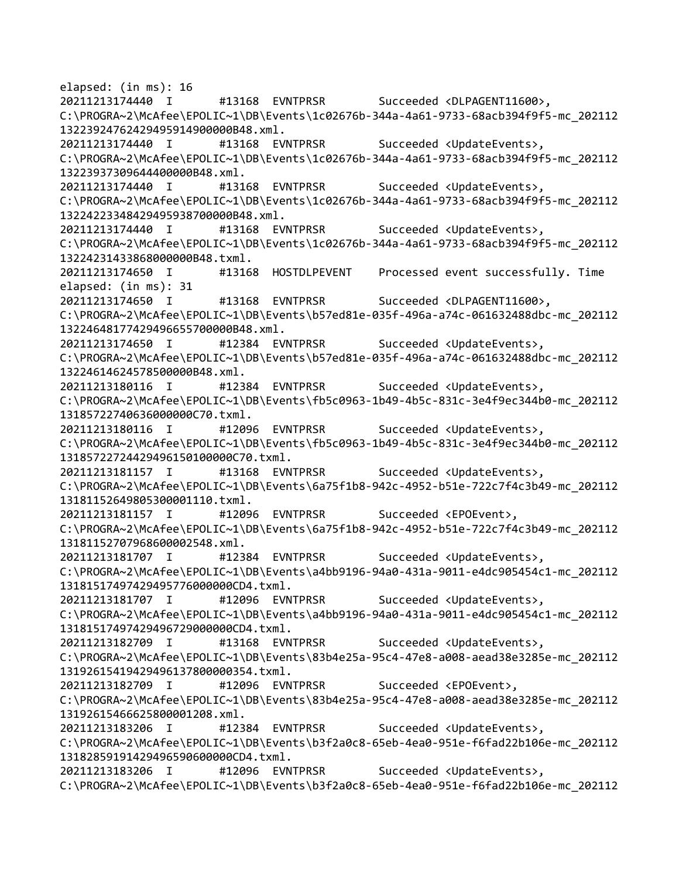```
elapsed: (in ms): 16
20211213174440  I       #13168  EVNTPRSR        Succeeded <DLPAGENT11600>,
C:\PROGRA~2\McAfee\EPOLIC~1\DB\Events\1c02676b-344a-4a61-9733-68acb394f9f5-mc_202112
132239247624294959149000000B48.xml.
20211213174440  I       #13168  EVNTPRSR        Succeeded <UpdateEvents>,
C:\PROGRA~2\McAfee\EPOLIC~1\DB\Events\1c02676b-344a-4a61-9733-68acb394f9f5-mc_202112
13223937309644400000B48.xml.
20211213174440  I       #13168  EVNTPRSR        Succeeded <UpdateEvents>,
C:\PROGRA~2\McAfee\EPOLIC~1\DB\Events\1c02676b-344a-4a61-9733-68acb394f9f5-mc_202112
132242233484294959387000000B48.xml.
20211213174440  I       #13168  EVNTPRSR        Succeeded <UpdateEvents>,
C:\PROGRA~2\McAfee\EPOLIC~1\DB\Events\1c02676b-344a-4a61-9733-68acb394f9f5-mc_202112
13224231433868000000B48.txml.
20211213174650  I       #13168  HOSTDLPEVENT    Processed event successfully. Time
elapsed: (in ms): 31
20211213174650  I       #13168  EVNTPRSR        Succeeded <DLPAGENT11600>,
C:\PROGRA~2\McAfee\EPOLIC~1\DB\Events\b57ed81e-035f-496a-a74c-061632488dbc-mc_202112
132246481774294966557000000B48.xml.
20211213174650  I       #12384  EVNTPRSR        Succeeded <UpdateEvents>,
C:\PROGRA~2\McAfee\EPOLIC~1\DB\Events\b57ed81e-035f-496a-a74c-061632488dbc-mc_202112
13224614624578500000B48.xml.
20211213180116  I       #12384  EVNTPRSR        Succeeded <UpdateEvents>,
C:\PROGRA~2\McAfee\EPOLIC~1\DB\Events\fb5c0963-1b49-4b5c-831c-3e4f9ec344b0-mc_202112
13185722740636000000C70.txml.
20211213180116  I       #12096  EVNTPRSR        Succeeded <UpdateEvents>,
C:\PROGRA~2\McAfee\EPOLIC~1\DB\Events\fb5c0963-1b49-4b5c-831c-3e4f9ec344b0-mc_202112
131857227244294961501000000C70.txml.
20211213181157  I       #13168  EVNTPRSR        Succeeded <UpdateEvents>,
C:\PROGRA~2\McAfee\EPOLIC~1\DB\Events\6a75f1b8-942c-4952-b51e-722c7f4c3b49-mc_202112
13181152649805300001110.txml.
20211213181157  I       #12096  EVNTPRSR        Succeeded <EPOEvent>,
C:\PROGRA~2\McAfee\EPOLIC~1\DB\Events\6a75f1b8-942c-4952-b51e-722c7f4c3b49-mc_202112
13181152707968600002548.xml.
20211213181707  I       #12384  EVNTPRSR        Succeeded <UpdateEvents>,
C:\PROGRA~2\McAfee\EPOLIC~1\DB\Events\a4bb9196-94a0-431a-9011-e4dc905454c1-mc_202112
131815174974294957760000000CD4.txml.
20211213181707  I       #12096  EVNTPRSR        Succeeded <UpdateEvents>,
C:\PROGRA~2\McAfee\EPOLIC~1\DB\Events\a4bb9196-94a0-431a-9011-e4dc905454c1-mc_202112
131815174974294967290000000CD4.txml.
20211213182709  I       #13168  EVNTPRSR        Succeeded <UpdateEvents>,
C:\PROGRA~2\McAfee\EPOLIC~1\DB\Events\83b4e25a-95c4-47e8-a008-aead38e3285e-mc_202112
131926154194294961378000000354.txml.
20211213182709  I       #12096  EVNTPRSR        Succeeded <EPOEvent>,
C:\PROGRA~2\McAfee\EPOLIC~1\DB\Events\83b4e25a-95c4-47e8-a008-aead38e3285e-mc_202112
13192615466625800001208.xml.
20211213183206  I       #12384  EVNTPRSR        Succeeded <UpdateEvents>,
C:\PROGRA~2\McAfee\EPOLIC~1\DB\Events\b3f2a0c8-65eb-4ea0-951e-f6fad22b106e-mc_202112
131828591914294965906000000CD4.txml.
20211213183206  I       #12096  EVNTPRSR        Succeeded <UpdateEvents>,
C:\PROGRA~2\McAfee\EPOLIC~1\DB\Events\b3f2a0c8-65eb-4ea0-951e-f6fad22b106e-mc_202112
```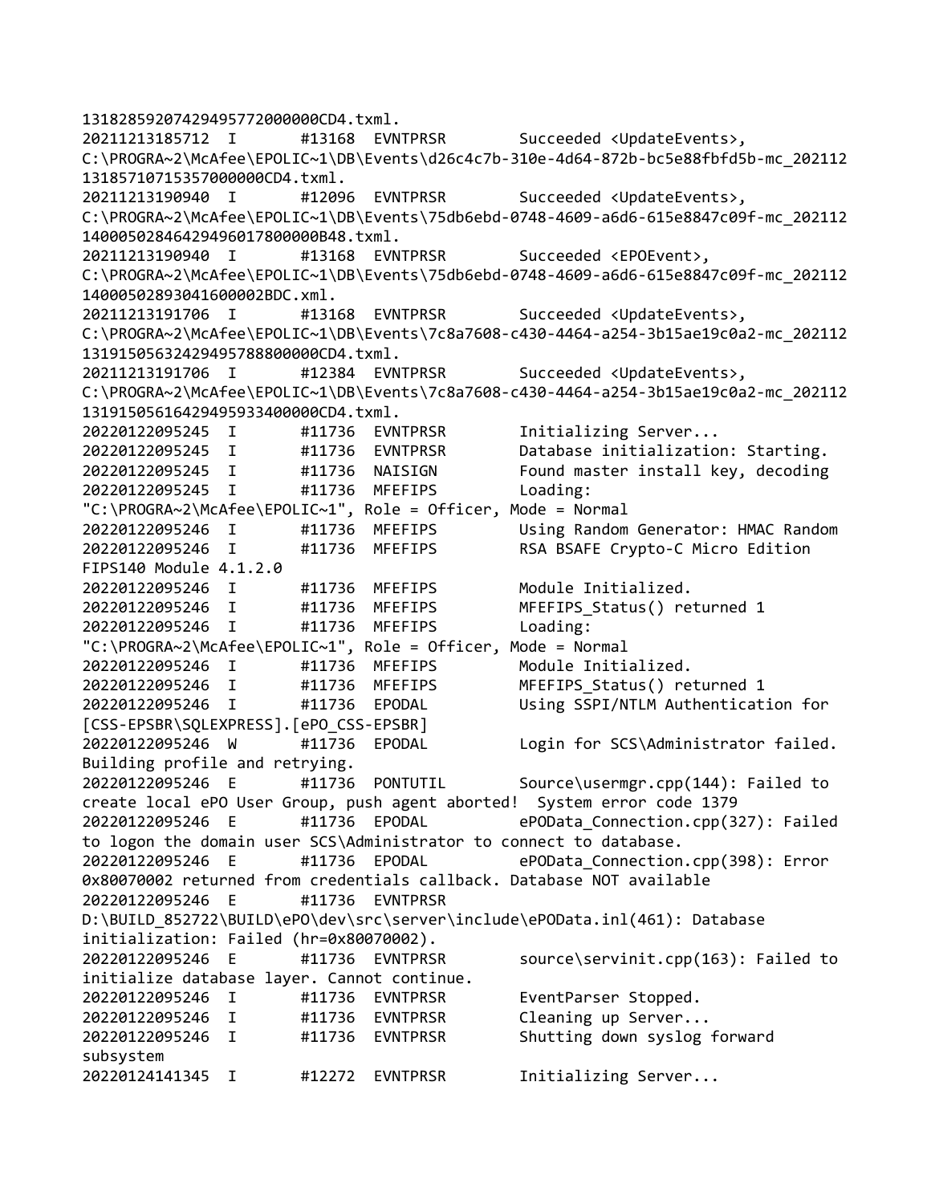```
13182859207429495772000000CD4.txml.
20211213185712  I       #13168  EVNTPRSR        Succeeded <UpdateEvents>,
C:\PROGRA~2\McAfee\EPOLIC~1\DB\Events\d26c4c7b-310e-4d64-872b-bc5e88fbfd5b-mc_202112
13185710715357000000CD4.txml.
20211213190940  I       #12096  EVNTPRSR        Succeeded <UpdateEvents>,
C:\PROGRA~2\McAfee\EPOLIC~1\DB\Events\75db6ebd-0748-4609-a6d6-615e8847c09f-mc_202112
14000502846429496017800000B48.txml.
20211213190940  I       #13168  EVNTPRSR        Succeeded <EPOEvent>,
C:\PROGRA~2\McAfee\EPOLIC~1\DB\Events\75db6ebd-0748-4609-a6d6-615e8847c09f-mc_202112
14000502893041600002BDC.xml.
20211213191706  I       #13168  EVNTPRSR        Succeeded <UpdateEvents>,
C:\PROGRA~2\McAfee\EPOLIC~1\DB\Events\7c8a7608-c430-4464-a254-3b15ae19c0a2-mc_202112
13191505632429495788800000CD4.txml.
20211213191706  I       #12384  EVNTPRSR        Succeeded <UpdateEvents>,
C:\PROGRA~2\McAfee\EPOLIC~1\DB\Events\7c8a7608-c430-4464-a254-3b15ae19c0a2-mc_202112
13191505616429495933400000CD4.txml.
20220122095245  I       #11736  EVNTPRSR        Initializing Server...
20220122095245  I       #11736  EVNTPRSR        Database initialization: Starting.
20220122095245  I       #11736  NAISIGN         Found master install key, decoding
20220122095245  I       #11736  MFEFIPS         Loading:
"C:\PROGRA~2\McAfee\EPOLIC~1", Role = Officer, Mode = Normal
20220122095246  I       #11736  MFEFIPS         Using Random Generator: HMAC Random
20220122095246  I       #11736  MFEFIPS         RSA BSAFE Crypto-C Micro Edition
FIPS140 Module 4.1.2.0
20220122095246  I       #11736  MFEFIPS         Module Initialized.
20220122095246  I       #11736  MFEFIPS         MFEFIPS_Status() returned 1
20220122095246  I       #11736  MFEFIPS         Loading:
"C:\PROGRA~2\McAfee\EPOLIC~1", Role = Officer, Mode = Normal
20220122095246  I       #11736  MFEFIPS         Module Initialized.
20220122095246  I       #11736  MFEFIPS         MFEFIPS_Status() returned 1
20220122095246  I       #11736  EPODAL          Using SSPI/NTLM Authentication for
[CSS-EPSBR\SQLEXPRESS].[ePO_CSS-EPSBR]
20220122095246  W       #11736  EPODAL          Login for SCS\Administrator failed.
Building profile and retrying.
20220122095246  E       #11736  PONTUTIL        Source\usermgr.cpp(144): Failed to
create local ePO User Group, push agent aborted!  System error code 1379
20220122095246  E       #11736  EPODAL          ePOData_Connection.cpp(327): Failed
to logon the domain user SCS\Administrator to connect to database.
20220122095246  E       #11736  EPODAL          ePOData_Connection.cpp(398): Error
0x80070002 returned from credentials callback. Database NOT available
20220122095246  E       #11736  EVNTPRSR
D:\BUILD_852722\BUILD\ePO\dev\src\server\include\ePOData.inl(461): Database
initialization: Failed (hr=0x80070002).
20220122095246  E       #11736  EVNTPRSR        source\servinit.cpp(163): Failed to
initialize database layer. Cannot continue.
20220122095246  I       #11736  EVNTPRSR        EventParser Stopped.
20220122095246  I       #11736  EVNTPRSR        Cleaning up Server...
20220122095246  I       #11736  EVNTPRSR        Shutting down syslog forward
subsystem
20220124141345  I       #12272  EVNTPRSR        Initializing Server...
```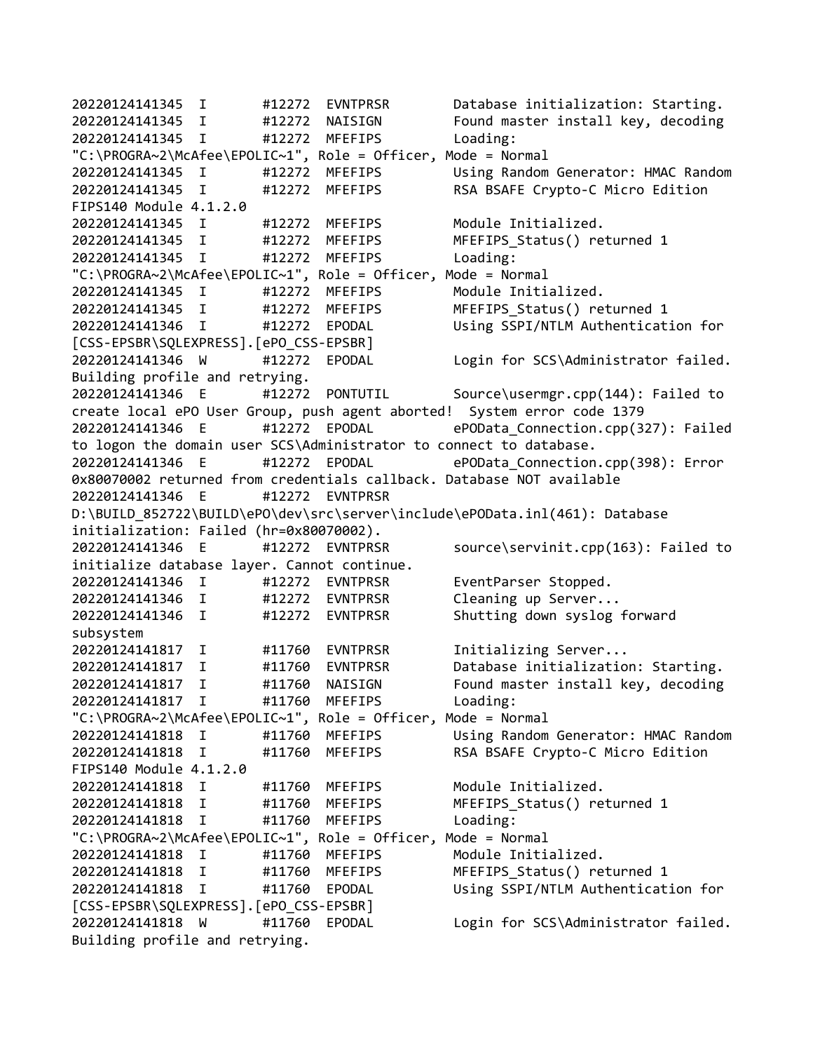```
20220124141345  I       #12272  EVNTPRSR        Database initialization: Starting.
20220124141345  I       #12272  NAISIGN         Found master install key, decoding
20220124141345  I       #12272  MFEFIPS         Loading:
"C:\PROGRA~2\McAfee\EPOLIC~1", Role = Officer, Mode = Normal
20220124141345  I       #12272  MFEFIPS         Using Random Generator: HMAC Random
20220124141345  I       #12272  MFEFIPS         RSA BSAFE Crypto-C Micro Edition
FIPS140 Module 4.1.2.0
20220124141345  I       #12272  MFEFIPS         Module Initialized.
20220124141345  I       #12272  MFEFIPS         MFEFIPS_Status() returned 1
20220124141345  I       #12272  MFEFIPS         Loading:
"C:\PROGRA~2\McAfee\EPOLIC~1", Role = Officer, Mode = Normal
20220124141345  I       #12272  MFEFIPS         Module Initialized.
20220124141345  I       #12272  MFEFIPS         MFEFIPS_Status() returned 1
20220124141346  I       #12272  EPODAL          Using SSPI/NTLM Authentication for
[CSS-EPSBR\SQLEXPRESS].[ePO_CSS-EPSBR]
20220124141346  W       #12272  EPODAL          Login for SCS\Administrator failed.
Building profile and retrying.
20220124141346  E       #12272  PONTUTIL        Source\usermgr.cpp(144): Failed to
create local ePO User Group, push agent aborted!  System error code 1379
20220124141346  E       #12272  EPODAL          ePOData_Connection.cpp(327): Failed
to logon the domain user SCS\Administrator to connect to database.
20220124141346  E       #12272  EPODAL          ePOData_Connection.cpp(398): Error
0x80070002 returned from credentials callback. Database NOT available
20220124141346  E       #12272  EVNTPRSR
D:\BUILD_852722\BUILD\ePO\dev\src\server\include\ePOData.inl(461): Database
initialization: Failed (hr=0x80070002).
20220124141346  E       #12272  EVNTPRSR        source\servinit.cpp(163): Failed to
initialize database layer. Cannot continue.
20220124141346  I       #12272  EVNTPRSR        EventParser Stopped.
20220124141346  I       #12272  EVNTPRSR        Cleaning up Server...
20220124141346  I       #12272  EVNTPRSR        Shutting down syslog forward
subsystem
20220124141817  I       #11760  EVNTPRSR        Initializing Server...
20220124141817  I       #11760  EVNTPRSR        Database initialization: Starting.
20220124141817  I       #11760  NAISIGN         Found master install key, decoding
20220124141817  I       #11760  MFEFIPS         Loading:
"C:\PROGRA~2\McAfee\EPOLIC~1", Role = Officer, Mode = Normal
20220124141818  I       #11760  MFEFIPS         Using Random Generator: HMAC Random
20220124141818  I       #11760  MFEFIPS         RSA BSAFE Crypto-C Micro Edition
FIPS140 Module 4.1.2.0
20220124141818  I       #11760  MFEFIPS         Module Initialized.
20220124141818  I       #11760  MFEFIPS         MFEFIPS_Status() returned 1
20220124141818  I       #11760  MFEFIPS         Loading:
"C:\PROGRA~2\McAfee\EPOLIC~1", Role = Officer, Mode = Normal
20220124141818  I       #11760  MFEFIPS         Module Initialized.
20220124141818  I       #11760  MFEFIPS         MFEFIPS_Status() returned 1
20220124141818  I       #11760  EPODAL          Using SSPI/NTLM Authentication for
[CSS-EPSBR\SQLEXPRESS].[ePO_CSS-EPSBR]
20220124141818  W       #11760  EPODAL          Login for SCS\Administrator failed.
Building profile and retrying.
```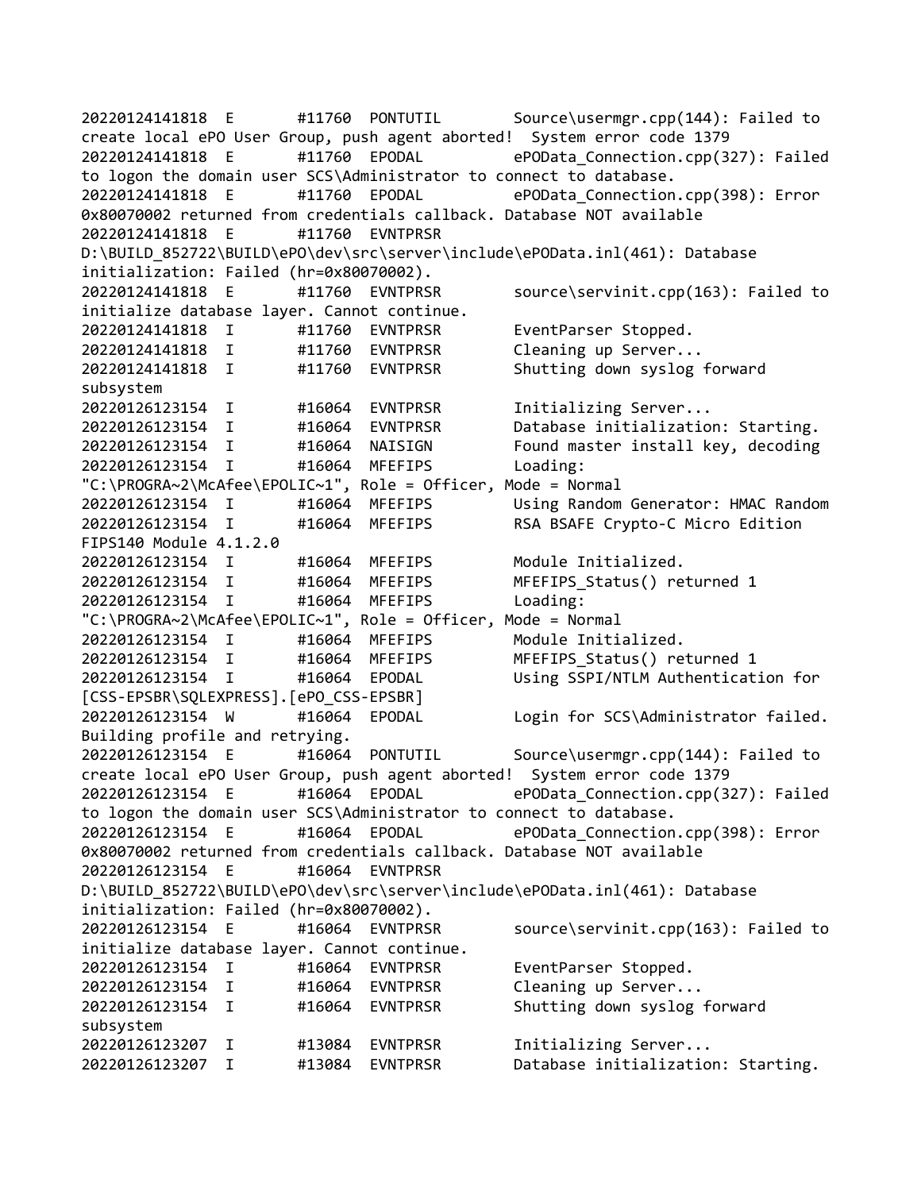```
20220124141818  E       #11760  PONTUTIL        Source\usermgr.cpp(144): Failed to
create local ePO User Group, push agent aborted!  System error code 1379
20220124141818  E       #11760  EPODAL          ePOData_Connection.cpp(327): Failed
to logon the domain user SCS\Administrator to connect to database.
20220124141818  E       #11760  EPODAL          ePOData_Connection.cpp(398): Error
0x80070002 returned from credentials callback. Database NOT available
20220124141818  E       #11760  EVNTPRSR
D:\BUILD_852722\BUILD\ePO\dev\src\server\include\ePOData.inl(461): Database
initialization: Failed (hr=0x80070002).
20220124141818  E       #11760  EVNTPRSR        source\servinit.cpp(163): Failed to
initialize database layer. Cannot continue.
20220124141818  I       #11760  EVNTPRSR        EventParser Stopped.
20220124141818  I       #11760  EVNTPRSR        Cleaning up Server...
20220124141818  I       #11760  EVNTPRSR        Shutting down syslog forward
subsystem
20220126123154  I       #16064  EVNTPRSR        Initializing Server...
20220126123154  I       #16064  EVNTPRSR        Database initialization: Starting.
20220126123154  I       #16064  NAISIGN         Found master install key, decoding
20220126123154  I       #16064  MFEFIPS         Loading:
"C:\PROGRA~2\McAfee\EPOLIC~1", Role = Officer, Mode = Normal
20220126123154  I       #16064  MFEFIPS         Using Random Generator: HMAC Random
20220126123154  I       #16064  MFEFIPS         RSA BSAFE Crypto-C Micro Edition
FIPS140 Module 4.1.2.0
20220126123154  I       #16064  MFEFIPS         Module Initialized.
20220126123154  I       #16064  MFEFIPS         MFEFIPS_Status() returned 1
20220126123154  I       #16064  MFEFIPS         Loading:
"C:\PROGRA~2\McAfee\EPOLIC~1", Role = Officer, Mode = Normal
20220126123154  I       #16064  MFEFIPS         Module Initialized.
20220126123154  I       #16064  MFEFIPS         MFEFIPS_Status() returned 1
20220126123154  I       #16064  EPODAL          Using SSPI/NTLM Authentication for
[CSS-EPSBR\SQLEXPRESS].[ePO_CSS-EPSBR]
20220126123154  W       #16064  EPODAL          Login for SCS\Administrator failed.
Building profile and retrying.
20220126123154  E       #16064  PONTUTIL        Source\usermgr.cpp(144): Failed to
create local ePO User Group, push agent aborted!  System error code 1379
20220126123154  E       #16064  EPODAL          ePOData_Connection.cpp(327): Failed
to logon the domain user SCS\Administrator to connect to database.
20220126123154  E       #16064  EPODAL          ePOData_Connection.cpp(398): Error
0x80070002 returned from credentials callback. Database NOT available
20220126123154  E       #16064  EVNTPRSR
D:\BUILD_852722\BUILD\ePO\dev\src\server\include\ePOData.inl(461): Database
initialization: Failed (hr=0x80070002).
20220126123154  E       #16064  EVNTPRSR        source\servinit.cpp(163): Failed to
initialize database layer. Cannot continue.
20220126123154  I       #16064  EVNTPRSR        EventParser Stopped.
20220126123154  I       #16064  EVNTPRSR        Cleaning up Server...
20220126123154  I       #16064  EVNTPRSR        Shutting down syslog forward
subsystem
20220126123207  I       #13084  EVNTPRSR        Initializing Server...
20220126123207  I       #13084  EVNTPRSR        Database initialization: Starting.
```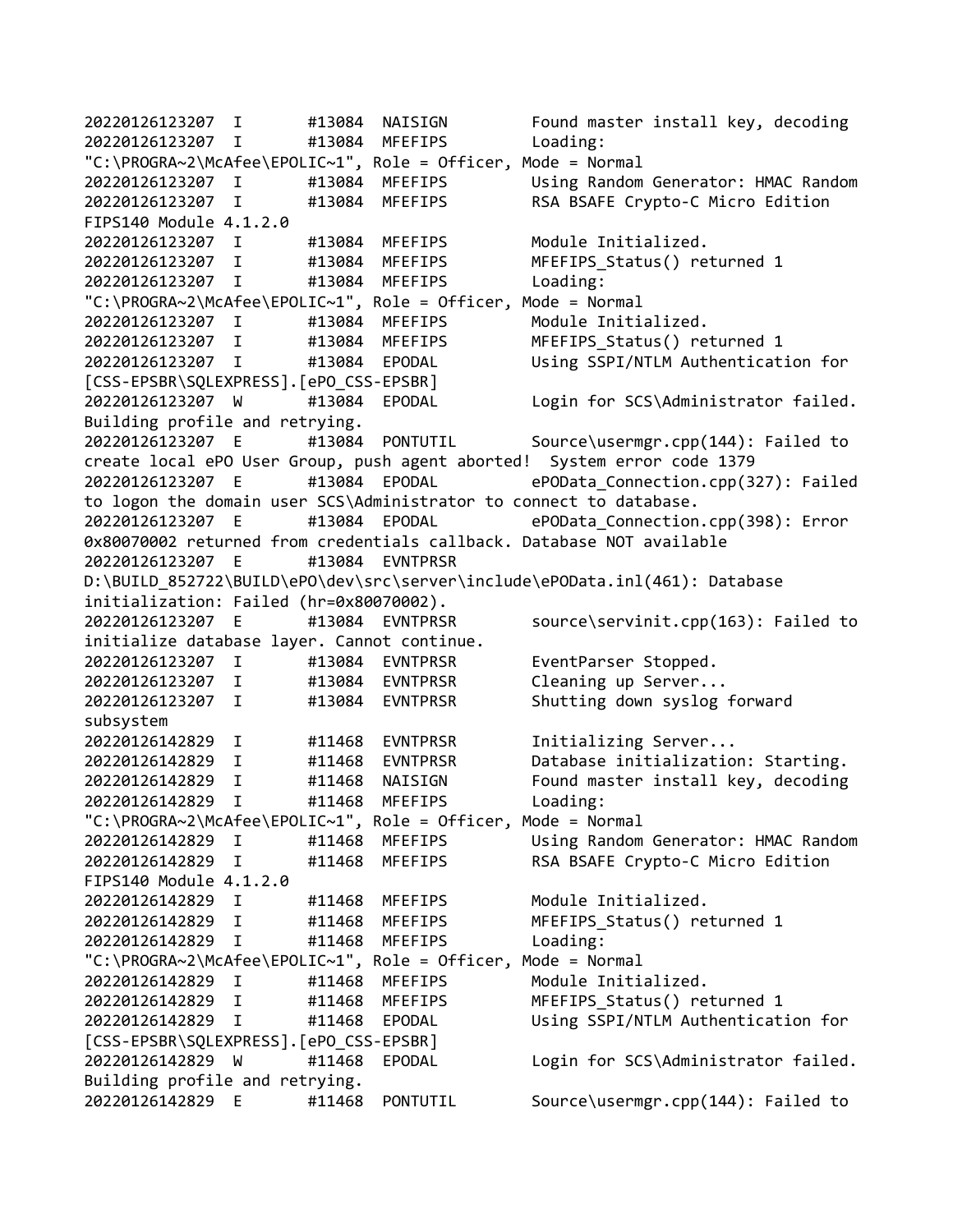```
20220126123207  I       #13084  NAISIGN         Found master install key, decoding
20220126123207  I       #13084  MFEFIPS         Loading:
"C:\PROGRA~2\McAfee\EPOLIC~1", Role = Officer, Mode = Normal
20220126123207  I       #13084  MFEFIPS         Using Random Generator: HMAC Random
20220126123207  I       #13084  MFEFIPS         RSA BSAFE Crypto-C Micro Edition
FIPS140 Module 4.1.2.0
20220126123207  I       #13084  MFEFIPS         Module Initialized.
20220126123207  I       #13084  MFEFIPS         MFEFIPS_Status() returned 1
20220126123207  I       #13084  MFEFIPS         Loading:
"C:\PROGRA~2\McAfee\EPOLIC~1", Role = Officer, Mode = Normal
20220126123207  I       #13084  MFEFIPS         Module Initialized.
20220126123207  I       #13084  MFEFIPS         MFEFIPS_Status() returned 1
20220126123207  I       #13084  EPODAL          Using SSPI/NTLM Authentication for
[CSS-EPSBR\SQLEXPRESS].[ePO_CSS-EPSBR]
20220126123207  W       #13084  EPODAL          Login for SCS\Administrator failed.
Building profile and retrying.
20220126123207  E       #13084  PONTUTIL        Source\usermgr.cpp(144): Failed to
create local ePO User Group, push agent aborted!  System error code 1379
20220126123207  E       #13084  EPODAL          ePOData_Connection.cpp(327): Failed
to logon the domain user SCS\Administrator to connect to database.
20220126123207  E       #13084  EPODAL          ePOData_Connection.cpp(398): Error
0x80070002 returned from credentials callback. Database NOT available
20220126123207  E       #13084  EVNTPRSR
D:\BUILD_852722\BUILD\ePO\dev\src\server\include\ePOData.inl(461): Database
initialization: Failed (hr=0x80070002).
20220126123207  E       #13084  EVNTPRSR        source\servinit.cpp(163): Failed to
initialize database layer. Cannot continue.
20220126123207  I       #13084  EVNTPRSR        EventParser Stopped.
20220126123207  I       #13084  EVNTPRSR        Cleaning up Server...
20220126123207  I       #13084  EVNTPRSR        Shutting down syslog forward
subsystem
20220126142829  I       #11468  EVNTPRSR        Initializing Server...
20220126142829  I       #11468  EVNTPRSR        Database initialization: Starting.
20220126142829  I       #11468  NAISIGN         Found master install key, decoding
20220126142829  I       #11468  MFEFIPS         Loading:
"C:\PROGRA~2\McAfee\EPOLIC~1", Role = Officer, Mode = Normal
20220126142829  I       #11468  MFEFIPS         Using Random Generator: HMAC Random
20220126142829  I       #11468  MFEFIPS         RSA BSAFE Crypto-C Micro Edition
FIPS140 Module 4.1.2.0
20220126142829  I       #11468  MFEFIPS         Module Initialized.
20220126142829  I       #11468  MFEFIPS         MFEFIPS_Status() returned 1
20220126142829  I       #11468  MFEFIPS         Loading:
"C:\PROGRA~2\McAfee\EPOLIC~1", Role = Officer, Mode = Normal
20220126142829  I       #11468  MFEFIPS         Module Initialized.
20220126142829  I       #11468  MFEFIPS         MFEFIPS_Status() returned 1
20220126142829  I       #11468  EPODAL          Using SSPI/NTLM Authentication for
[CSS-EPSBR\SQLEXPRESS].[ePO_CSS-EPSBR]
20220126142829  W       #11468  EPODAL          Login for SCS\Administrator failed.
Building profile and retrying.
20220126142829  E       #11468  PONTUTIL        Source\usermgr.cpp(144): Failed to
```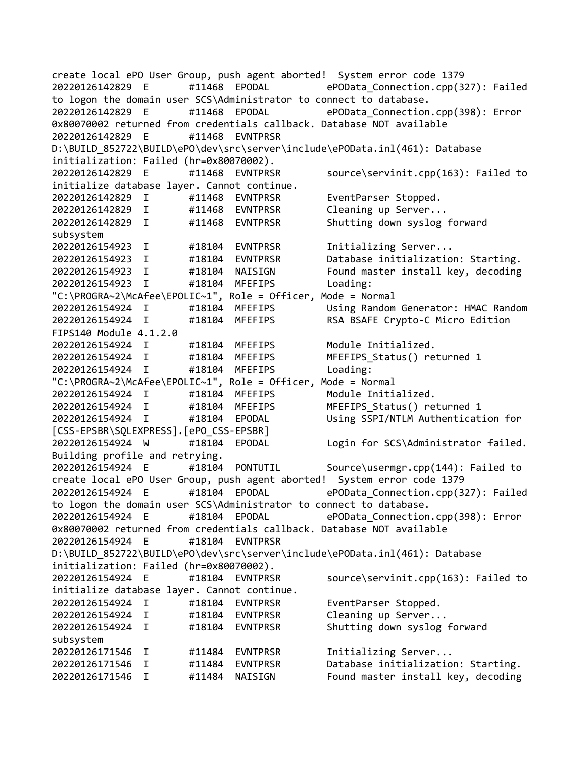```
create local ePO User Group, push agent aborted!  System error code 1379
20220126142829  E       #11468  EPODAL          ePOData_Connection.cpp(327): Failed
to logon the domain user SCS\Administrator to connect to database.
20220126142829  E       #11468  EPODAL          ePOData_Connection.cpp(398): Error
0x80070002 returned from credentials callback. Database NOT available
20220126142829  E       #11468  EVNTPRSR
D:\BUILD_852722\BUILD\ePO\dev\src\server\include\ePOData.inl(461): Database
initialization: Failed (hr=0x80070002).
20220126142829  E       #11468  EVNTPRSR        source\servinit.cpp(163): Failed to
initialize database layer. Cannot continue.
20220126142829  I       #11468  EVNTPRSR        EventParser Stopped.
20220126142829  I       #11468  EVNTPRSR        Cleaning up Server...
20220126142829  I       #11468  EVNTPRSR        Shutting down syslog forward
subsystem
20220126154923  I       #18104  EVNTPRSR        Initializing Server...
20220126154923  I       #18104  EVNTPRSR        Database initialization: Starting.
20220126154923  I       #18104  NAISIGN         Found master install key, decoding
20220126154923  I       #18104  MFEFIPS         Loading:
"C:\PROGRA~2\McAfee\EPOLIC~1", Role = Officer, Mode = Normal
20220126154924  I       #18104  MFEFIPS         Using Random Generator: HMAC Random
20220126154924  I       #18104  MFEFIPS         RSA BSAFE Crypto-C Micro Edition
FIPS140 Module 4.1.2.0
20220126154924  I       #18104  MFEFIPS         Module Initialized.
20220126154924  I       #18104  MFEFIPS         MFEFIPS_Status() returned 1
20220126154924  I       #18104  MFEFIPS         Loading:
"C:\PROGRA~2\McAfee\EPOLIC~1", Role = Officer, Mode = Normal
20220126154924  I       #18104  MFEFIPS         Module Initialized.
20220126154924  I       #18104  MFEFIPS         MFEFIPS_Status() returned 1
20220126154924  I       #18104  EPODAL          Using SSPI/NTLM Authentication for
[CSS-EPSBR\SQLEXPRESS].[ePO_CSS-EPSBR]
20220126154924  W       #18104  EPODAL          Login for SCS\Administrator failed.
Building profile and retrying.
20220126154924  E       #18104  PONTUTIL        Source\usermgr.cpp(144): Failed to
create local ePO User Group, push agent aborted!  System error code 1379
20220126154924  E       #18104  EPODAL          ePOData_Connection.cpp(327): Failed
to logon the domain user SCS\Administrator to connect to database.
20220126154924  E       #18104  EPODAL          ePOData_Connection.cpp(398): Error
0x80070002 returned from credentials callback. Database NOT available
20220126154924  E       #18104  EVNTPRSR
D:\BUILD_852722\BUILD\ePO\dev\src\server\include\ePOData.inl(461): Database
initialization: Failed (hr=0x80070002).
20220126154924  E       #18104  EVNTPRSR        source\servinit.cpp(163): Failed to
initialize database layer. Cannot continue.
20220126154924  I       #18104  EVNTPRSR        EventParser Stopped.
20220126154924  I       #18104  EVNTPRSR        Cleaning up Server...
20220126154924  I       #18104  EVNTPRSR        Shutting down syslog forward
subsystem
20220126171546  I       #11484  EVNTPRSR        Initializing Server...
20220126171546  I       #11484  EVNTPRSR        Database initialization: Starting.
20220126171546  I       #11484  NAISIGN         Found master install key, decoding
```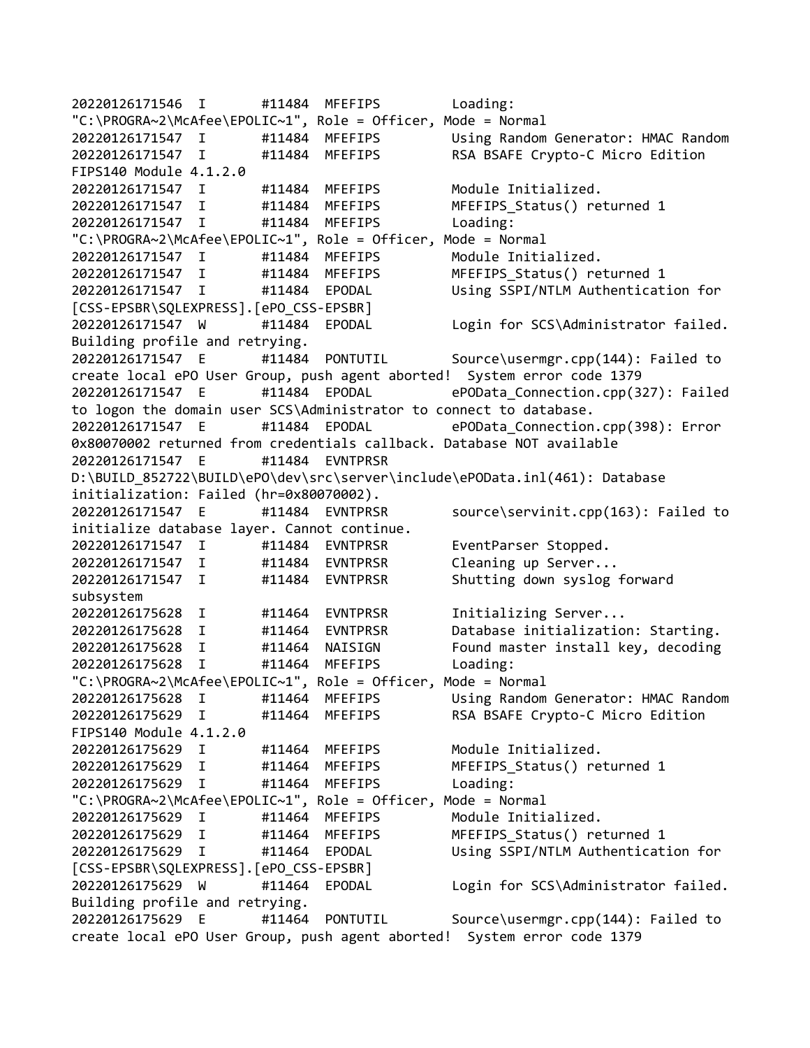```
20220126171546  I       #11484  MFEFIPS         Loading:
"C:\PROGRA~2\McAfee\EPOLIC~1", Role = Officer, Mode = Normal
20220126171547  I       #11484  MFEFIPS         Using Random Generator: HMAC Random
20220126171547  I       #11484  MFEFIPS         RSA BSAFE Crypto-C Micro Edition
FIPS140 Module 4.1.2.0
20220126171547  I       #11484  MFEFIPS         Module Initialized.
20220126171547  I       #11484  MFEFIPS         MFEFIPS_Status() returned 1
20220126171547  I       #11484  MFEFIPS         Loading:
"C:\PROGRA~2\McAfee\EPOLIC~1", Role = Officer, Mode = Normal
20220126171547  I       #11484  MFEFIPS         Module Initialized.
20220126171547  I       #11484  MFEFIPS         MFEFIPS_Status() returned 1
20220126171547  I       #11484  EPODAL          Using SSPI/NTLM Authentication for
[CSS-EPSBR\SQLEXPRESS].[ePO_CSS-EPSBR]
20220126171547  W       #11484  EPODAL          Login for SCS\Administrator failed.
Building profile and retrying.
20220126171547  E       #11484  PONTUTIL        Source\usermgr.cpp(144): Failed to
create local ePO User Group, push agent aborted!  System error code 1379
20220126171547  E       #11484  EPODAL          ePOData_Connection.cpp(327): Failed
to logon the domain user SCS\Administrator to connect to database.
20220126171547  E       #11484  EPODAL          ePOData_Connection.cpp(398): Error
0x80070002 returned from credentials callback. Database NOT available
20220126171547  E       #11484  EVNTPRSR
D:\BUILD_852722\BUILD\ePO\dev\src\server\include\ePOData.inl(461): Database
initialization: Failed (hr=0x80070002).
20220126171547  E       #11484  EVNTPRSR        source\servinit.cpp(163): Failed to
initialize database layer. Cannot continue.
20220126171547  I       #11484  EVNTPRSR        EventParser Stopped.
20220126171547  I       #11484  EVNTPRSR        Cleaning up Server...
20220126171547  I       #11484  EVNTPRSR        Shutting down syslog forward
subsystem
20220126175628  I       #11464  EVNTPRSR        Initializing Server...
20220126175628  I       #11464  EVNTPRSR        Database initialization: Starting.
20220126175628  I       #11464  NAISIGN         Found master install key, decoding
20220126175628  I       #11464  MFEFIPS         Loading:
"C:\PROGRA~2\McAfee\EPOLIC~1", Role = Officer, Mode = Normal
20220126175628  I       #11464  MFEFIPS         Using Random Generator: HMAC Random
20220126175629  I       #11464  MFEFIPS         RSA BSAFE Crypto-C Micro Edition
FIPS140 Module 4.1.2.0
20220126175629  I       #11464  MFEFIPS         Module Initialized.
20220126175629  I       #11464  MFEFIPS         MFEFIPS_Status() returned 1
20220126175629  I       #11464  MFEFIPS         Loading:
"C:\PROGRA~2\McAfee\EPOLIC~1", Role = Officer, Mode = Normal
20220126175629  I       #11464  MFEFIPS         Module Initialized.
20220126175629  I       #11464  MFEFIPS         MFEFIPS_Status() returned 1
20220126175629  I       #11464  EPODAL          Using SSPI/NTLM Authentication for
[CSS-EPSBR\SQLEXPRESS].[ePO_CSS-EPSBR]
20220126175629  W       #11464  EPODAL          Login for SCS\Administrator failed.
Building profile and retrying.
20220126175629  E       #11464  PONTUTIL        Source\usermgr.cpp(144): Failed to
create local ePO User Group, push agent aborted!  System error code 1379
```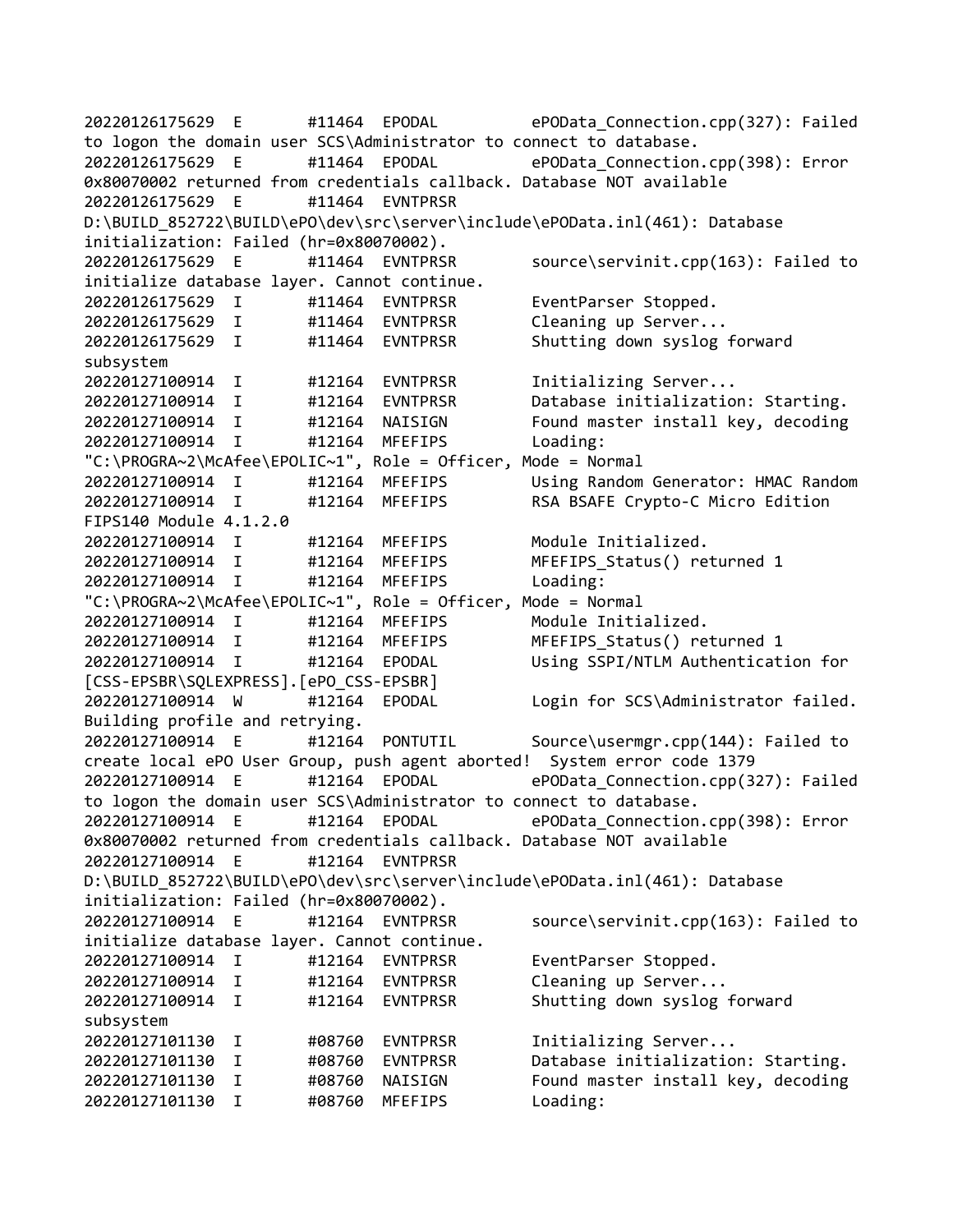```
20220126175629  E       #11464  EPODAL          ePOData_Connection.cpp(327): Failed
to logon the domain user SCS\Administrator to connect to database.
20220126175629  E       #11464  EPODAL          ePOData_Connection.cpp(398): Error
0x80070002 returned from credentials callback. Database NOT available
20220126175629  E       #11464  EVNTPRSR
D:\BUILD_852722\BUILD\ePO\dev\src\server\include\ePOData.inl(461): Database
initialization: Failed (hr=0x80070002).
20220126175629  E       #11464  EVNTPRSR        source\servinit.cpp(163): Failed to
initialize database layer. Cannot continue.
20220126175629  I       #11464  EVNTPRSR        EventParser Stopped.
20220126175629  I       #11464  EVNTPRSR        Cleaning up Server...
20220126175629  I       #11464  EVNTPRSR        Shutting down syslog forward
subsystem
20220127100914  I       #12164  EVNTPRSR        Initializing Server...
20220127100914  I       #12164  EVNTPRSR        Database initialization: Starting.
20220127100914  I       #12164  NAISIGN         Found master install key, decoding
20220127100914  I       #12164  MFEFIPS         Loading:
"C:\PROGRA~2\McAfee\EPOLIC~1", Role = Officer, Mode = Normal
20220127100914  I       #12164  MFEFIPS         Using Random Generator: HMAC Random
20220127100914  I       #12164  MFEFIPS         RSA BSAFE Crypto-C Micro Edition
FIPS140 Module 4.1.2.0
20220127100914  I       #12164  MFEFIPS         Module Initialized.
20220127100914  I       #12164  MFEFIPS         MFEFIPS_Status() returned 1
20220127100914  I       #12164  MFEFIPS         Loading:
"C:\PROGRA~2\McAfee\EPOLIC~1", Role = Officer, Mode = Normal
20220127100914  I       #12164  MFEFIPS         Module Initialized.
20220127100914  I       #12164  MFEFIPS         MFEFIPS_Status() returned 1
20220127100914  I       #12164  EPODAL          Using SSPI/NTLM Authentication for
[CSS-EPSBR\SQLEXPRESS].[ePO_CSS-EPSBR]
20220127100914  W       #12164  EPODAL          Login for SCS\Administrator failed.
Building profile and retrying.
20220127100914  E       #12164  PONTUTIL        Source\usermgr.cpp(144): Failed to
create local ePO User Group, push agent aborted!  System error code 1379
20220127100914  E       #12164  EPODAL          ePOData_Connection.cpp(327): Failed
to logon the domain user SCS\Administrator to connect to database.
20220127100914  E       #12164  EPODAL          ePOData_Connection.cpp(398): Error
0x80070002 returned from credentials callback. Database NOT available
20220127100914  E       #12164  EVNTPRSR
D:\BUILD_852722\BUILD\ePO\dev\src\server\include\ePOData.inl(461): Database
initialization: Failed (hr=0x80070002).
20220127100914  E       #12164  EVNTPRSR        source\servinit.cpp(163): Failed to
initialize database layer. Cannot continue.
20220127100914  I       #12164  EVNTPRSR        EventParser Stopped.
20220127100914  I       #12164  EVNTPRSR        Cleaning up Server...
20220127100914  I       #12164  EVNTPRSR        Shutting down syslog forward
subsystem
20220127101130  I       #08760  EVNTPRSR        Initializing Server...
20220127101130  I       #08760  EVNTPRSR        Database initialization: Starting.
20220127101130  I       #08760  NAISIGN         Found master install key, decoding
20220127101130  I       #08760  MFEFIPS         Loading:
```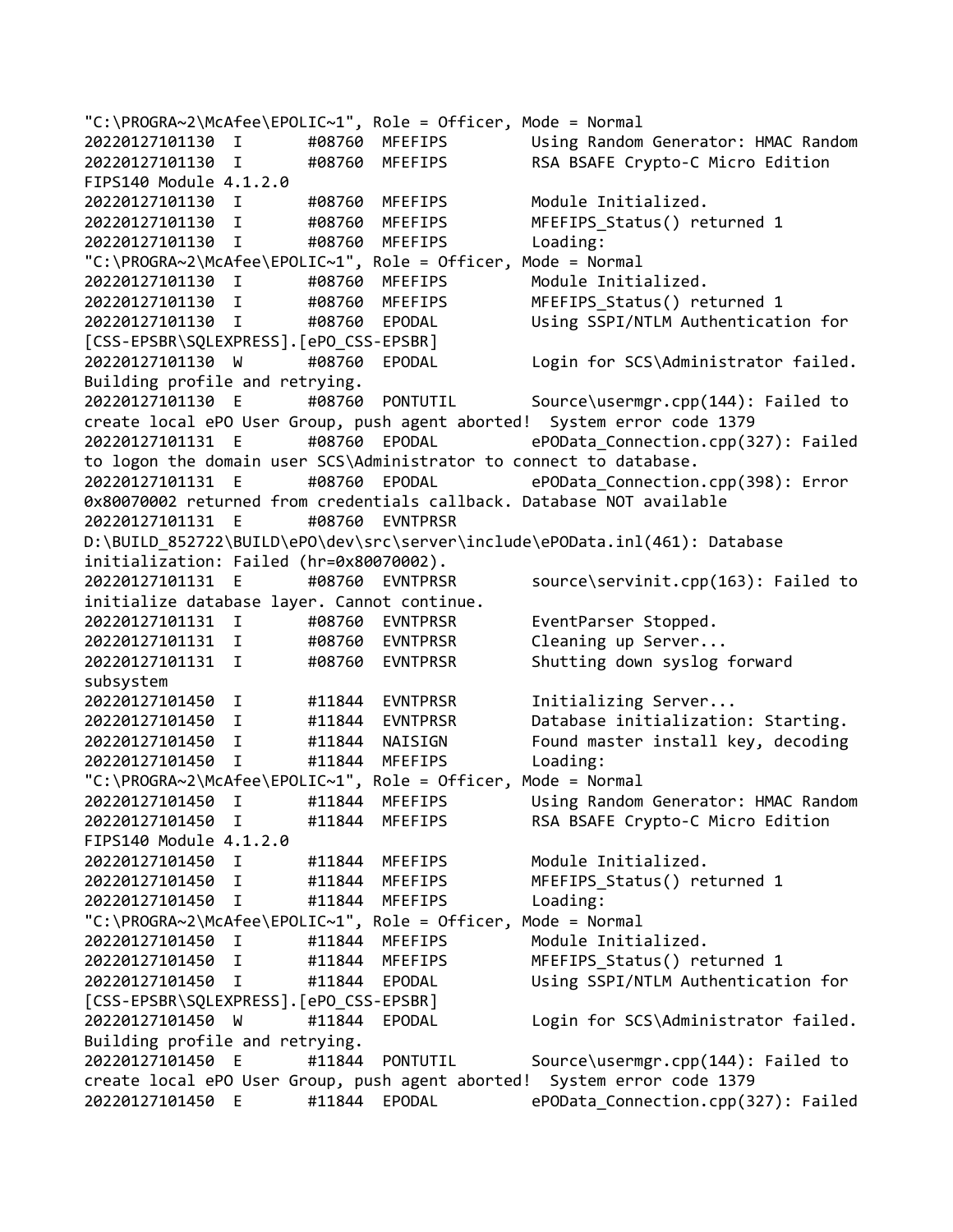```
"C:\PROGRA~2\McAfee\EPOLIC~1", Role = Officer, Mode = Normal
20220127101130  I       #08760  MFEFIPS         Using Random Generator: HMAC Random
20220127101130  I       #08760  MFEFIPS         RSA BSAFE Crypto-C Micro Edition
FIPS140 Module 4.1.2.0
20220127101130  I       #08760  MFEFIPS         Module Initialized.
20220127101130  I       #08760  MFEFIPS         MFEFIPS_Status() returned 1
20220127101130  I       #08760  MFEFIPS         Loading:
"C:\PROGRA~2\McAfee\EPOLIC~1", Role = Officer, Mode = Normal
20220127101130  I       #08760  MFEFIPS         Module Initialized.
20220127101130  I       #08760  MFEFIPS         MFEFIPS_Status() returned 1
20220127101130  I       #08760  EPODAL          Using SSPI/NTLM Authentication for
[CSS-EPSBR\SQLEXPRESS].[ePO_CSS-EPSBR]
20220127101130  W       #08760  EPODAL          Login for SCS\Administrator failed.
Building profile and retrying.
20220127101130  E       #08760  PONTUTIL        Source\usermgr.cpp(144): Failed to
create local ePO User Group, push agent aborted!  System error code 1379
20220127101131  E       #08760  EPODAL          ePOData_Connection.cpp(327): Failed
to logon the domain user SCS\Administrator to connect to database.
20220127101131  E       #08760  EPODAL          ePOData_Connection.cpp(398): Error
0x80070002 returned from credentials callback. Database NOT available
20220127101131  E       #08760  EVNTPRSR
D:\BUILD_852722\BUILD\ePO\dev\src\server\include\ePOData.inl(461): Database
initialization: Failed (hr=0x80070002).
20220127101131  E       #08760  EVNTPRSR        source\servinit.cpp(163): Failed to
initialize database layer. Cannot continue.
20220127101131  I       #08760  EVNTPRSR        EventParser Stopped.
20220127101131  I       #08760  EVNTPRSR        Cleaning up Server...
20220127101131  I       #08760  EVNTPRSR        Shutting down syslog forward
subsystem
20220127101450  I       #11844  EVNTPRSR        Initializing Server...
20220127101450  I       #11844  EVNTPRSR        Database initialization: Starting.
20220127101450  I       #11844  NAISIGN         Found master install key, decoding
20220127101450  I       #11844  MFEFIPS         Loading:
"C:\PROGRA~2\McAfee\EPOLIC~1", Role = Officer, Mode = Normal
20220127101450  I       #11844  MFEFIPS         Using Random Generator: HMAC Random
20220127101450  I       #11844  MFEFIPS         RSA BSAFE Crypto-C Micro Edition
FIPS140 Module 4.1.2.0
20220127101450  I       #11844  MFEFIPS         Module Initialized.
20220127101450  I       #11844  MFEFIPS         MFEFIPS_Status() returned 1
20220127101450  I       #11844  MFEFIPS         Loading:
"C:\PROGRA~2\McAfee\EPOLIC~1", Role = Officer, Mode = Normal
20220127101450  I       #11844  MFEFIPS         Module Initialized.
20220127101450  I       #11844  MFEFIPS         MFEFIPS_Status() returned 1
20220127101450  I       #11844  EPODAL          Using SSPI/NTLM Authentication for
[CSS-EPSBR\SQLEXPRESS].[ePO_CSS-EPSBR]
20220127101450  W       #11844  EPODAL          Login for SCS\Administrator failed.
Building profile and retrying.
20220127101450  E       #11844  PONTUTIL        Source\usermgr.cpp(144): Failed to
create local ePO User Group, push agent aborted!  System error code 1379
20220127101450  E       #11844  EPODAL          ePOData_Connection.cpp(327): Failed
```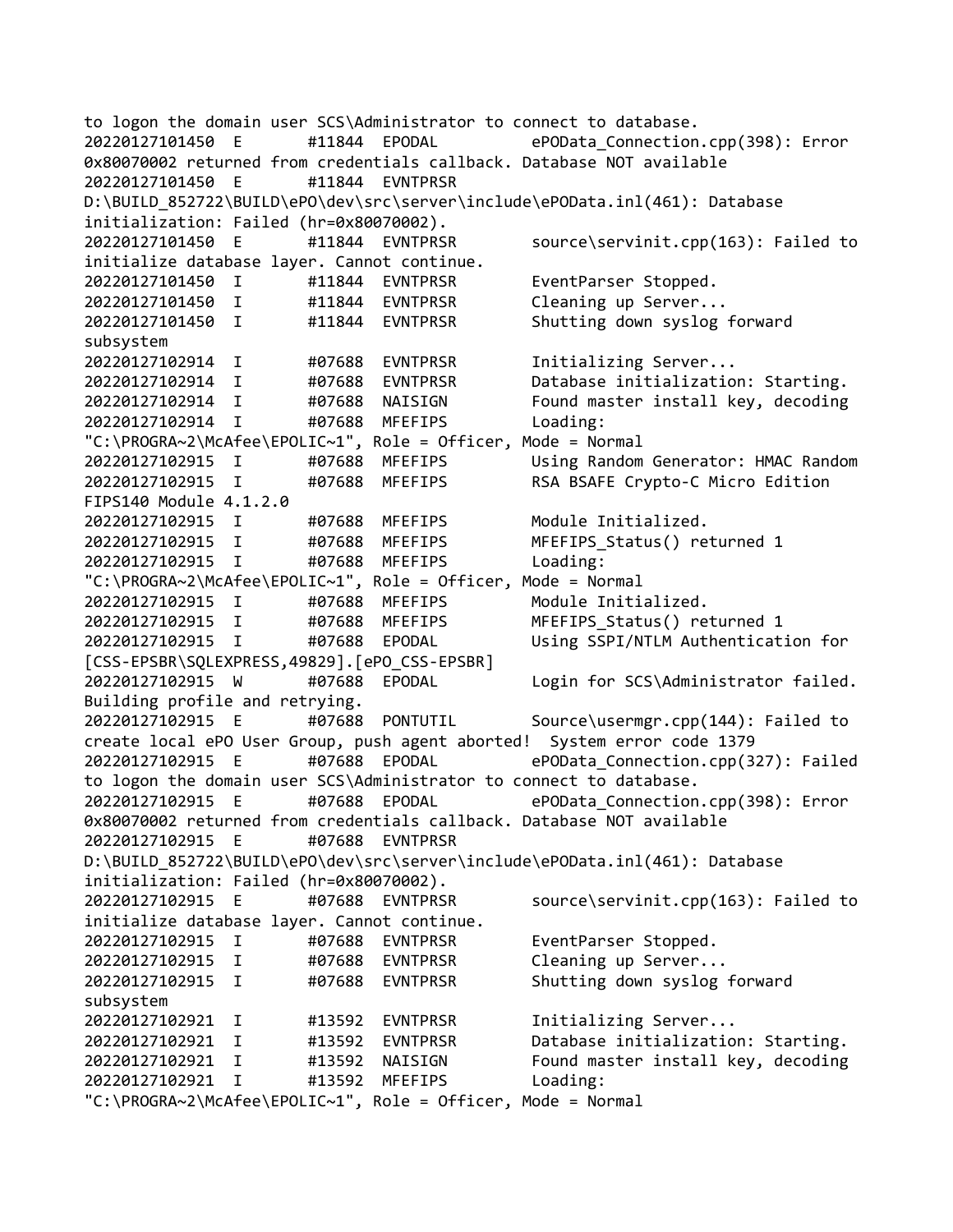```
to logon the domain user SCS\Administrator to connect to database.
20220127101450  E       #11844  EPODAL          ePOData_Connection.cpp(398): Error
0x80070002 returned from credentials callback. Database NOT available
20220127101450  E       #11844  EVNTPRSR
D:\BUILD_852722\BUILD\ePO\dev\src\server\include\ePOData.inl(461): Database
initialization: Failed (hr=0x80070002).
20220127101450  E       #11844  EVNTPRSR        source\servinit.cpp(163): Failed to
initialize database layer. Cannot continue.
20220127101450  I       #11844  EVNTPRSR        EventParser Stopped.
20220127101450  I       #11844  EVNTPRSR        Cleaning up Server...
20220127101450  I       #11844  EVNTPRSR        Shutting down syslog forward
subsystem
20220127102914  I       #07688  EVNTPRSR        Initializing Server...
20220127102914  I       #07688  EVNTPRSR        Database initialization: Starting.
20220127102914  I       #07688  NAISIGN         Found master install key, decoding
20220127102914  I       #07688  MFEFIPS         Loading:
"C:\PROGRA~2\McAfee\EPOLIC~1", Role = Officer, Mode = Normal
20220127102915  I       #07688  MFEFIPS         Using Random Generator: HMAC Random
20220127102915  I       #07688  MFEFIPS         RSA BSAFE Crypto-C Micro Edition
FIPS140 Module 4.1.2.0
20220127102915  I       #07688  MFEFIPS         Module Initialized.
20220127102915  I       #07688  MFEFIPS         MFEFIPS_Status() returned 1
20220127102915  I       #07688  MFEFIPS         Loading:
"C:\PROGRA~2\McAfee\EPOLIC~1", Role = Officer, Mode = Normal
20220127102915  I       #07688  MFEFIPS         Module Initialized.
20220127102915  I       #07688  MFEFIPS         MFEFIPS_Status() returned 1
20220127102915  I       #07688  EPODAL          Using SSPI/NTLM Authentication for
[CSS-EPSBR\SQLEXPRESS,49829].[ePO_CSS-EPSBR]
20220127102915  W       #07688  EPODAL          Login for SCS\Administrator failed.
Building profile and retrying.
20220127102915  E       #07688  PONTUTIL        Source\usermgr.cpp(144): Failed to
create local ePO User Group, push agent aborted!  System error code 1379
20220127102915  E       #07688  EPODAL          ePOData_Connection.cpp(327): Failed
to logon the domain user SCS\Administrator to connect to database.
20220127102915  E       #07688  EPODAL          ePOData_Connection.cpp(398): Error
0x80070002 returned from credentials callback. Database NOT available
20220127102915  E       #07688  EVNTPRSR
D:\BUILD_852722\BUILD\ePO\dev\src\server\include\ePOData.inl(461): Database
initialization: Failed (hr=0x80070002).
20220127102915  E       #07688  EVNTPRSR        source\servinit.cpp(163): Failed to
initialize database layer. Cannot continue.
20220127102915  I       #07688  EVNTPRSR        EventParser Stopped.
20220127102915  I       #07688  EVNTPRSR        Cleaning up Server...
20220127102915  I       #07688  EVNTPRSR        Shutting down syslog forward
subsystem
20220127102921  I       #13592  EVNTPRSR        Initializing Server...
20220127102921  I       #13592  EVNTPRSR        Database initialization: Starting.
20220127102921  I       #13592  NAISIGN         Found master install key, decoding
20220127102921  I       #13592  MFEFIPS         Loading:
"C:\PROGRA~2\McAfee\EPOLIC~1", Role = Officer, Mode = Normal
```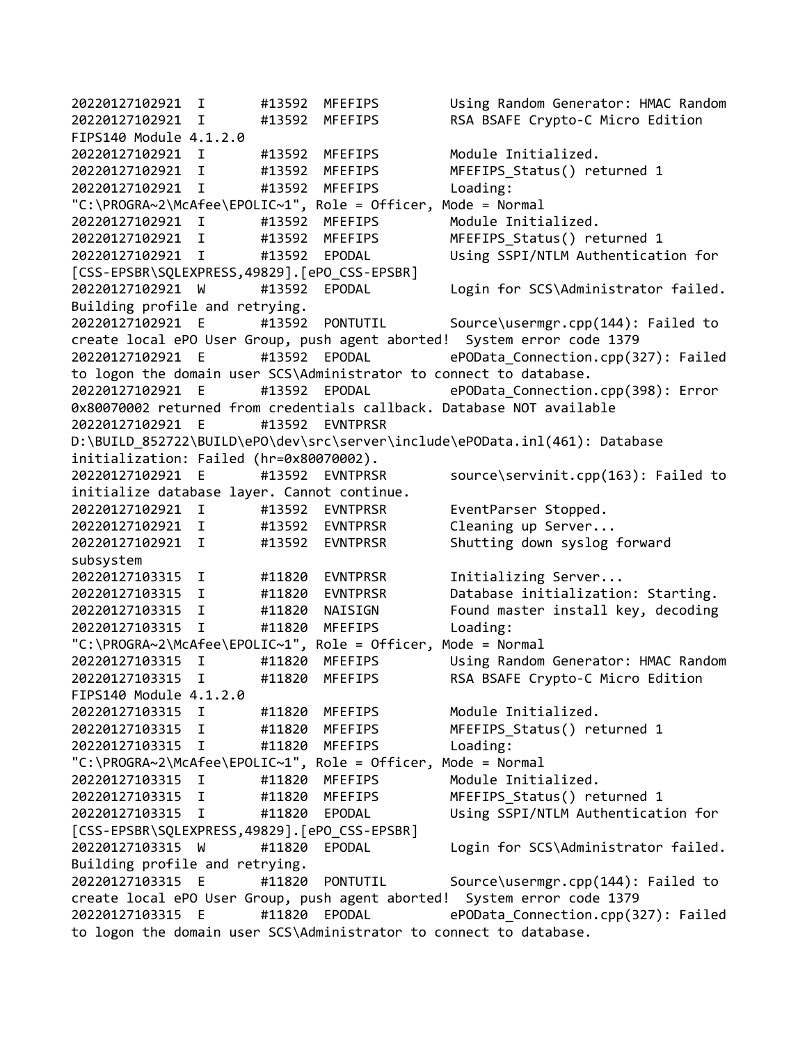```
20220127102921  I       #13592  MFEFIPS         Using Random Generator: HMAC Random
20220127102921  I       #13592  MFEFIPS         RSA BSAFE Crypto-C Micro Edition
FIPS140 Module 4.1.2.0
20220127102921  I       #13592  MFEFIPS         Module Initialized.
20220127102921  I       #13592  MFEFIPS         MFEFIPS_Status() returned 1
20220127102921  I       #13592  MFEFIPS         Loading:
"C:\PROGRA~2\McAfee\EPOLIC~1", Role = Officer, Mode = Normal
20220127102921  I       #13592  MFEFIPS         Module Initialized.
20220127102921  I       #13592  MFEFIPS         MFEFIPS_Status() returned 1
20220127102921  I       #13592  EPODAL          Using SSPI/NTLM Authentication for
[CSS-EPSBR\SQLEXPRESS,49829].[ePO_CSS-EPSBR]
20220127102921  W       #13592  EPODAL          Login for SCS\Administrator failed.
Building profile and retrying.
20220127102921  E       #13592  PONTUTIL        Source\usermgr.cpp(144): Failed to
create local ePO User Group, push agent aborted!  System error code 1379
20220127102921  E       #13592  EPODAL          ePOData_Connection.cpp(327): Failed
to logon the domain user SCS\Administrator to connect to database.
20220127102921  E       #13592  EPODAL          ePOData_Connection.cpp(398): Error
0x80070002 returned from credentials callback. Database NOT available
20220127102921  E       #13592  EVNTPRSR
D:\BUILD_852722\BUILD\ePO\dev\src\server\include\ePOData.inl(461): Database
initialization: Failed (hr=0x80070002).
20220127102921  E       #13592  EVNTPRSR        source\servinit.cpp(163): Failed to
initialize database layer. Cannot continue.
20220127102921  I       #13592  EVNTPRSR        EventParser Stopped.
20220127102921  I       #13592  EVNTPRSR        Cleaning up Server...
20220127102921  I       #13592  EVNTPRSR        Shutting down syslog forward
subsystem
20220127103315  I       #11820  EVNTPRSR        Initializing Server...
20220127103315  I       #11820  EVNTPRSR        Database initialization: Starting.
20220127103315  I       #11820  NAISIGN         Found master install key, decoding
20220127103315  I       #11820  MFEFIPS         Loading:
"C:\PROGRA~2\McAfee\EPOLIC~1", Role = Officer, Mode = Normal
20220127103315  I       #11820  MFEFIPS         Using Random Generator: HMAC Random
20220127103315  I       #11820  MFEFIPS         RSA BSAFE Crypto-C Micro Edition
FIPS140 Module 4.1.2.0
20220127103315  I       #11820  MFEFIPS         Module Initialized.
20220127103315  I       #11820  MFEFIPS         MFEFIPS_Status() returned 1
20220127103315  I       #11820  MFEFIPS         Loading:
"C:\PROGRA~2\McAfee\EPOLIC~1", Role = Officer, Mode = Normal
20220127103315  I       #11820  MFEFIPS         Module Initialized.
20220127103315  I       #11820  MFEFIPS         MFEFIPS_Status() returned 1
20220127103315  I       #11820  EPODAL          Using SSPI/NTLM Authentication for
[CSS-EPSBR\SQLEXPRESS,49829].[ePO_CSS-EPSBR]
20220127103315  W       #11820  EPODAL          Login for SCS\Administrator failed.
Building profile and retrying.
20220127103315  E       #11820  PONTUTIL        Source\usermgr.cpp(144): Failed to
create local ePO User Group, push agent aborted!  System error code 1379
20220127103315  E       #11820  EPODAL          ePOData_Connection.cpp(327): Failed
to logon the domain user SCS\Administrator to connect to database.
```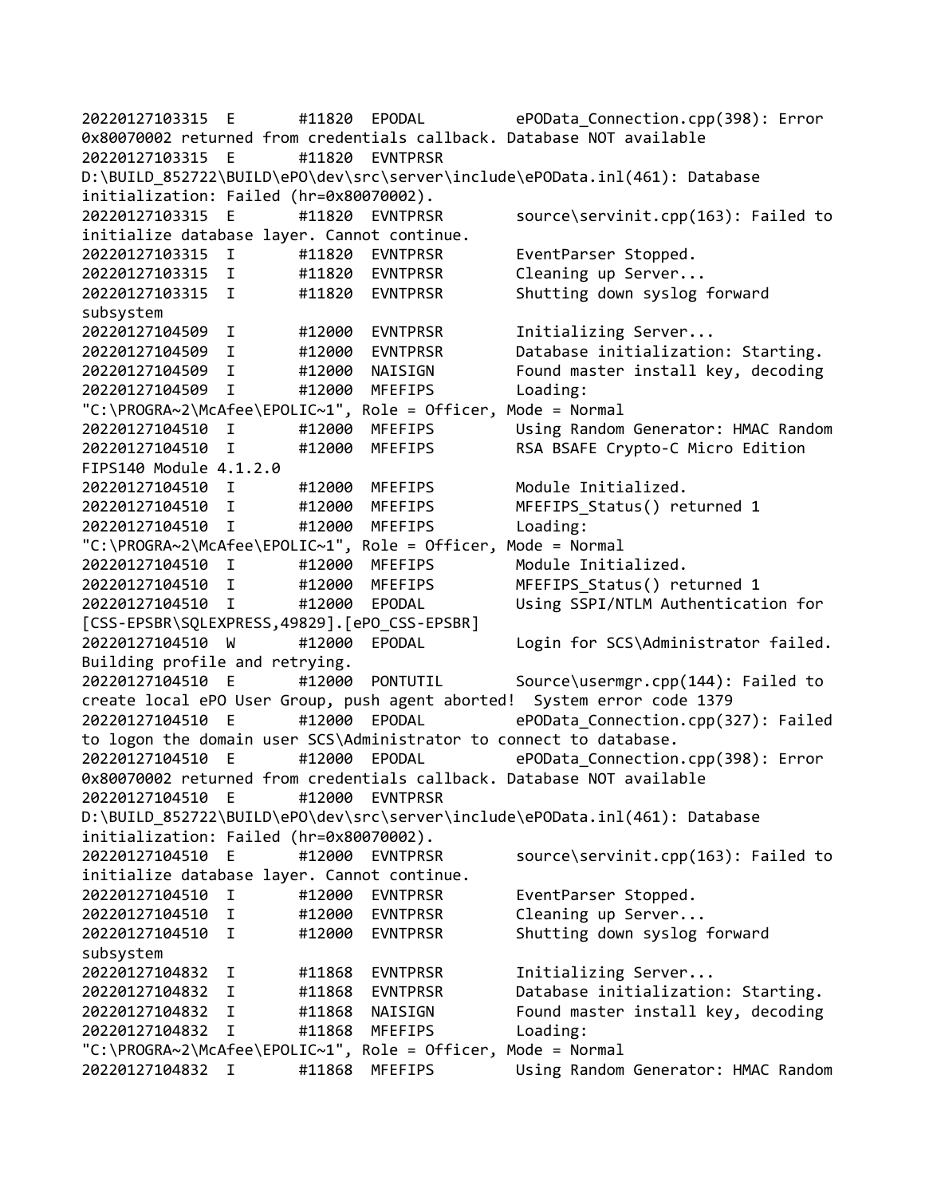```
20220127103315  E       #11820  EPODAL          ePOData_Connection.cpp(398): Error
0x80070002 returned from credentials callback. Database NOT available
20220127103315  E       #11820  EVNTPRSR
D:\BUILD_852722\BUILD\ePO\dev\src\server\include\ePOData.inl(461): Database
initialization: Failed (hr=0x80070002).
20220127103315  E       #11820  EVNTPRSR        source\servinit.cpp(163): Failed to
initialize database layer. Cannot continue.
20220127103315  I       #11820  EVNTPRSR        EventParser Stopped.
20220127103315  I       #11820  EVNTPRSR        Cleaning up Server...
20220127103315  I       #11820  EVNTPRSR        Shutting down syslog forward
subsystem
20220127104509  I       #12000  EVNTPRSR        Initializing Server...
20220127104509  I       #12000  EVNTPRSR        Database initialization: Starting.
20220127104509  I       #12000  NAISIGN         Found master install key, decoding
20220127104509  I       #12000  MFEFIPS         Loading:
"C:\PROGRA~2\McAfee\EPOLIC~1", Role = Officer, Mode = Normal
20220127104510  I       #12000  MFEFIPS         Using Random Generator: HMAC Random
20220127104510  I       #12000  MFEFIPS         RSA BSAFE Crypto-C Micro Edition
FIPS140 Module 4.1.2.0
20220127104510  I       #12000  MFEFIPS         Module Initialized.
20220127104510  I       #12000  MFEFIPS         MFEFIPS_Status() returned 1
20220127104510  I       #12000  MFEFIPS         Loading:
"C:\PROGRA~2\McAfee\EPOLIC~1", Role = Officer, Mode = Normal
20220127104510  I       #12000  MFEFIPS         Module Initialized.
20220127104510  I       #12000  MFEFIPS         MFEFIPS_Status() returned 1
20220127104510  I       #12000  EPODAL          Using SSPI/NTLM Authentication for
[CSS-EPSBR\SQLEXPRESS,49829].[ePO_CSS-EPSBR]
20220127104510  W       #12000  EPODAL          Login for SCS\Administrator failed.
Building profile and retrying.
20220127104510  E       #12000  PONTUTIL        Source\usermgr.cpp(144): Failed to
create local ePO User Group, push agent aborted!  System error code 1379
20220127104510  E       #12000  EPODAL          ePOData_Connection.cpp(327): Failed
to logon the domain user SCS\Administrator to connect to database.
20220127104510  E       #12000  EPODAL          ePOData_Connection.cpp(398): Error
0x80070002 returned from credentials callback. Database NOT available
20220127104510  E       #12000  EVNTPRSR
D:\BUILD_852722\BUILD\ePO\dev\src\server\include\ePOData.inl(461): Database
initialization: Failed (hr=0x80070002).
20220127104510  E       #12000  EVNTPRSR        source\servinit.cpp(163): Failed to
initialize database layer. Cannot continue.
20220127104510  I       #12000  EVNTPRSR        EventParser Stopped.
20220127104510  I       #12000  EVNTPRSR        Cleaning up Server...
20220127104510  I       #12000  EVNTPRSR        Shutting down syslog forward
subsystem
20220127104832  I       #11868  EVNTPRSR        Initializing Server...
20220127104832  I       #11868  EVNTPRSR        Database initialization: Starting.
20220127104832  I       #11868  NAISIGN         Found master install key, decoding
20220127104832  I       #11868  MFEFIPS         Loading:
"C:\PROGRA~2\McAfee\EPOLIC~1", Role = Officer, Mode = Normal
20220127104832  I       #11868  MFEFIPS         Using Random Generator: HMAC Random
```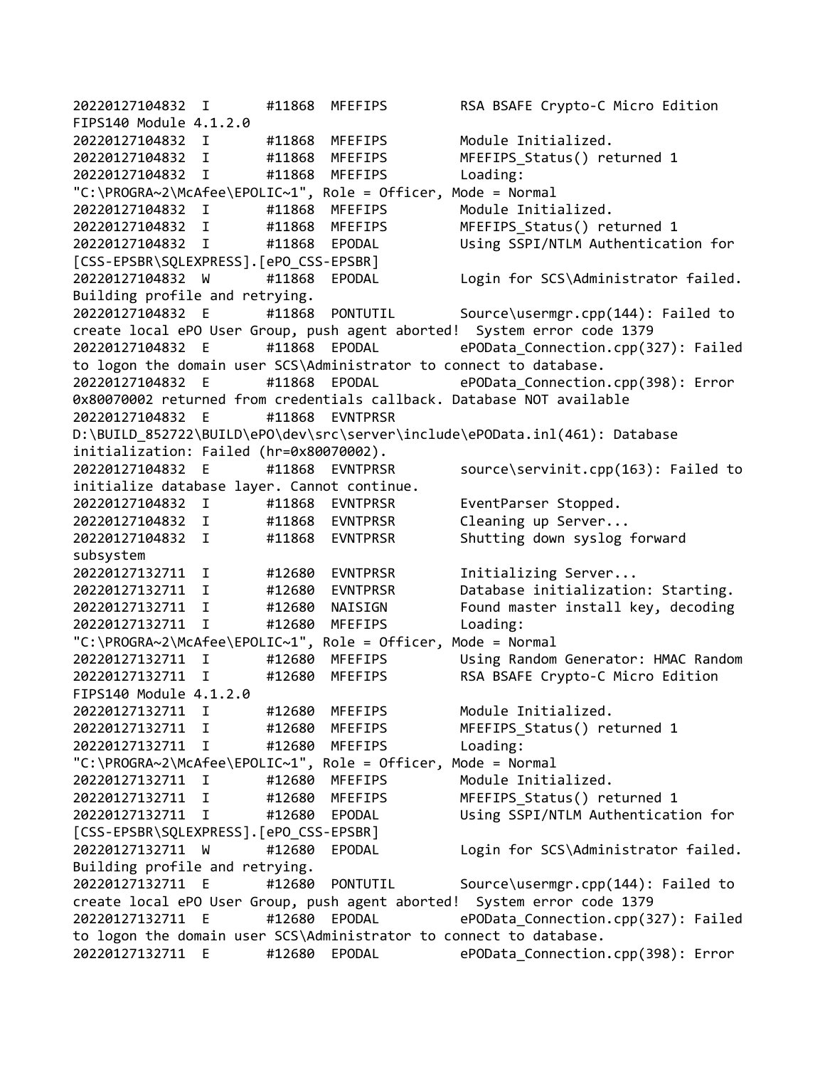```
20220127104832  I       #11868  MFEFIPS         RSA BSAFE Crypto-C Micro Edition
FIPS140 Module 4.1.2.0
20220127104832  I       #11868  MFEFIPS         Module Initialized.
20220127104832  I       #11868  MFEFIPS         MFEFIPS_Status() returned 1
20220127104832  I       #11868  MFEFIPS         Loading:
"C:\PROGRA~2\McAfee\EPOLIC~1", Role = Officer, Mode = Normal
20220127104832  I       #11868  MFEFIPS         Module Initialized.
20220127104832  I       #11868  MFEFIPS         MFEFIPS_Status() returned 1
20220127104832  I       #11868  EPODAL          Using SSPI/NTLM Authentication for
[CSS-EPSBR\SQLEXPRESS].[ePO_CSS-EPSBR]
20220127104832  W       #11868  EPODAL          Login for SCS\Administrator failed.
Building profile and retrying.
20220127104832  E       #11868  PONTUTIL        Source\usermgr.cpp(144): Failed to
create local ePO User Group, push agent aborted!  System error code 1379
20220127104832  E       #11868  EPODAL          ePOData_Connection.cpp(327): Failed
to logon the domain user SCS\Administrator to connect to database.
20220127104832  E       #11868  EPODAL          ePOData_Connection.cpp(398): Error
0x80070002 returned from credentials callback. Database NOT available
20220127104832  E       #11868  EVNTPRSR
D:\BUILD_852722\BUILD\ePO\dev\src\server\include\ePOData.inl(461): Database
initialization: Failed (hr=0x80070002).
20220127104832  E       #11868  EVNTPRSR        source\servinit.cpp(163): Failed to
initialize database layer. Cannot continue.
20220127104832  I       #11868  EVNTPRSR        EventParser Stopped.
20220127104832  I       #11868  EVNTPRSR        Cleaning up Server...
20220127104832  I       #11868  EVNTPRSR        Shutting down syslog forward
subsystem
20220127132711  I       #12680  EVNTPRSR        Initializing Server...
20220127132711  I       #12680  EVNTPRSR        Database initialization: Starting.
20220127132711  I       #12680  NAISIGN         Found master install key, decoding
20220127132711  I       #12680  MFEFIPS         Loading:
"C:\PROGRA~2\McAfee\EPOLIC~1", Role = Officer, Mode = Normal
20220127132711  I       #12680  MFEFIPS         Using Random Generator: HMAC Random
20220127132711  I       #12680  MFEFIPS         RSA BSAFE Crypto-C Micro Edition
FIPS140 Module 4.1.2.0
20220127132711  I       #12680  MFEFIPS         Module Initialized.
20220127132711  I       #12680  MFEFIPS         MFEFIPS_Status() returned 1
20220127132711  I       #12680  MFEFIPS         Loading:
"C:\PROGRA~2\McAfee\EPOLIC~1", Role = Officer, Mode = Normal
20220127132711  I       #12680  MFEFIPS         Module Initialized.
20220127132711  I       #12680  MFEFIPS         MFEFIPS_Status() returned 1
20220127132711  I       #12680  EPODAL          Using SSPI/NTLM Authentication for
[CSS-EPSBR\SQLEXPRESS].[ePO_CSS-EPSBR]
20220127132711  W       #12680  EPODAL          Login for SCS\Administrator failed.
Building profile and retrying.
20220127132711  E       #12680  PONTUTIL        Source\usermgr.cpp(144): Failed to
create local ePO User Group, push agent aborted!  System error code 1379
20220127132711  E       #12680  EPODAL          ePOData_Connection.cpp(327): Failed
to logon the domain user SCS\Administrator to connect to database.
20220127132711  E       #12680  EPODAL          ePOData_Connection.cpp(398): Error
```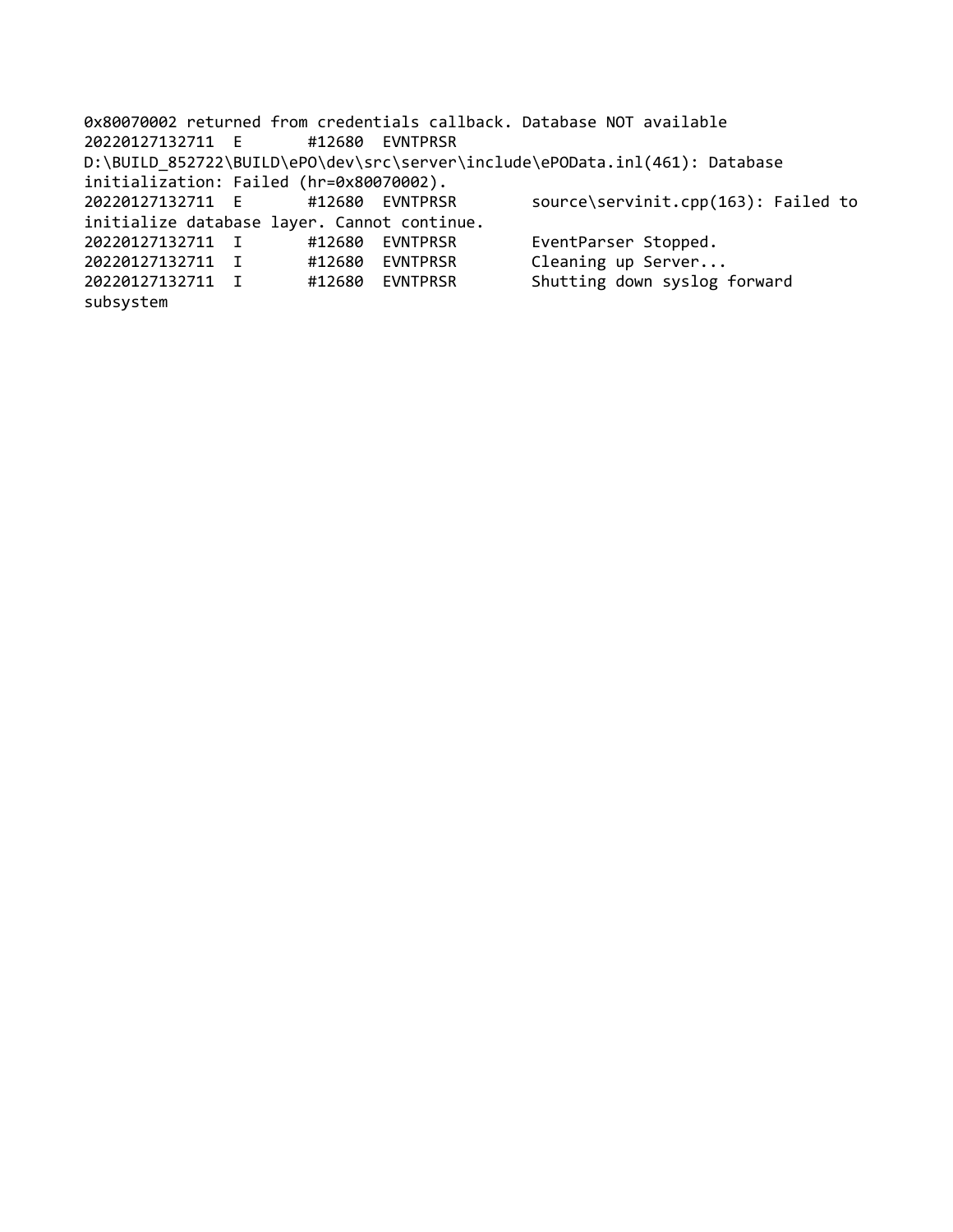```
0x80070002 returned from credentials callback. Database NOT available
20220127132711  E       #12680  EVNTPRSR
D:\BUILD_852722\BUILD\ePO\dev\src\server\include\ePOData.inl(461): Database
initialization: Failed (hr=0x80070002).
20220127132711  E       #12680  EVNTPRSR        source\servinit.cpp(163): Failed to
initialize database layer. Cannot continue.
20220127132711  I       #12680  EVNTPRSR        EventParser Stopped.
20220127132711  I       #12680  EVNTPRSR        Cleaning up Server...
20220127132711  I       #12680  EVNTPRSR        Shutting down syslog forward
subsystem
```